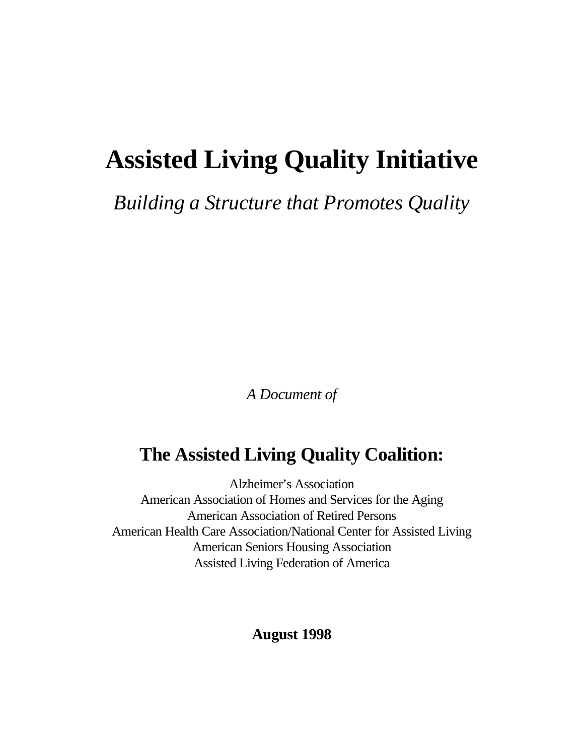# Assisted Living Quality Initiative

*Building a Structure that Promotes Quality*

*A Document of*

## The Assisted Living Quality Coalition:

Alzheimer's Association
American Association of Homes and Services for the Aging
American Association of Retired Persons
American Health Care Association/National Center for Assisted Living
American Seniors Housing Association
Assisted Living Federation of America

**August 1998**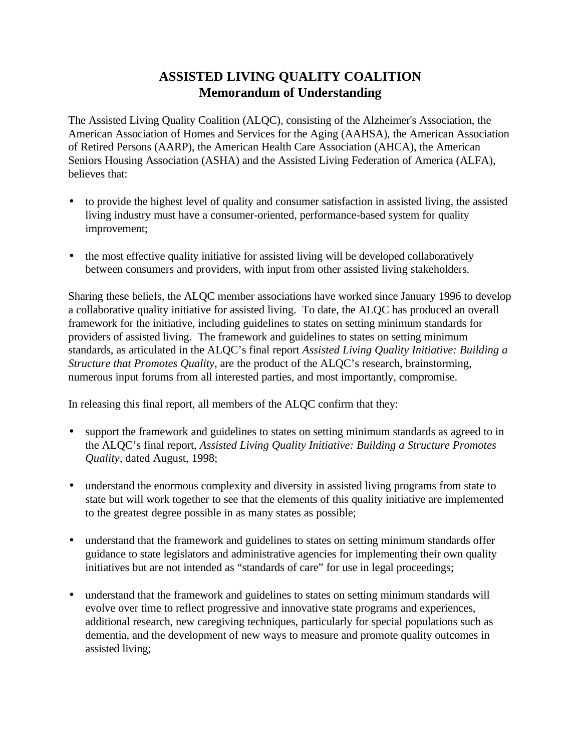# ASSISTED LIVING QUALITY COALITION
## Memorandum of Understanding

The Assisted Living Quality Coalition (ALQC), consisting of the Alzheimer's Association, the American Association of Homes and Services for the Aging (AAHSA), the American Association of Retired Persons (AARP), the American Health Care Association (AHCA), the American Seniors Housing Association (ASHA) and the Assisted Living Federation of America (ALFA), believes that:

- to provide the highest level of quality and consumer satisfaction in assisted living, the assisted living industry must have a consumer-oriented, performance-based system for quality improvement;
- the most effective quality initiative for assisted living will be developed collaboratively between consumers and providers, with input from other assisted living stakeholders.

Sharing these beliefs, the ALQC member associations have worked since January 1996 to develop a collaborative quality initiative for assisted living. To date, the ALQC has produced an overall framework for the initiative, including guidelines to states on setting minimum standards for providers of assisted living. The framework and guidelines to states on setting minimum standards, as articulated in the ALQC's final report *Assisted Living Quality Initiative: Building a Structure that Promotes Quality*, are the product of the ALQC's research, brainstorming, numerous input forums from all interested parties, and most importantly, compromise.

In releasing this final report, all members of the ALQC confirm that they:

- support the framework and guidelines to states on setting minimum standards as agreed to in the ALQC's final report, *Assisted Living Quality Initiative: Building a Structure Promotes Quality*, dated August, 1998;
- understand the enormous complexity and diversity in assisted living programs from state to state but will work together to see that the elements of this quality initiative are implemented to the greatest degree possible in as many states as possible;
- understand that the framework and guidelines to states on setting minimum standards offer guidance to state legislators and administrative agencies for implementing their own quality initiatives but are not intended as "standards of care" for use in legal proceedings;
- understand that the framework and guidelines to states on setting minimum standards will evolve over time to reflect progressive and innovative state programs and experiences, additional research, new caregiving techniques, particularly for special populations such as dementia, and the development of new ways to measure and promote quality outcomes in assisted living;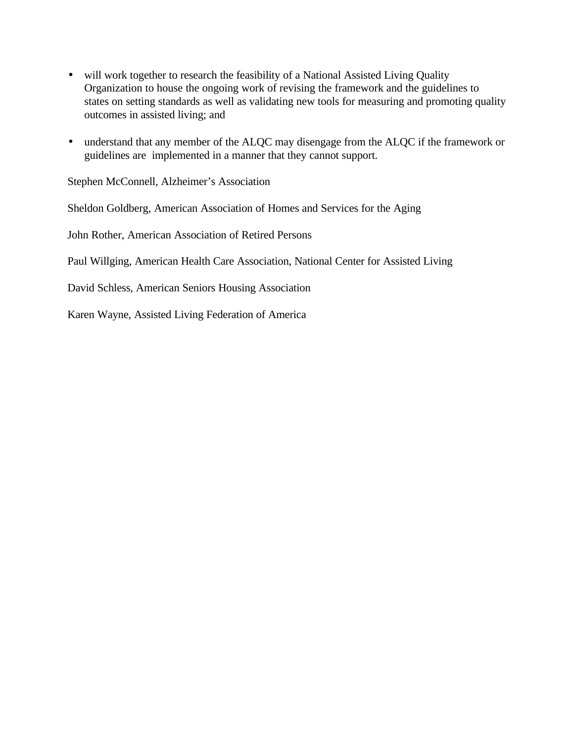- will work together to research the feasibility of a National Assisted Living Quality Organization to house the ongoing work of revising the framework and the guidelines to states on setting standards as well as validating new tools for measuring and promoting quality outcomes in assisted living; and

- understand that any member of the ALQC may disengage from the ALQC if the framework or guidelines are implemented in a manner that they cannot support.

Stephen McConnell, Alzheimer's Association

Sheldon Goldberg, American Association of Homes and Services for the Aging

John Rother, American Association of Retired Persons

Paul Willging, American Health Care Association, National Center for Assisted Living

David Schless, American Seniors Housing Association

Karen Wayne, Assisted Living Federation of America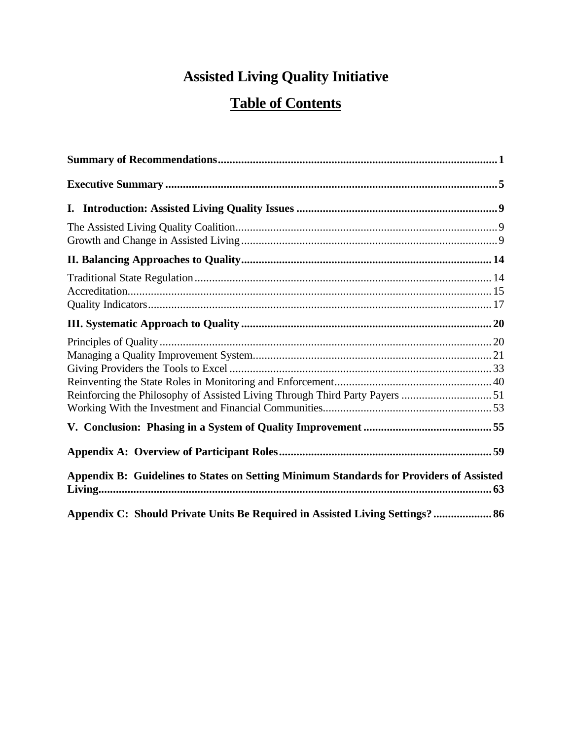# Assisted Living Quality Initiative

## Table of Contents

**Summary of Recommendations** ........................................ **1**

**Executive Summary** ........................................ **5**

**I. Introduction: Assisted Living Quality Issues** ........................................ **9**

The Assisted Living Quality Coalition ........................................ 9
Growth and Change in Assisted Living ........................................ 9

**II. Balancing Approaches to Quality** ........................................ **14**

Traditional State Regulation ........................................ 14
Accreditation ........................................ 15
Quality Indicators ........................................ 17

**III. Systematic Approach to Quality** ........................................ **20**

Principles of Quality ........................................ 20
Managing a Quality Improvement System ........................................ 21
Giving Providers the Tools to Excel ........................................ 33
Reinventing the State Roles in Monitoring and Enforcement ........................................ 40
Reinforcing the Philosophy of Assisted Living Through Third Party Payers ........................................ 51
Working With the Investment and Financial Communities ........................................ 53

**V. Conclusion: Phasing in a System of Quality Improvement** ........................................ **55**

**Appendix A: Overview of Participant Roles** ........................................ **59**

**Appendix B: Guidelines to States on Setting Minimum Standards for Providers of Assisted Living** ........................................ **63**

**Appendix C: Should Private Units Be Required in Assisted Living Settings?** ........................................ **86**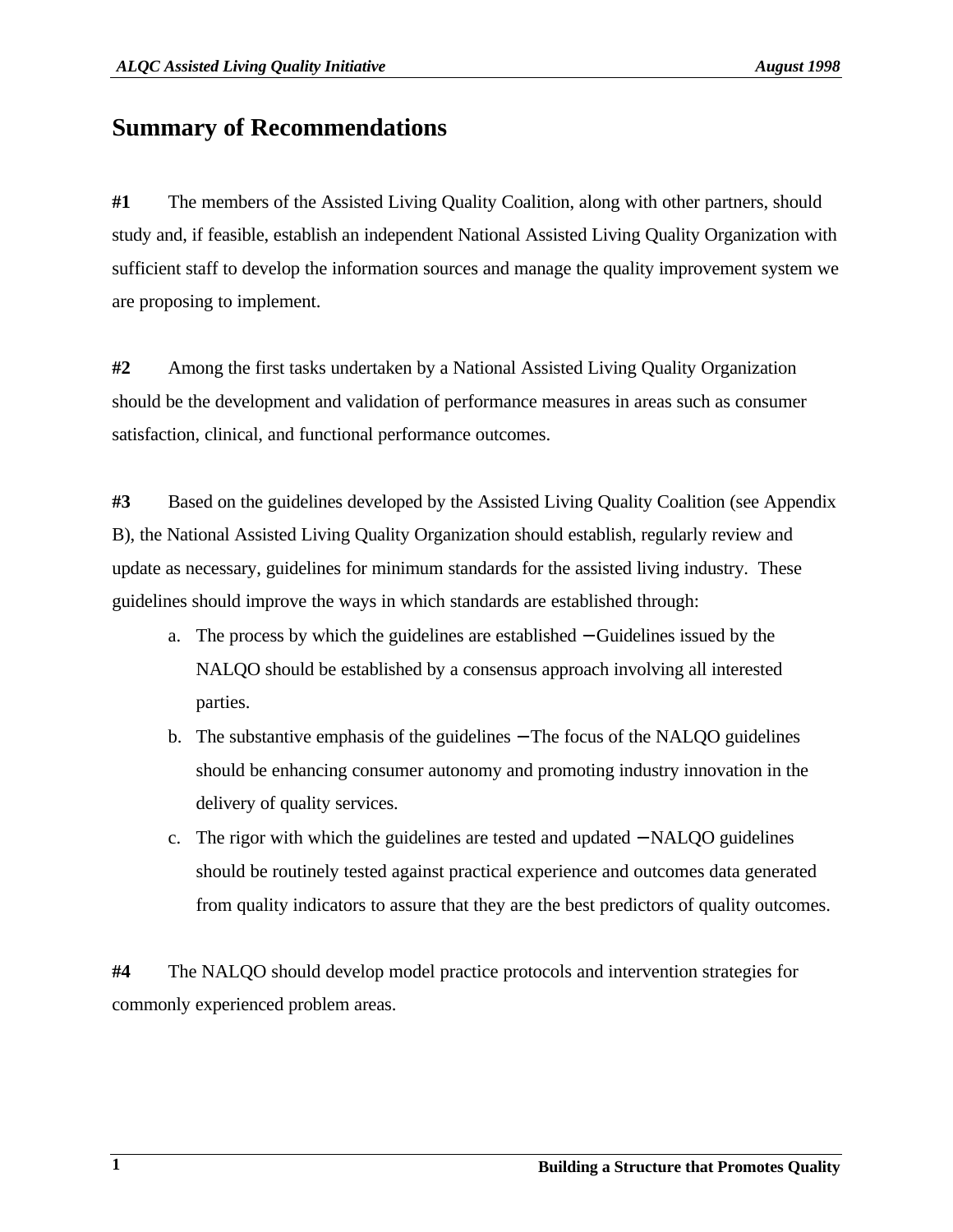# Summary of Recommendations

**#1** The members of the Assisted Living Quality Coalition, along with other partners, should study and, if feasible, establish an independent National Assisted Living Quality Organization with sufficient staff to develop the information sources and manage the quality improvement system we are proposing to implement.

**#2** Among the first tasks undertaken by a National Assisted Living Quality Organization should be the development and validation of performance measures in areas such as consumer satisfaction, clinical, and functional performance outcomes.

**#3** Based on the guidelines developed by the Assisted Living Quality Coalition (see Appendix B), the National Assisted Living Quality Organization should establish, regularly review and update as necessary, guidelines for minimum standards for the assisted living industry. These guidelines should improve the ways in which standards are established through:

a. The process by which the guidelines are established – Guidelines issued by the NALQO should be established by a consensus approach involving all interested parties.
b. The substantive emphasis of the guidelines – The focus of the NALQO guidelines should be enhancing consumer autonomy and promoting industry innovation in the delivery of quality services.
c. The rigor with which the guidelines are tested and updated – NALQO guidelines should be routinely tested against practical experience and outcomes data generated from quality indicators to assure that they are the best predictors of quality outcomes.

**#4** The NALQO should develop model practice protocols and intervention strategies for commonly experienced problem areas.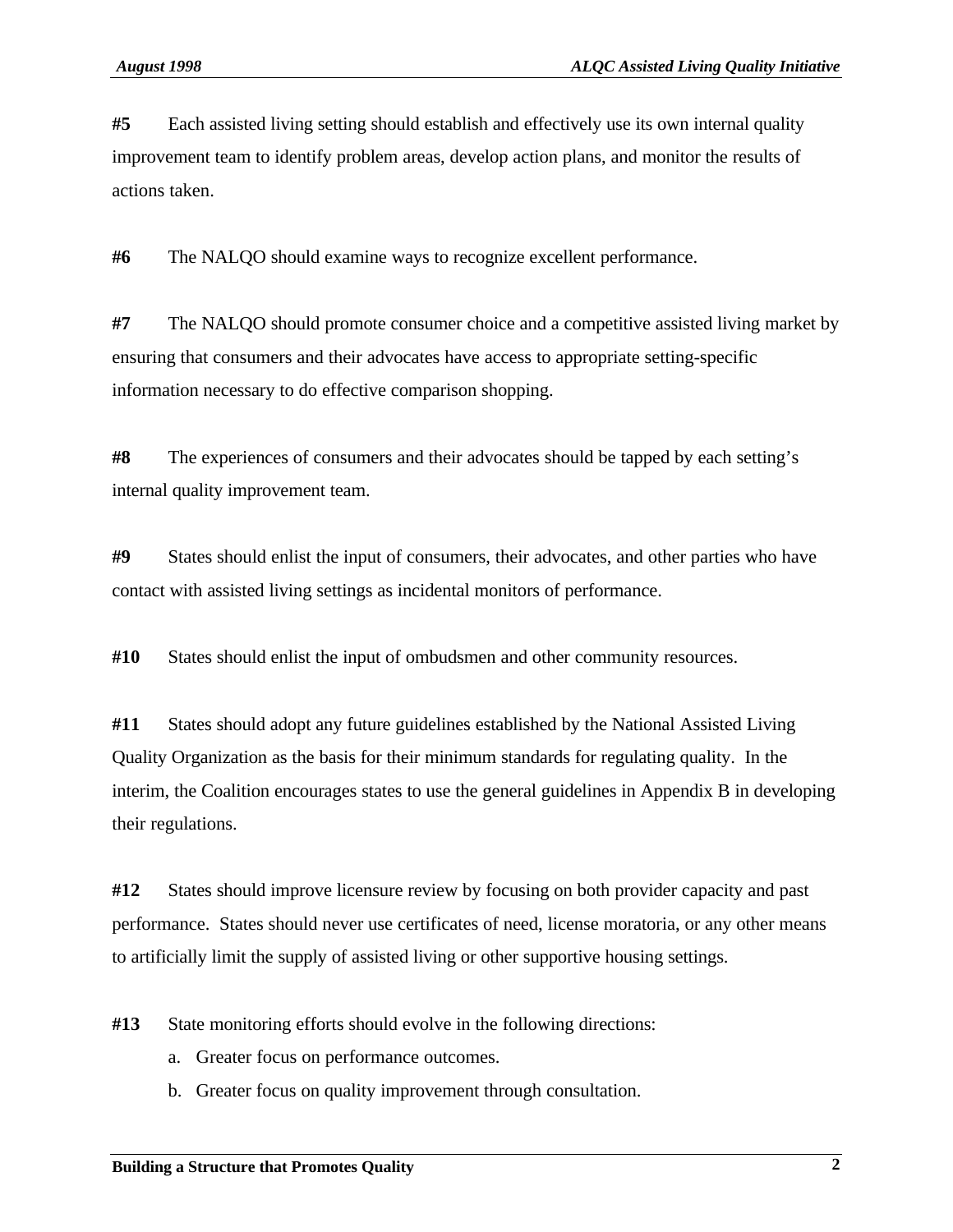**#5** Each assisted living setting should establish and effectively use its own internal quality improvement team to identify problem areas, develop action plans, and monitor the results of actions taken.

**#6** The NALQO should examine ways to recognize excellent performance.

**#7** The NALQO should promote consumer choice and a competitive assisted living market by ensuring that consumers and their advocates have access to appropriate setting-specific information necessary to do effective comparison shopping.

**#8** The experiences of consumers and their advocates should be tapped by each setting's internal quality improvement team.

**#9** States should enlist the input of consumers, their advocates, and other parties who have contact with assisted living settings as incidental monitors of performance.

**#10** States should enlist the input of ombudsmen and other community resources.

**#11** States should adopt any future guidelines established by the National Assisted Living Quality Organization as the basis for their minimum standards for regulating quality. In the interim, the Coalition encourages states to use the general guidelines in Appendix B in developing their regulations.

**#12** States should improve licensure review by focusing on both provider capacity and past performance. States should never use certificates of need, license moratoria, or any other means to artificially limit the supply of assisted living or other supportive housing settings.

**#13** State monitoring efforts should evolve in the following directions:

a. Greater focus on performance outcomes.

b. Greater focus on quality improvement through consultation.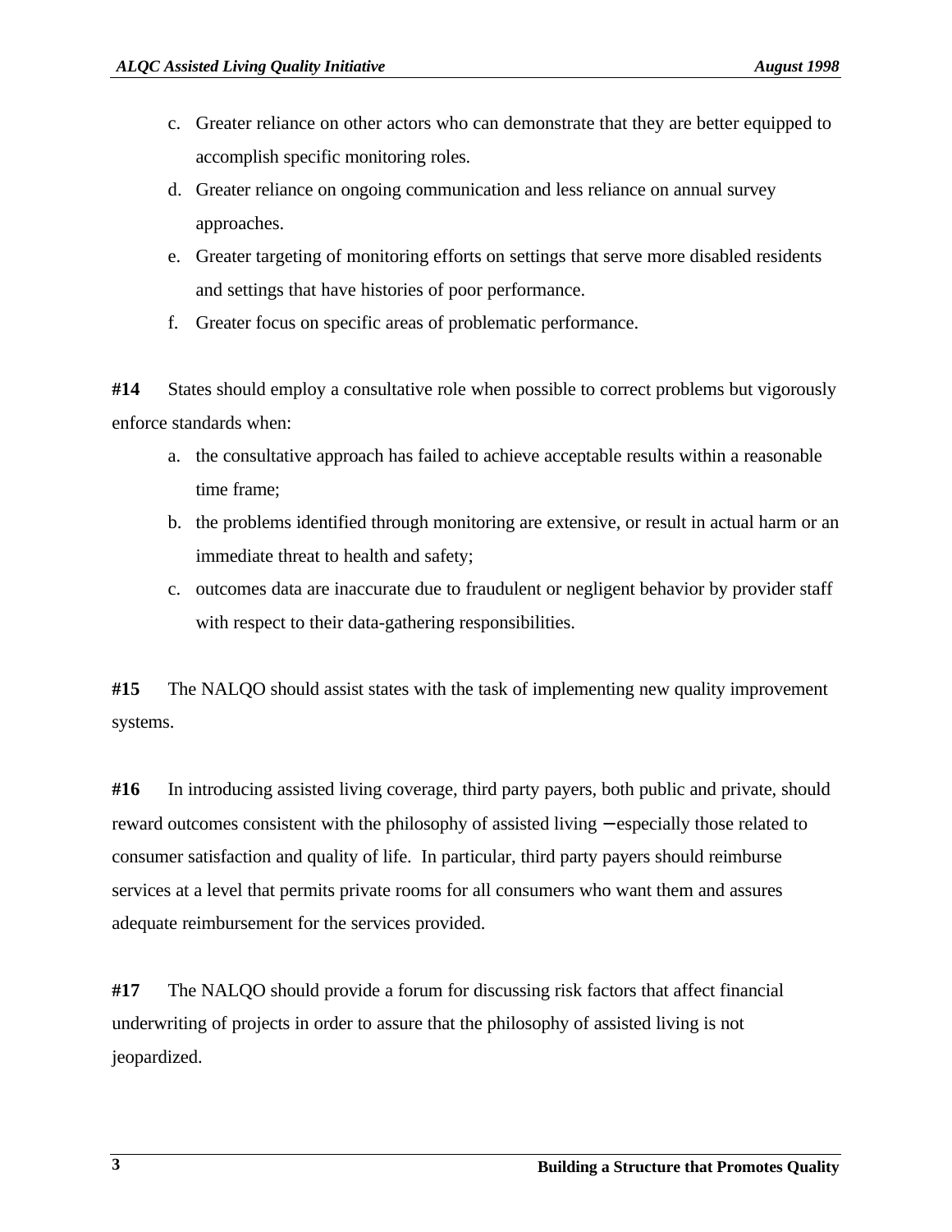c. Greater reliance on other actors who can demonstrate that they are better equipped to accomplish specific monitoring roles.
d. Greater reliance on ongoing communication and less reliance on annual survey approaches.
e. Greater targeting of monitoring efforts on settings that serve more disabled residents and settings that have histories of poor performance.
f. Greater focus on specific areas of problematic performance.

**#14** States should employ a consultative role when possible to correct problems but vigorously enforce standards when:

a. the consultative approach has failed to achieve acceptable results within a reasonable time frame;
b. the problems identified through monitoring are extensive, or result in actual harm or an immediate threat to health and safety;
c. outcomes data are inaccurate due to fraudulent or negligent behavior by provider staff with respect to their data-gathering responsibilities.

**#15** The NALQO should assist states with the task of implementing new quality improvement systems.

**#16** In introducing assisted living coverage, third party payers, both public and private, should reward outcomes consistent with the philosophy of assisted living – especially those related to consumer satisfaction and quality of life. In particular, third party payers should reimburse services at a level that permits private rooms for all consumers who want them and assures adequate reimbursement for the services provided.

**#17** The NALQO should provide a forum for discussing risk factors that affect financial underwriting of projects in order to assure that the philosophy of assisted living is not jeopardized.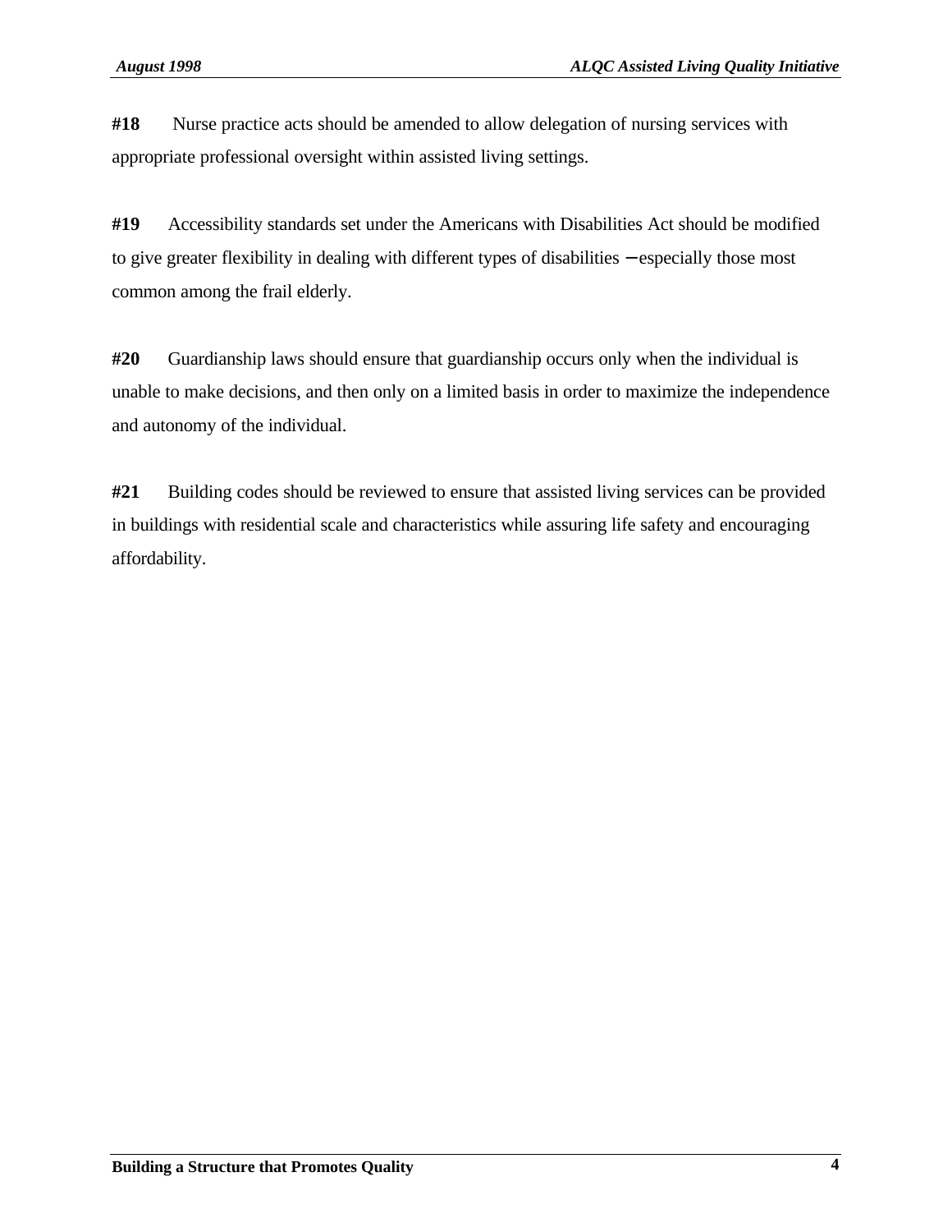**#18** Nurse practice acts should be amended to allow delegation of nursing services with appropriate professional oversight within assisted living settings.

**#19** Accessibility standards set under the Americans with Disabilities Act should be modified to give greater flexibility in dealing with different types of disabilities – especially those most common among the frail elderly.

**#20** Guardianship laws should ensure that guardianship occurs only when the individual is unable to make decisions, and then only on a limited basis in order to maximize the independence and autonomy of the individual.

**#21** Building codes should be reviewed to ensure that assisted living services can be provided in buildings with residential scale and characteristics while assuring life safety and encouraging affordability.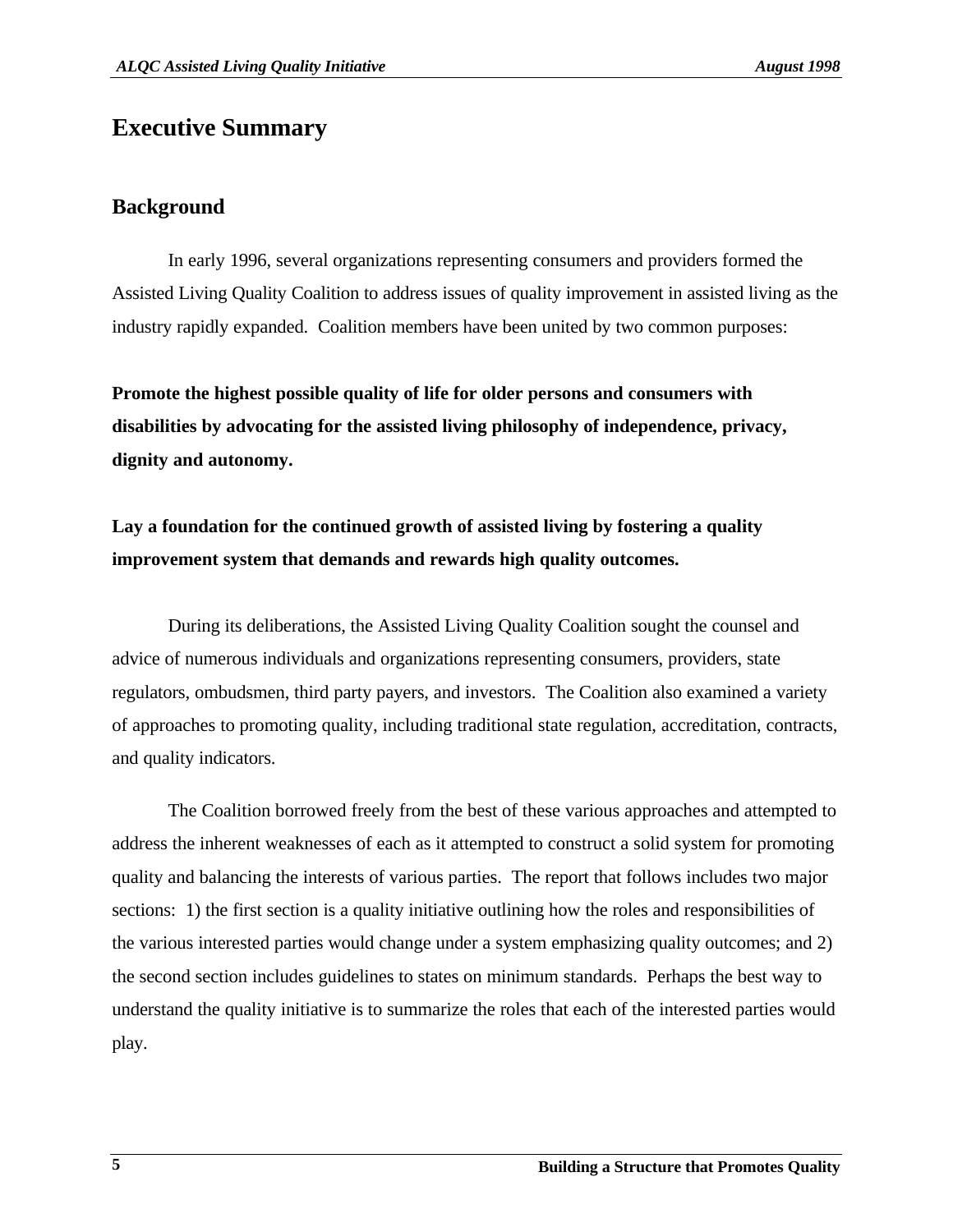# Executive Summary

## Background

In early 1996, several organizations representing consumers and providers formed the Assisted Living Quality Coalition to address issues of quality improvement in assisted living as the industry rapidly expanded. Coalition members have been united by two common purposes:

**Promote the highest possible quality of life for older persons and consumers with disabilities by advocating for the assisted living philosophy of independence, privacy, dignity and autonomy.**

**Lay a foundation for the continued growth of assisted living by fostering a quality improvement system that demands and rewards high quality outcomes.**

During its deliberations, the Assisted Living Quality Coalition sought the counsel and advice of numerous individuals and organizations representing consumers, providers, state regulators, ombudsmen, third party payers, and investors. The Coalition also examined a variety of approaches to promoting quality, including traditional state regulation, accreditation, contracts, and quality indicators.

The Coalition borrowed freely from the best of these various approaches and attempted to address the inherent weaknesses of each as it attempted to construct a solid system for promoting quality and balancing the interests of various parties. The report that follows includes two major sections: 1) the first section is a quality initiative outlining how the roles and responsibilities of the various interested parties would change under a system emphasizing quality outcomes; and 2) the second section includes guidelines to states on minimum standards. Perhaps the best way to understand the quality initiative is to summarize the roles that each of the interested parties would play.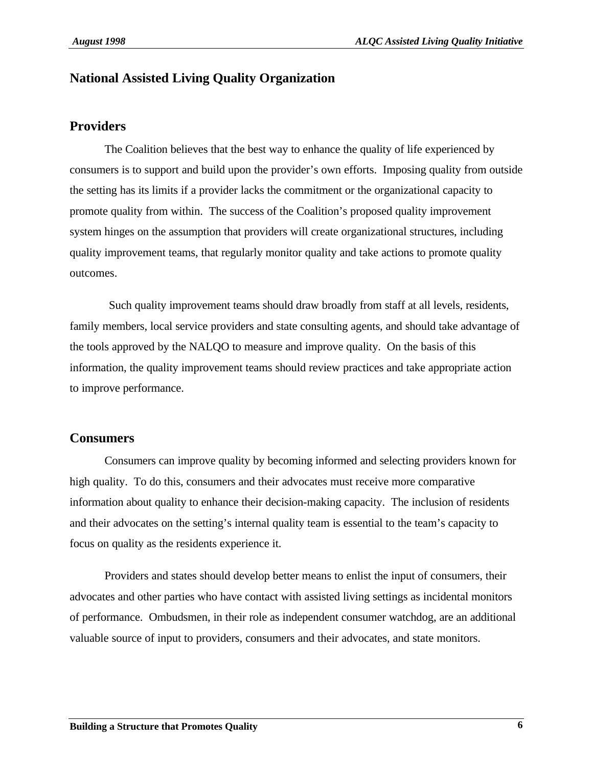## National Assisted Living Quality Organization

### Providers

The Coalition believes that the best way to enhance the quality of life experienced by consumers is to support and build upon the provider's own efforts. Imposing quality from outside the setting has its limits if a provider lacks the commitment or the organizational capacity to promote quality from within. The success of the Coalition's proposed quality improvement system hinges on the assumption that providers will create organizational structures, including quality improvement teams, that regularly monitor quality and take actions to promote quality outcomes.

Such quality improvement teams should draw broadly from staff at all levels, residents, family members, local service providers and state consulting agents, and should take advantage of the tools approved by the NALQO to measure and improve quality. On the basis of this information, the quality improvement teams should review practices and take appropriate action to improve performance.

### Consumers

Consumers can improve quality by becoming informed and selecting providers known for high quality. To do this, consumers and their advocates must receive more comparative information about quality to enhance their decision-making capacity. The inclusion of residents and their advocates on the setting's internal quality team is essential to the team's capacity to focus on quality as the residents experience it.

Providers and states should develop better means to enlist the input of consumers, their advocates and other parties who have contact with assisted living settings as incidental monitors of performance. Ombudsmen, in their role as independent consumer watchdog, are an additional valuable source of input to providers, consumers and their advocates, and state monitors.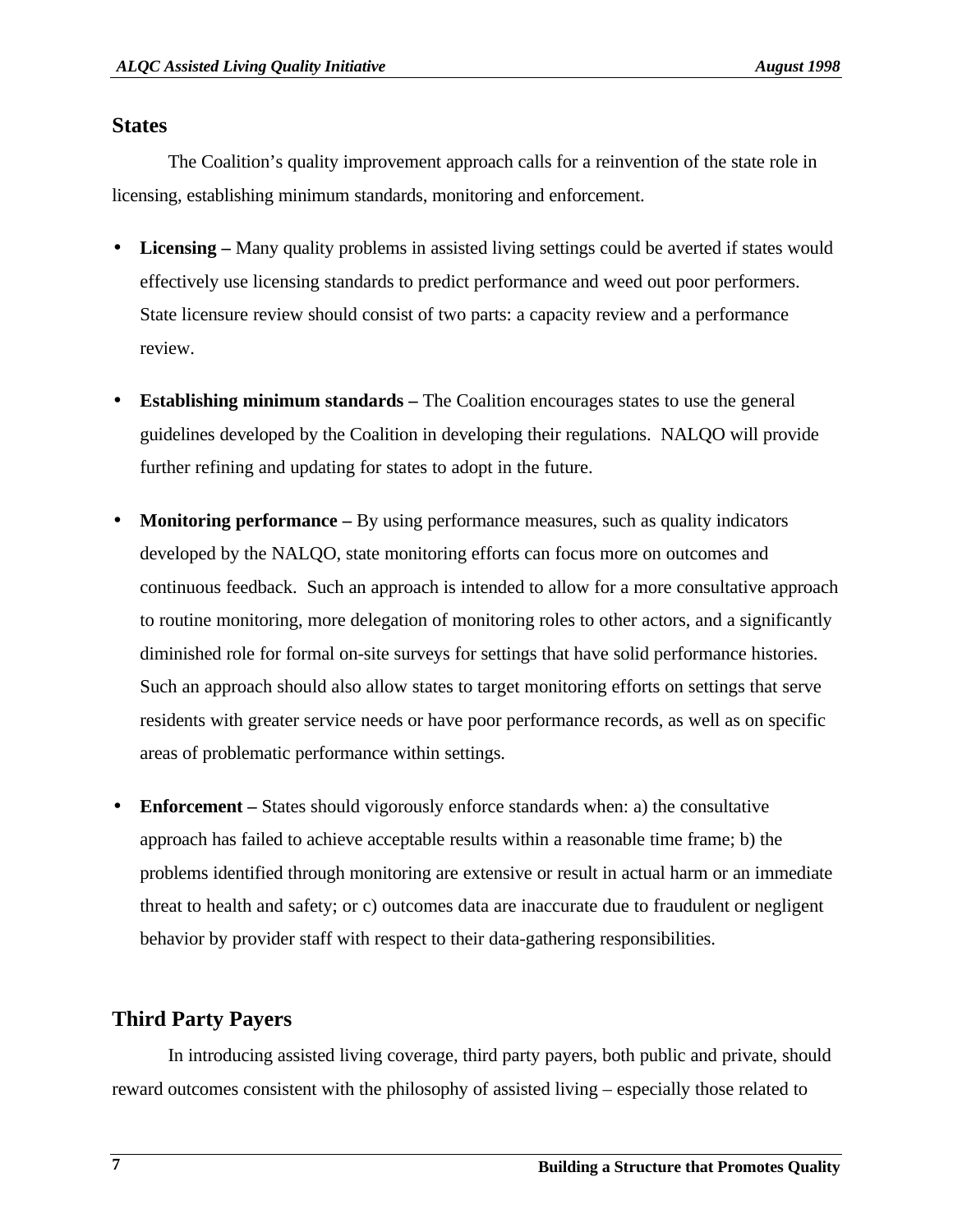## States

The Coalition's quality improvement approach calls for a reinvention of the state role in licensing, establishing minimum standards, monitoring and enforcement.

- **Licensing –** Many quality problems in assisted living settings could be averted if states would effectively use licensing standards to predict performance and weed out poor performers. State licensure review should consist of two parts: a capacity review and a performance review.

- **Establishing minimum standards –** The Coalition encourages states to use the general guidelines developed by the Coalition in developing their regulations. NALQO will provide further refining and updating for states to adopt in the future.

- **Monitoring performance –** By using performance measures, such as quality indicators developed by the NALQO, state monitoring efforts can focus more on outcomes and continuous feedback. Such an approach is intended to allow for a more consultative approach to routine monitoring, more delegation of monitoring roles to other actors, and a significantly diminished role for formal on-site surveys for settings that have solid performance histories. Such an approach should also allow states to target monitoring efforts on settings that serve residents with greater service needs or have poor performance records, as well as on specific areas of problematic performance within settings.

- **Enforcement –** States should vigorously enforce standards when: a) the consultative approach has failed to achieve acceptable results within a reasonable time frame; b) the problems identified through monitoring are extensive or result in actual harm or an immediate threat to health and safety; or c) outcomes data are inaccurate due to fraudulent or negligent behavior by provider staff with respect to their data-gathering responsibilities.

## Third Party Payers

In introducing assisted living coverage, third party payers, both public and private, should reward outcomes consistent with the philosophy of assisted living – especially those related to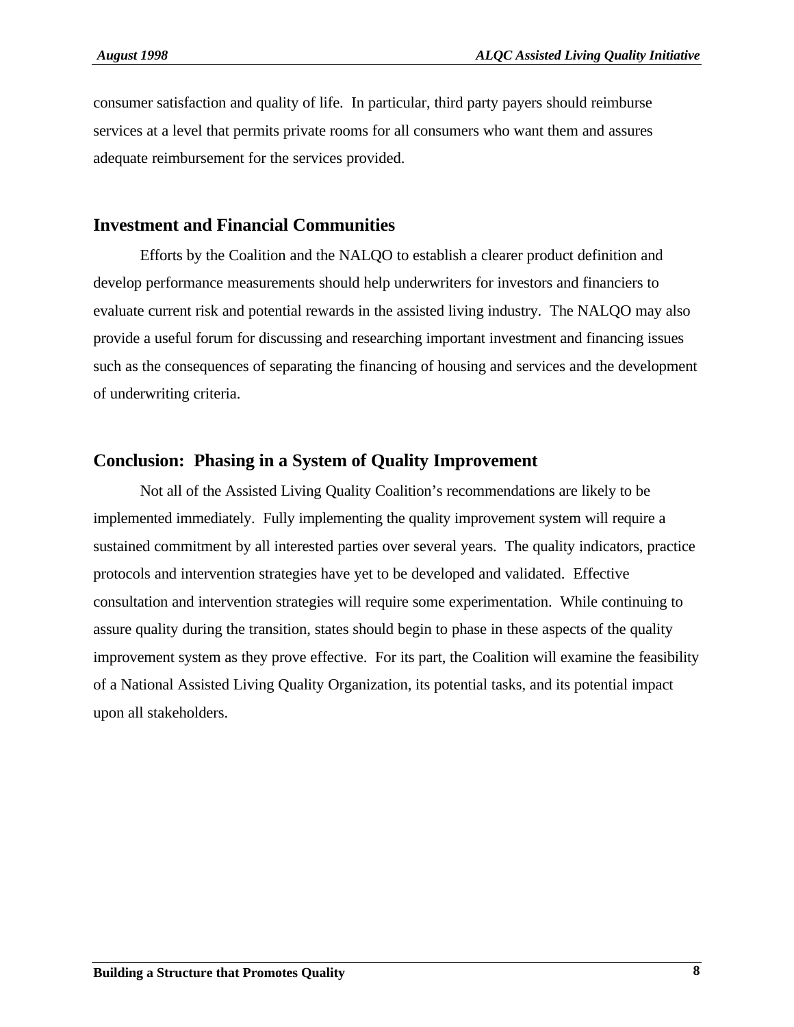consumer satisfaction and quality of life. In particular, third party payers should reimburse services at a level that permits private rooms for all consumers who want them and assures adequate reimbursement for the services provided.

## Investment and Financial Communities

Efforts by the Coalition and the NALQO to establish a clearer product definition and develop performance measurements should help underwriters for investors and financiers to evaluate current risk and potential rewards in the assisted living industry. The NALQO may also provide a useful forum for discussing and researching important investment and financing issues such as the consequences of separating the financing of housing and services and the development of underwriting criteria.

## Conclusion: Phasing in a System of Quality Improvement

Not all of the Assisted Living Quality Coalition's recommendations are likely to be implemented immediately. Fully implementing the quality improvement system will require a sustained commitment by all interested parties over several years. The quality indicators, practice protocols and intervention strategies have yet to be developed and validated. Effective consultation and intervention strategies will require some experimentation. While continuing to assure quality during the transition, states should begin to phase in these aspects of the quality improvement system as they prove effective. For its part, the Coalition will examine the feasibility of a National Assisted Living Quality Organization, its potential tasks, and its potential impact upon all stakeholders.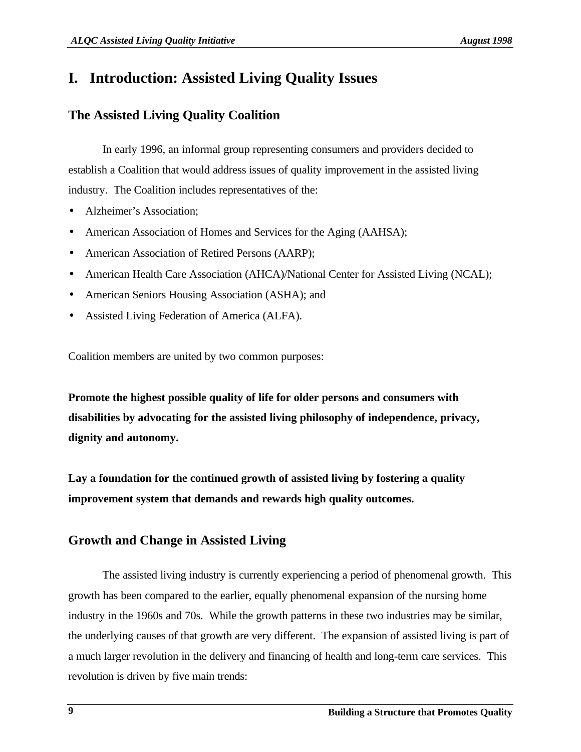# I. Introduction: Assisted Living Quality Issues

## The Assisted Living Quality Coalition

In early 1996, an informal group representing consumers and providers decided to establish a Coalition that would address issues of quality improvement in the assisted living industry. The Coalition includes representatives of the:

- Alzheimer's Association;
- American Association of Homes and Services for the Aging (AAHSA);
- American Association of Retired Persons (AARP);
- American Health Care Association (AHCA)/National Center for Assisted Living (NCAL);
- American Seniors Housing Association (ASHA); and
- Assisted Living Federation of America (ALFA).

Coalition members are united by two common purposes:

**Promote the highest possible quality of life for older persons and consumers with disabilities by advocating for the assisted living philosophy of independence, privacy, dignity and autonomy.**

**Lay a foundation for the continued growth of assisted living by fostering a quality improvement system that demands and rewards high quality outcomes.**

## Growth and Change in Assisted Living

The assisted living industry is currently experiencing a period of phenomenal growth. This growth has been compared to the earlier, equally phenomenal expansion of the nursing home industry in the 1960s and 70s. While the growth patterns in these two industries may be similar, the underlying causes of that growth are very different. The expansion of assisted living is part of a much larger revolution in the delivery and financing of health and long-term care services. This revolution is driven by five main trends: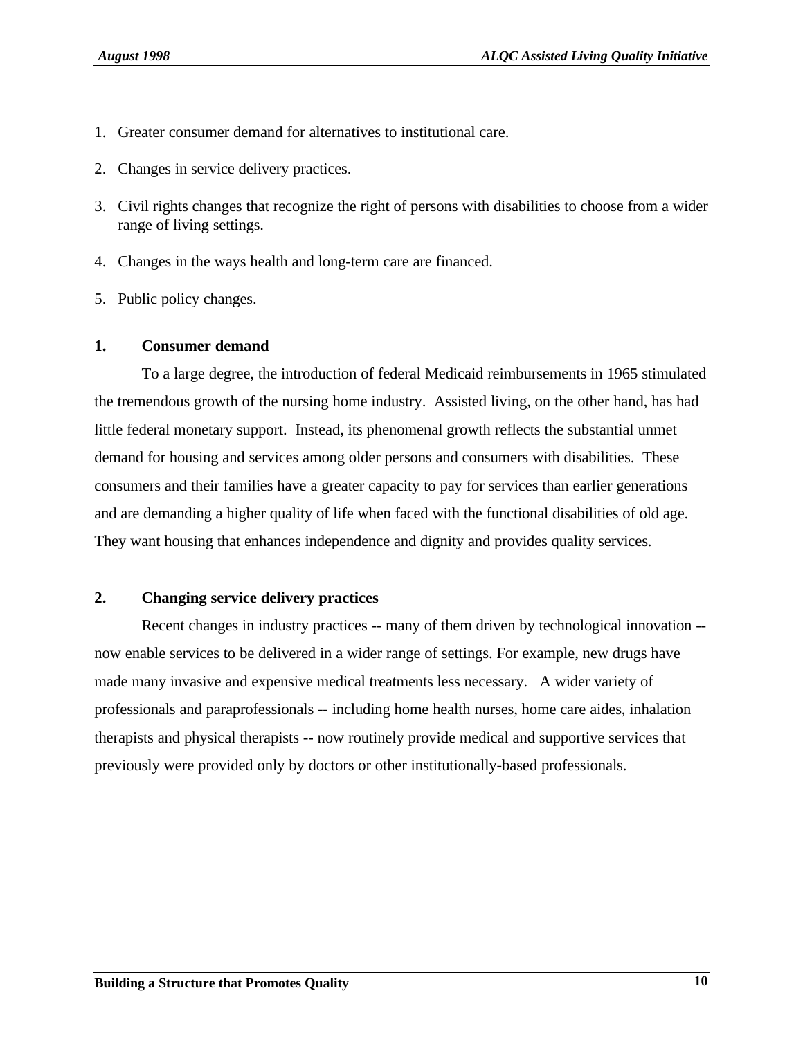1. Greater consumer demand for alternatives to institutional care.
2. Changes in service delivery practices.
3. Civil rights changes that recognize the right of persons with disabilities to choose from a wider range of living settings.
4. Changes in the ways health and long-term care are financed.
5. Public policy changes.

**1. Consumer demand**

To a large degree, the introduction of federal Medicaid reimbursements in 1965 stimulated the tremendous growth of the nursing home industry. Assisted living, on the other hand, has had little federal monetary support. Instead, its phenomenal growth reflects the substantial unmet demand for housing and services among older persons and consumers with disabilities. These consumers and their families have a greater capacity to pay for services than earlier generations and are demanding a higher quality of life when faced with the functional disabilities of old age. They want housing that enhances independence and dignity and provides quality services.

**2. Changing service delivery practices**

Recent changes in industry practices -- many of them driven by technological innovation -- now enable services to be delivered in a wider range of settings. For example, new drugs have made many invasive and expensive medical treatments less necessary. A wider variety of professionals and paraprofessionals -- including home health nurses, home care aides, inhalation therapists and physical therapists -- now routinely provide medical and supportive services that previously were provided only by doctors or other institutionally-based professionals.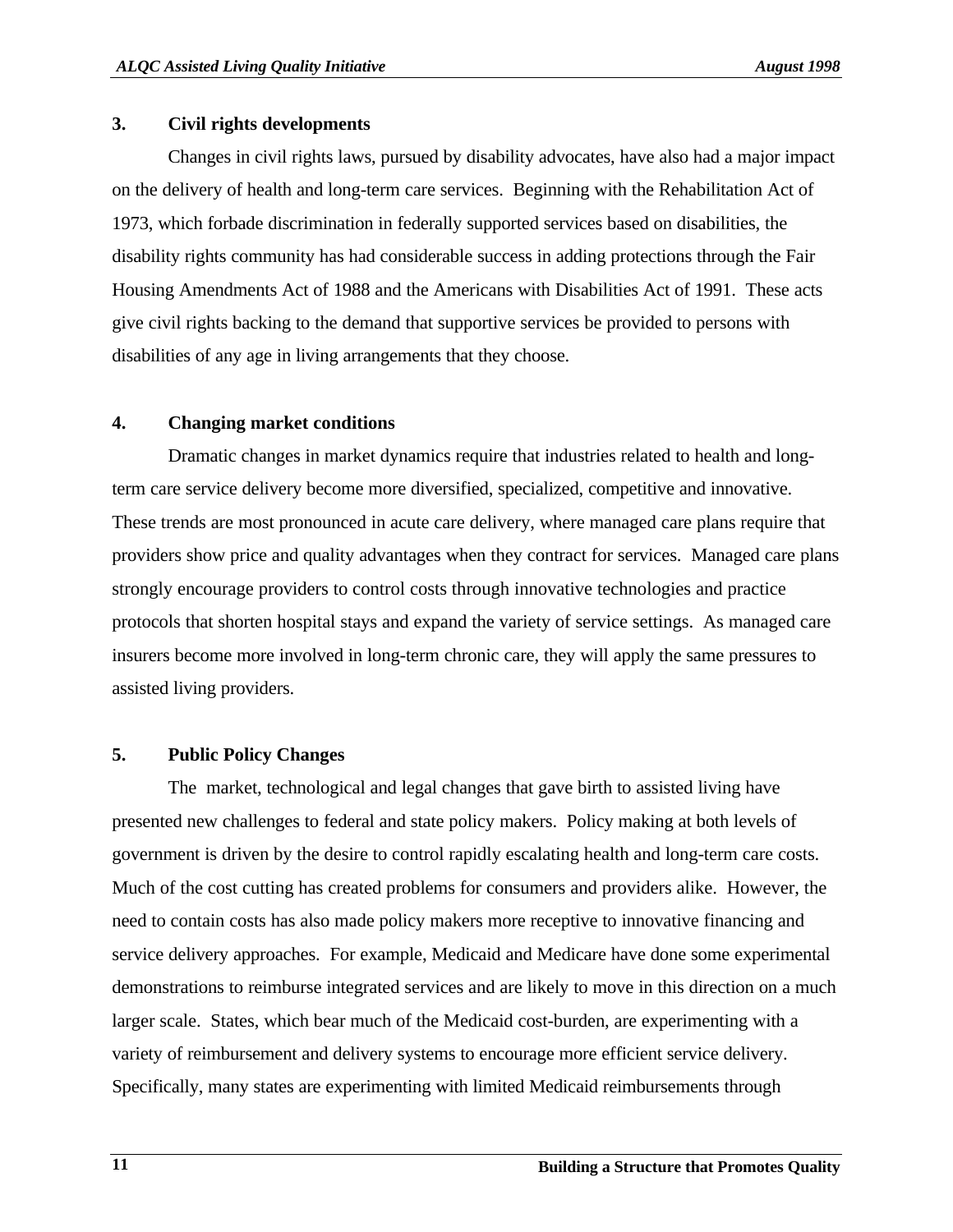### 3. Civil rights developments

Changes in civil rights laws, pursued by disability advocates, have also had a major impact on the delivery of health and long-term care services. Beginning with the Rehabilitation Act of 1973, which forbade discrimination in federally supported services based on disabilities, the disability rights community has had considerable success in adding protections through the Fair Housing Amendments Act of 1988 and the Americans with Disabilities Act of 1991. These acts give civil rights backing to the demand that supportive services be provided to persons with disabilities of any age in living arrangements that they choose.

### 4. Changing market conditions

Dramatic changes in market dynamics require that industries related to health and long-term care service delivery become more diversified, specialized, competitive and innovative. These trends are most pronounced in acute care delivery, where managed care plans require that providers show price and quality advantages when they contract for services. Managed care plans strongly encourage providers to control costs through innovative technologies and practice protocols that shorten hospital stays and expand the variety of service settings. As managed care insurers become more involved in long-term chronic care, they will apply the same pressures to assisted living providers.

### 5. Public Policy Changes

The market, technological and legal changes that gave birth to assisted living have presented new challenges to federal and state policy makers. Policy making at both levels of government is driven by the desire to control rapidly escalating health and long-term care costs. Much of the cost cutting has created problems for consumers and providers alike. However, the need to contain costs has also made policy makers more receptive to innovative financing and service delivery approaches. For example, Medicaid and Medicare have done some experimental demonstrations to reimburse integrated services and are likely to move in this direction on a much larger scale. States, which bear much of the Medicaid cost-burden, are experimenting with a variety of reimbursement and delivery systems to encourage more efficient service delivery. Specifically, many states are experimenting with limited Medicaid reimbursements through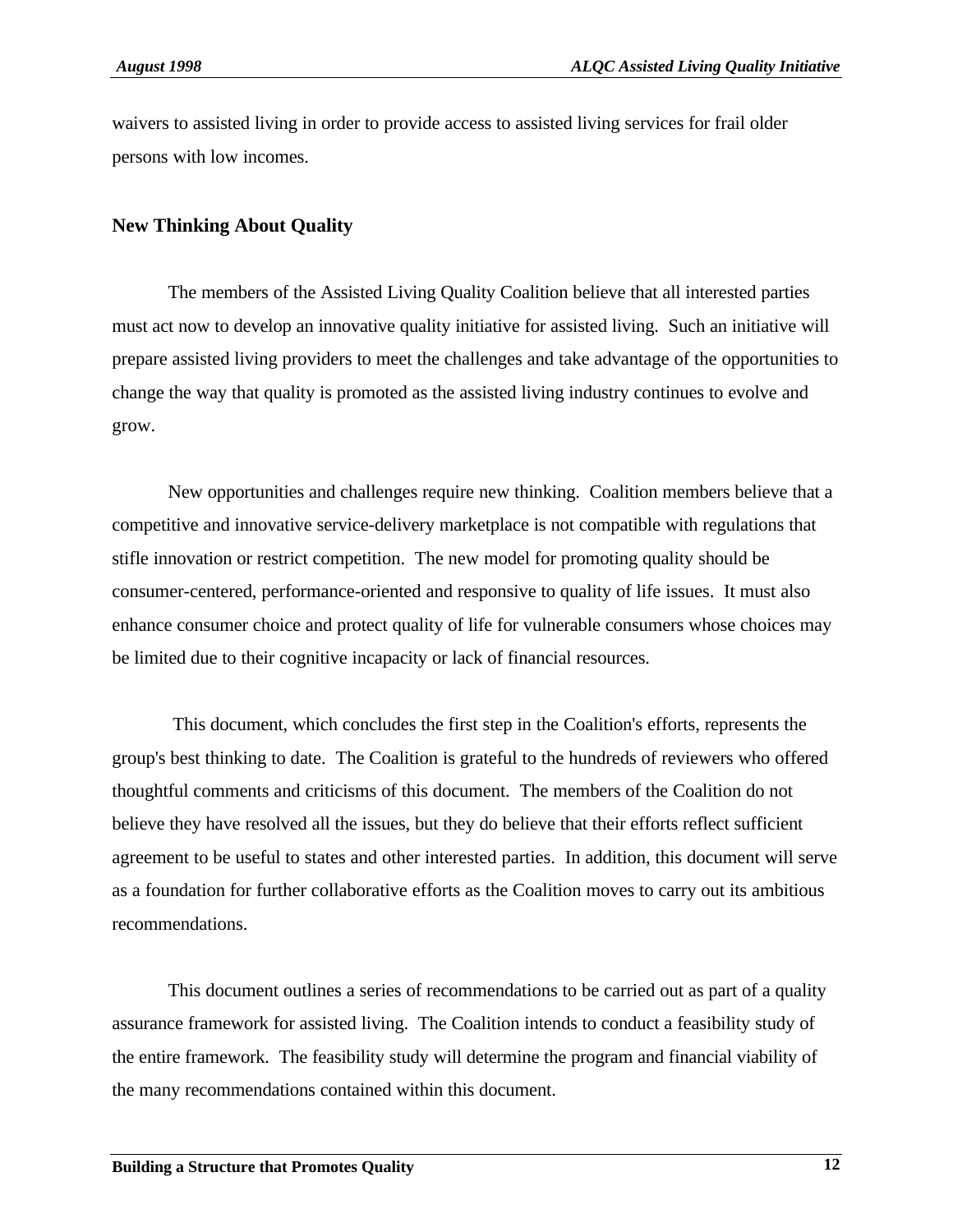waivers to assisted living in order to provide access to assisted living services for frail older persons with low incomes.

## New Thinking About Quality

The members of the Assisted Living Quality Coalition believe that all interested parties must act now to develop an innovative quality initiative for assisted living. Such an initiative will prepare assisted living providers to meet the challenges and take advantage of the opportunities to change the way that quality is promoted as the assisted living industry continues to evolve and grow.

New opportunities and challenges require new thinking. Coalition members believe that a competitive and innovative service-delivery marketplace is not compatible with regulations that stifle innovation or restrict competition. The new model for promoting quality should be consumer-centered, performance-oriented and responsive to quality of life issues. It must also enhance consumer choice and protect quality of life for vulnerable consumers whose choices may be limited due to their cognitive incapacity or lack of financial resources.

This document, which concludes the first step in the Coalition's efforts, represents the group's best thinking to date. The Coalition is grateful to the hundreds of reviewers who offered thoughtful comments and criticisms of this document. The members of the Coalition do not believe they have resolved all the issues, but they do believe that their efforts reflect sufficient agreement to be useful to states and other interested parties. In addition, this document will serve as a foundation for further collaborative efforts as the Coalition moves to carry out its ambitious recommendations.

This document outlines a series of recommendations to be carried out as part of a quality assurance framework for assisted living. The Coalition intends to conduct a feasibility study of the entire framework. The feasibility study will determine the program and financial viability of the many recommendations contained within this document.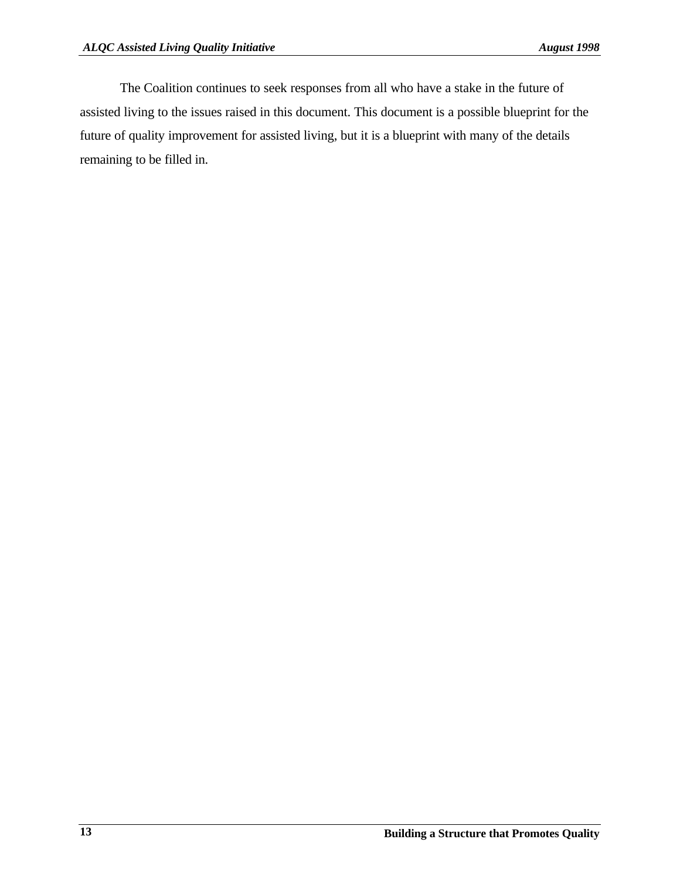The Coalition continues to seek responses from all who have a stake in the future of assisted living to the issues raised in this document. This document is a possible blueprint for the future of quality improvement for assisted living, but it is a blueprint with many of the details remaining to be filled in.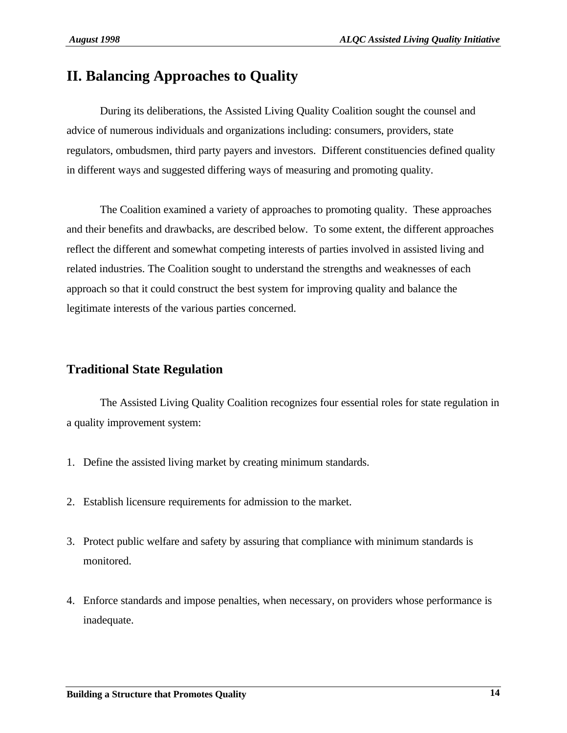## II. Balancing Approaches to Quality

During its deliberations, the Assisted Living Quality Coalition sought the counsel and advice of numerous individuals and organizations including: consumers, providers, state regulators, ombudsmen, third party payers and investors. Different constituencies defined quality in different ways and suggested differing ways of measuring and promoting quality.

The Coalition examined a variety of approaches to promoting quality. These approaches and their benefits and drawbacks, are described below. To some extent, the different approaches reflect the different and somewhat competing interests of parties involved in assisted living and related industries. The Coalition sought to understand the strengths and weaknesses of each approach so that it could construct the best system for improving quality and balance the legitimate interests of the various parties concerned.

### Traditional State Regulation

The Assisted Living Quality Coalition recognizes four essential roles for state regulation in a quality improvement system:

1. Define the assisted living market by creating minimum standards.

2. Establish licensure requirements for admission to the market.

3. Protect public welfare and safety by assuring that compliance with minimum standards is monitored.

4. Enforce standards and impose penalties, when necessary, on providers whose performance is inadequate.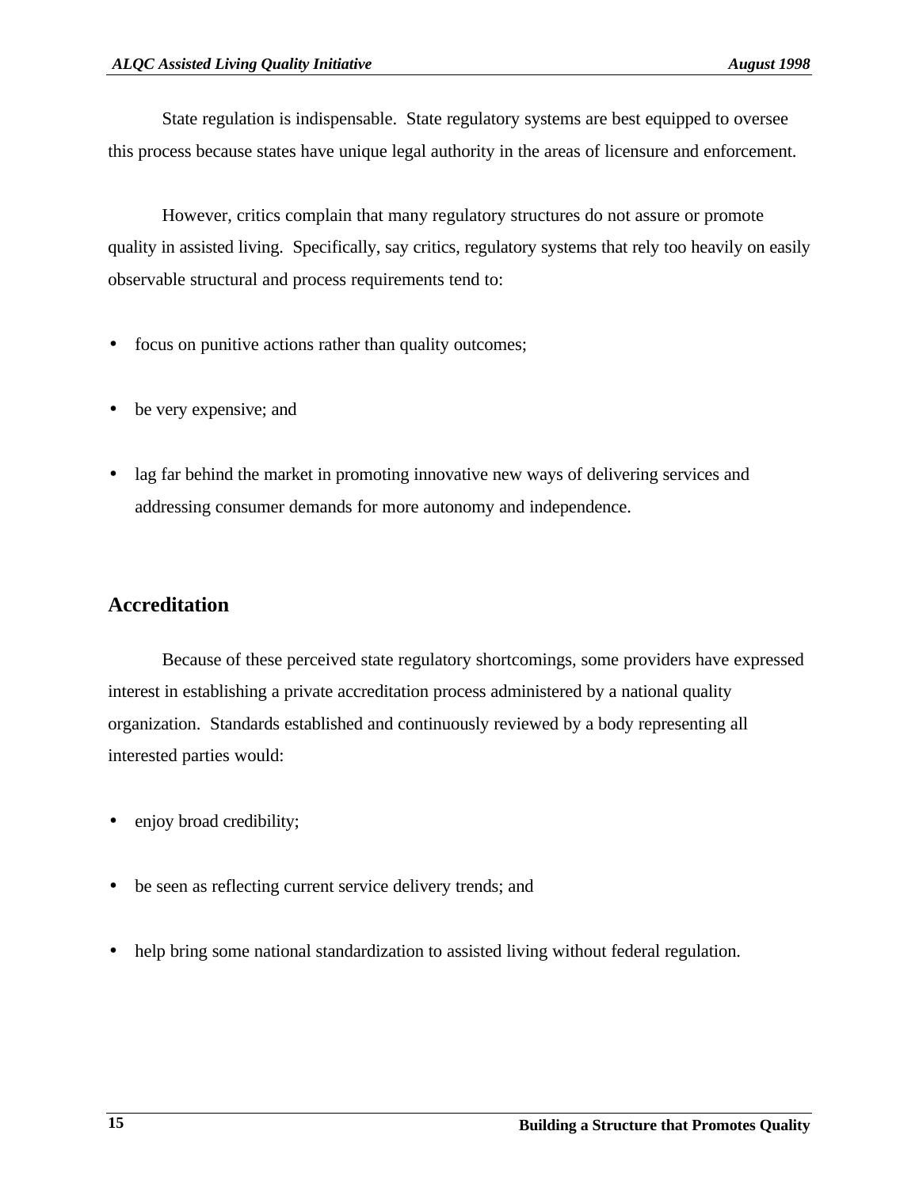State regulation is indispensable. State regulatory systems are best equipped to oversee this process because states have unique legal authority in the areas of licensure and enforcement.

However, critics complain that many regulatory structures do not assure or promote quality in assisted living. Specifically, say critics, regulatory systems that rely too heavily on easily observable structural and process requirements tend to:

- focus on punitive actions rather than quality outcomes;
- be very expensive; and
- lag far behind the market in promoting innovative new ways of delivering services and addressing consumer demands for more autonomy and independence.

## Accreditation

Because of these perceived state regulatory shortcomings, some providers have expressed interest in establishing a private accreditation process administered by a national quality organization. Standards established and continuously reviewed by a body representing all interested parties would:

- enjoy broad credibility;
- be seen as reflecting current service delivery trends; and
- help bring some national standardization to assisted living without federal regulation.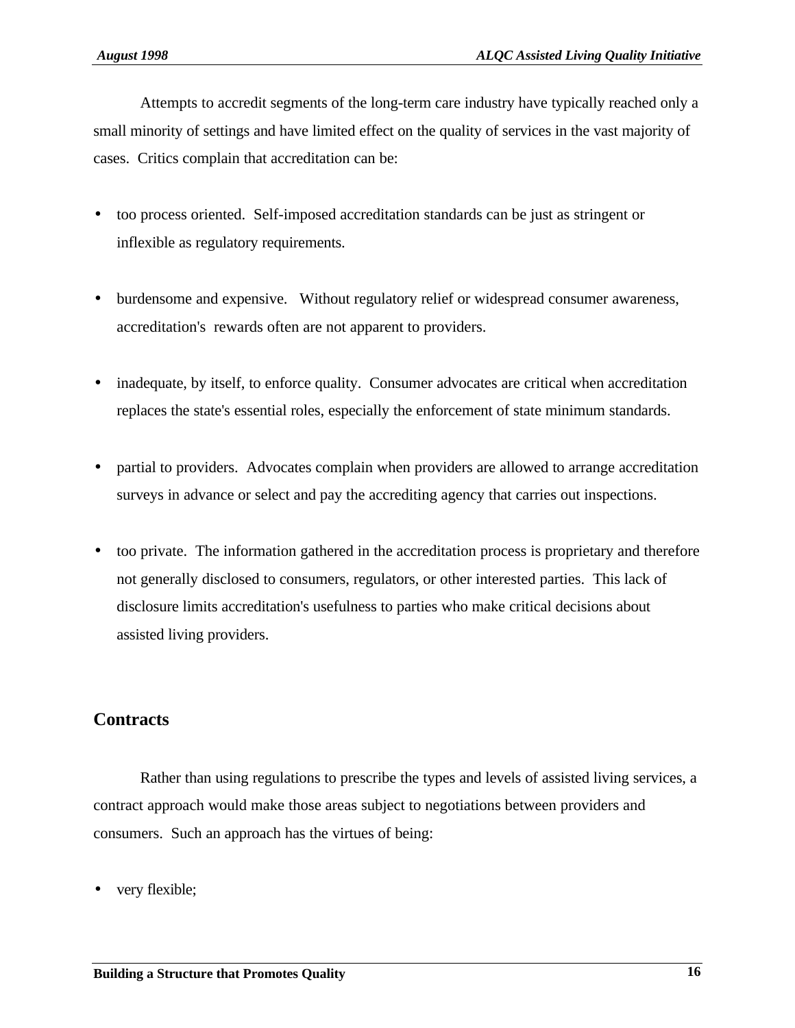Attempts to accredit segments of the long-term care industry have typically reached only a small minority of settings and have limited effect on the quality of services in the vast majority of cases. Critics complain that accreditation can be:

- too process oriented. Self-imposed accreditation standards can be just as stringent or inflexible as regulatory requirements.

- burdensome and expensive. Without regulatory relief or widespread consumer awareness, accreditation's rewards often are not apparent to providers.

- inadequate, by itself, to enforce quality. Consumer advocates are critical when accreditation replaces the state's essential roles, especially the enforcement of state minimum standards.

- partial to providers. Advocates complain when providers are allowed to arrange accreditation surveys in advance or select and pay the accrediting agency that carries out inspections.

- too private. The information gathered in the accreditation process is proprietary and therefore not generally disclosed to consumers, regulators, or other interested parties. This lack of disclosure limits accreditation's usefulness to parties who make critical decisions about assisted living providers.

## Contracts

Rather than using regulations to prescribe the types and levels of assisted living services, a contract approach would make those areas subject to negotiations between providers and consumers. Such an approach has the virtues of being:

- very flexible;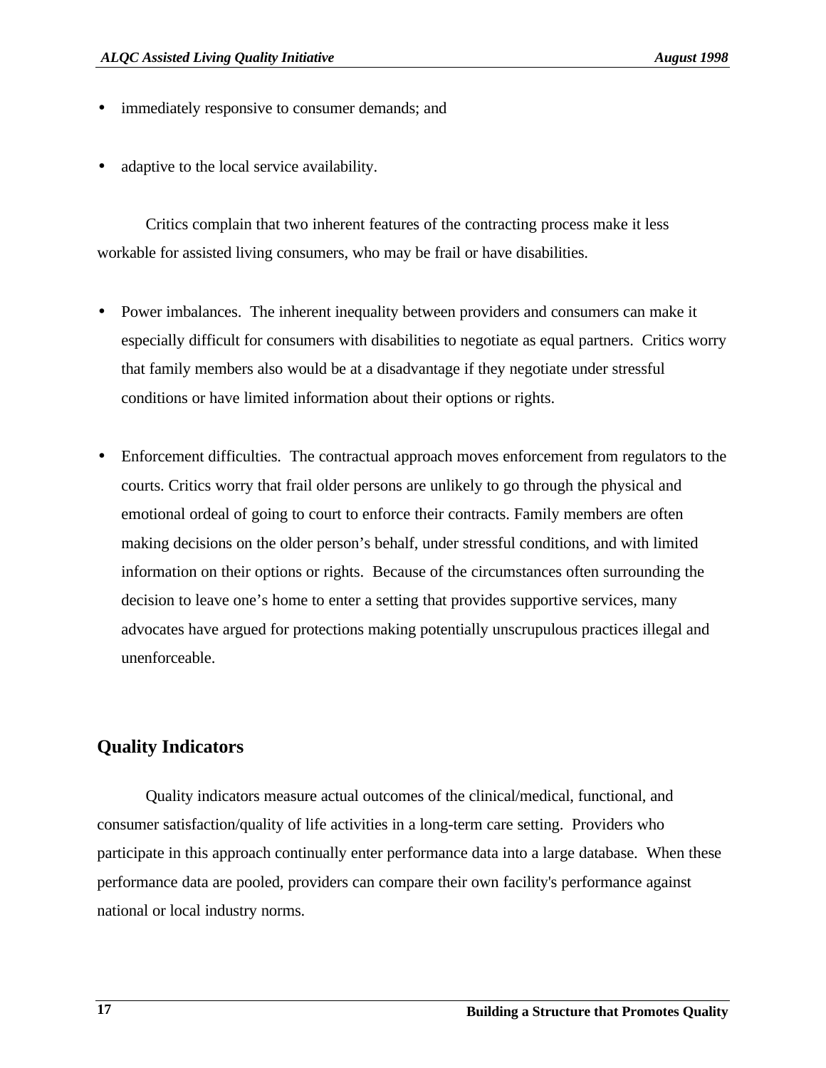- immediately responsive to consumer demands; and

- adaptive to the local service availability.

Critics complain that two inherent features of the contracting process make it less workable for assisted living consumers, who may be frail or have disabilities.

- Power imbalances. The inherent inequality between providers and consumers can make it especially difficult for consumers with disabilities to negotiate as equal partners. Critics worry that family members also would be at a disadvantage if they negotiate under stressful conditions or have limited information about their options or rights.

- Enforcement difficulties. The contractual approach moves enforcement from regulators to the courts. Critics worry that frail older persons are unlikely to go through the physical and emotional ordeal of going to court to enforce their contracts. Family members are often making decisions on the older person's behalf, under stressful conditions, and with limited information on their options or rights. Because of the circumstances often surrounding the decision to leave one's home to enter a setting that provides supportive services, many advocates have argued for protections making potentially unscrupulous practices illegal and unenforceable.

## Quality Indicators

Quality indicators measure actual outcomes of the clinical/medical, functional, and consumer satisfaction/quality of life activities in a long-term care setting. Providers who participate in this approach continually enter performance data into a large database. When these performance data are pooled, providers can compare their own facility's performance against national or local industry norms.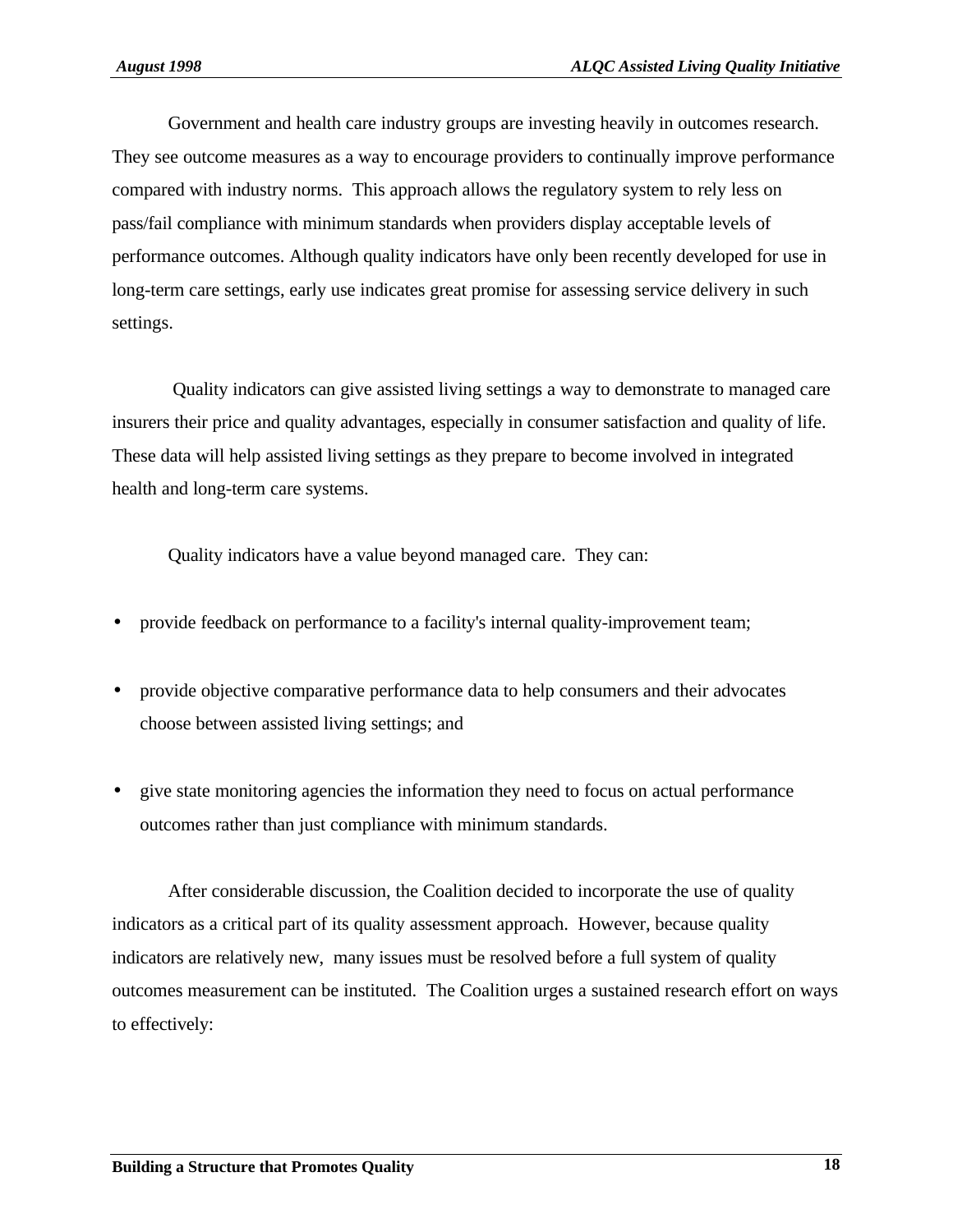Government and health care industry groups are investing heavily in outcomes research. They see outcome measures as a way to encourage providers to continually improve performance compared with industry norms. This approach allows the regulatory system to rely less on pass/fail compliance with minimum standards when providers display acceptable levels of performance outcomes. Although quality indicators have only been recently developed for use in long-term care settings, early use indicates great promise for assessing service delivery in such settings.

Quality indicators can give assisted living settings a way to demonstrate to managed care insurers their price and quality advantages, especially in consumer satisfaction and quality of life. These data will help assisted living settings as they prepare to become involved in integrated health and long-term care systems.

Quality indicators have a value beyond managed care. They can:

- provide feedback on performance to a facility's internal quality-improvement team;
- provide objective comparative performance data to help consumers and their advocates choose between assisted living settings; and
- give state monitoring agencies the information they need to focus on actual performance outcomes rather than just compliance with minimum standards.

After considerable discussion, the Coalition decided to incorporate the use of quality indicators as a critical part of its quality assessment approach. However, because quality indicators are relatively new, many issues must be resolved before a full system of quality outcomes measurement can be instituted. The Coalition urges a sustained research effort on ways to effectively: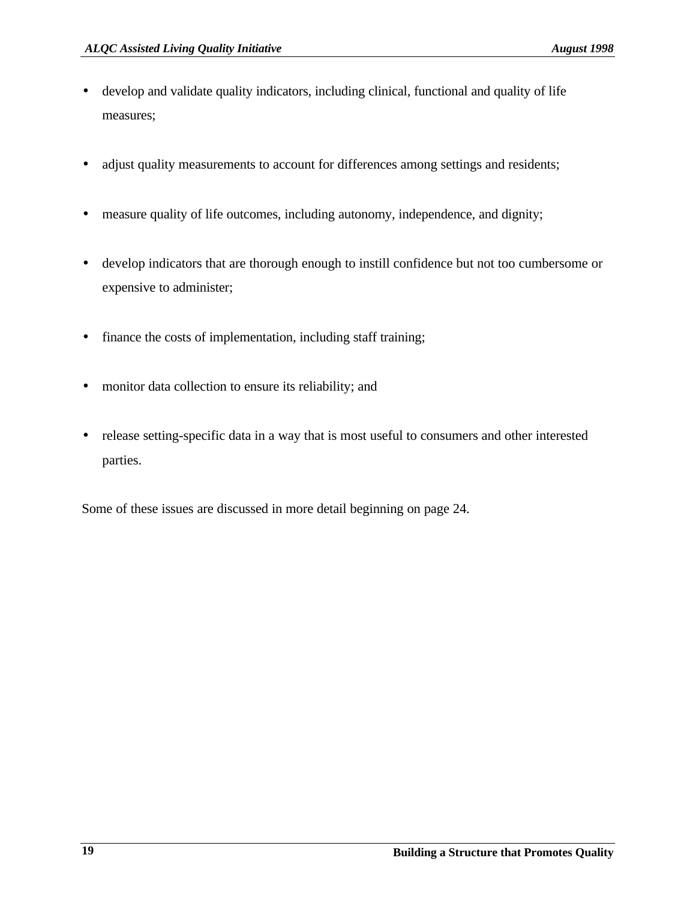- develop and validate quality indicators, including clinical, functional and quality of life measures;
- adjust quality measurements to account for differences among settings and residents;
- measure quality of life outcomes, including autonomy, independence, and dignity;
- develop indicators that are thorough enough to instill confidence but not too cumbersome or expensive to administer;
- finance the costs of implementation, including staff training;
- monitor data collection to ensure its reliability; and
- release setting-specific data in a way that is most useful to consumers and other interested parties.

Some of these issues are discussed in more detail beginning on page 24.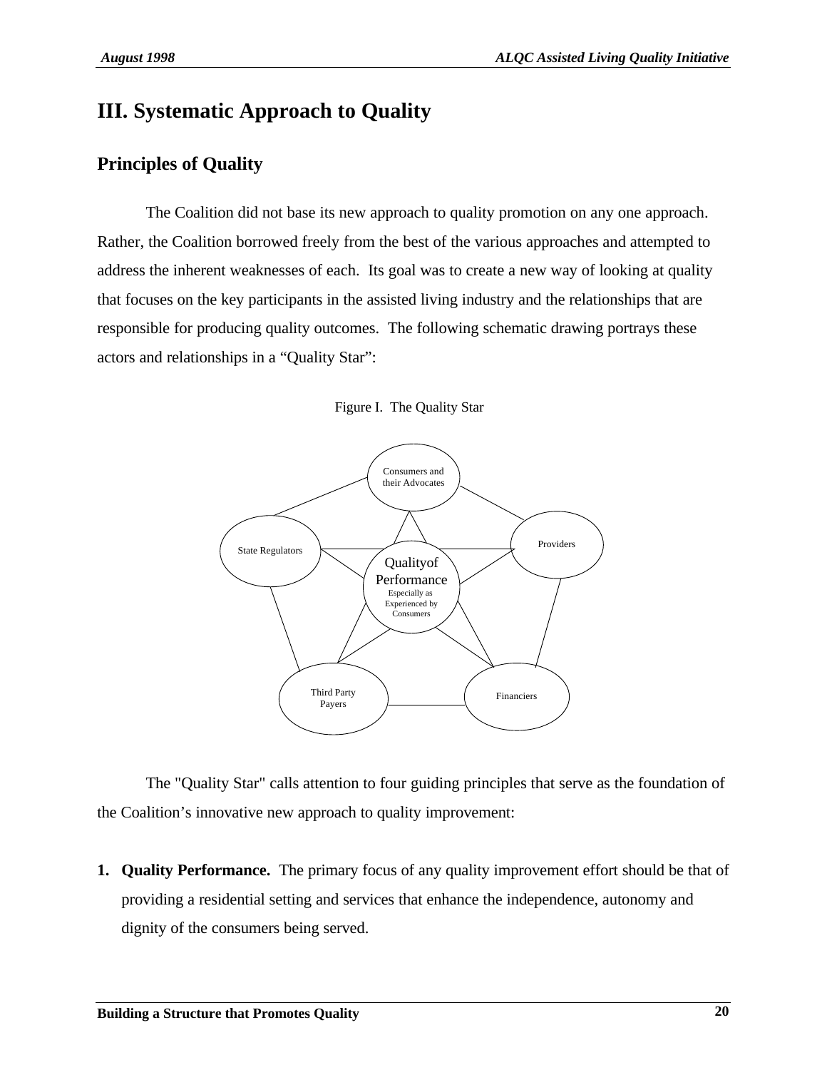# III. Systematic Approach to Quality

## Principles of Quality

The Coalition did not base its new approach to quality promotion on any one approach. Rather, the Coalition borrowed freely from the best of the various approaches and attempted to address the inherent weaknesses of each. Its goal was to create a new way of looking at quality that focuses on the key participants in the assisted living industry and the relationships that are responsible for producing quality outcomes. The following schematic drawing portrays these actors and relationships in a "Quality Star":

Figure I. The Quality Star

Consumers and their Advocates

State Regulators

Providers

Qualityof Performance
Especially as Experienced by Consumers

Third Party Payers

Financiers

The "Quality Star" calls attention to four guiding principles that serve as the foundation of the Coalition's innovative new approach to quality improvement:

1. **Quality Performance.** The primary focus of any quality improvement effort should be that of providing a residential setting and services that enhance the independence, autonomy and dignity of the consumers being served.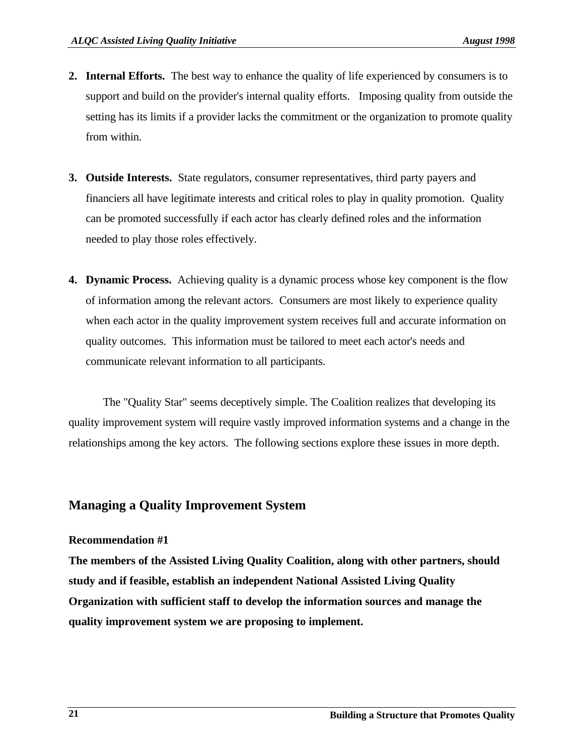2. **Internal Efforts.** The best way to enhance the quality of life experienced by consumers is to support and build on the provider's internal quality efforts. Imposing quality from outside the setting has its limits if a provider lacks the commitment or the organization to promote quality from within.

3. **Outside Interests.** State regulators, consumer representatives, third party payers and financiers all have legitimate interests and critical roles to play in quality promotion. Quality can be promoted successfully if each actor has clearly defined roles and the information needed to play those roles effectively.

4. **Dynamic Process.** Achieving quality is a dynamic process whose key component is the flow of information among the relevant actors. Consumers are most likely to experience quality when each actor in the quality improvement system receives full and accurate information on quality outcomes. This information must be tailored to meet each actor's needs and communicate relevant information to all participants.

The "Quality Star" seems deceptively simple. The Coalition realizes that developing its quality improvement system will require vastly improved information systems and a change in the relationships among the key actors. The following sections explore these issues in more depth.

## Managing a Quality Improvement System

**Recommendation #1**

**The members of the Assisted Living Quality Coalition, along with other partners, should study and if feasible, establish an independent National Assisted Living Quality Organization with sufficient staff to develop the information sources and manage the quality improvement system we are proposing to implement.**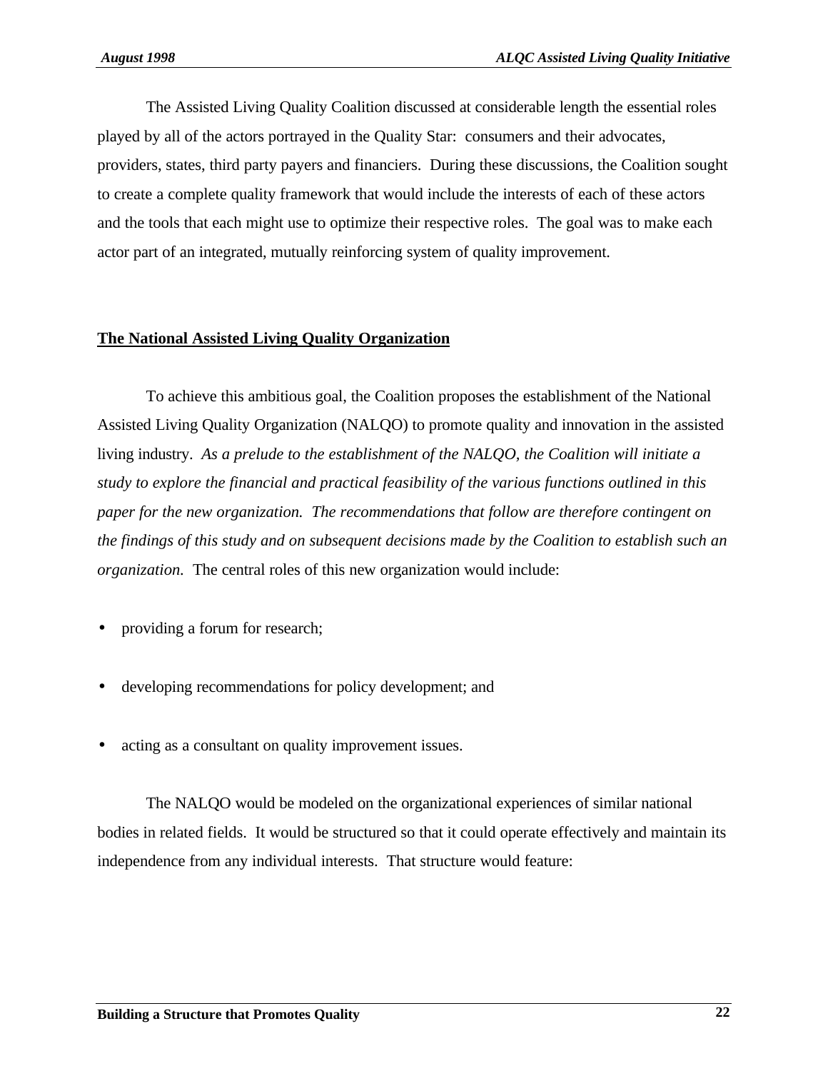The Assisted Living Quality Coalition discussed at considerable length the essential roles played by all of the actors portrayed in the Quality Star: consumers and their advocates, providers, states, third party payers and financiers. During these discussions, the Coalition sought to create a complete quality framework that would include the interests of each of these actors and the tools that each might use to optimize their respective roles. The goal was to make each actor part of an integrated, mutually reinforcing system of quality improvement.

## The National Assisted Living Quality Organization

To achieve this ambitious goal, the Coalition proposes the establishment of the National Assisted Living Quality Organization (NALQO) to promote quality and innovation in the assisted living industry. *As a prelude to the establishment of the NALQO, the Coalition will initiate a study to explore the financial and practical feasibility of the various functions outlined in this paper for the new organization. The recommendations that follow are therefore contingent on the findings of this study and on subsequent decisions made by the Coalition to establish such an organization.* The central roles of this new organization would include:

- providing a forum for research;
- developing recommendations for policy development; and
- acting as a consultant on quality improvement issues.

The NALQO would be modeled on the organizational experiences of similar national bodies in related fields. It would be structured so that it could operate effectively and maintain its independence from any individual interests. That structure would feature: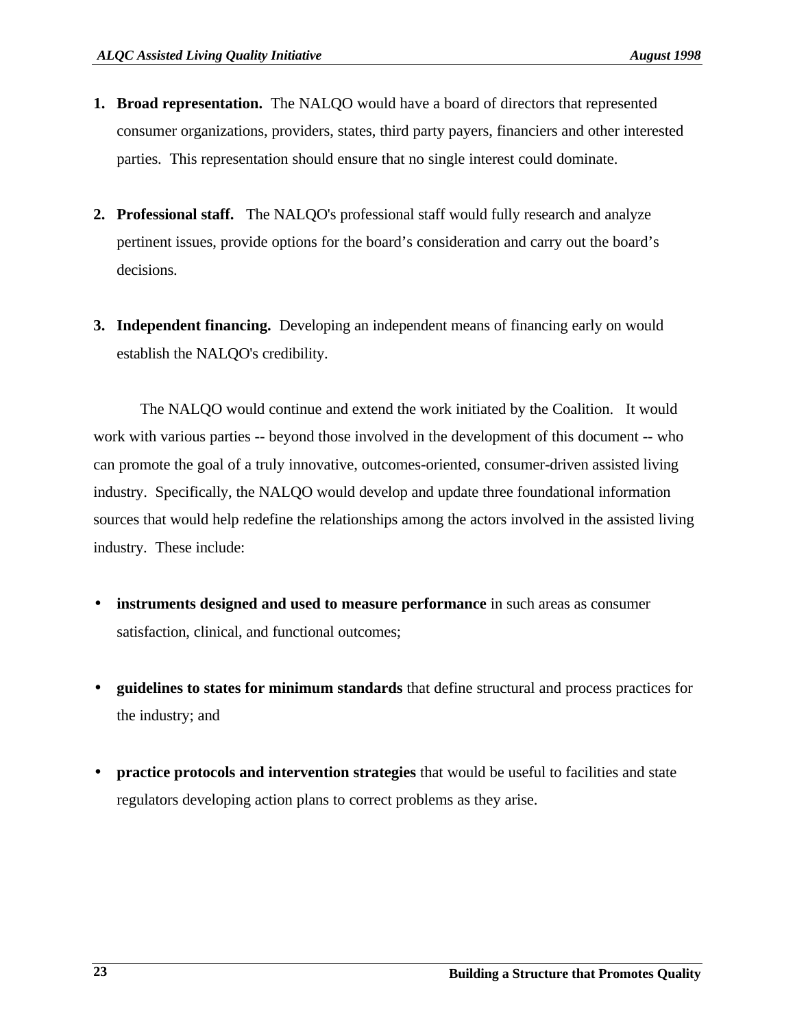1. **Broad representation.** The NALQO would have a board of directors that represented consumer organizations, providers, states, third party payers, financiers and other interested parties. This representation should ensure that no single interest could dominate.

2. **Professional staff.** The NALQO's professional staff would fully research and analyze pertinent issues, provide options for the board's consideration and carry out the board's decisions.

3. **Independent financing.** Developing an independent means of financing early on would establish the NALQO's credibility.

The NALQO would continue and extend the work initiated by the Coalition. It would work with various parties -- beyond those involved in the development of this document -- who can promote the goal of a truly innovative, outcomes-oriented, consumer-driven assisted living industry. Specifically, the NALQO would develop and update three foundational information sources that would help redefine the relationships among the actors involved in the assisted living industry. These include:

- **instruments designed and used to measure performance** in such areas as consumer satisfaction, clinical, and functional outcomes;

- **guidelines to states for minimum standards** that define structural and process practices for the industry; and

- **practice protocols and intervention strategies** that would be useful to facilities and state regulators developing action plans to correct problems as they arise.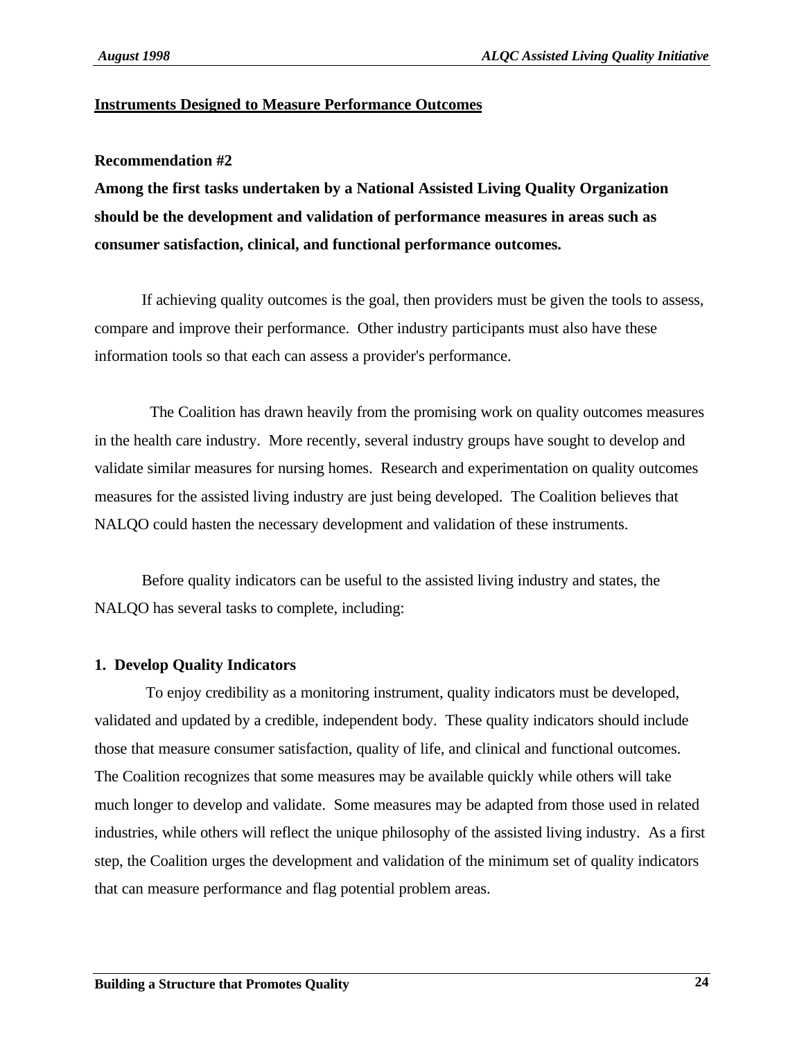## Instruments Designed to Measure Performance Outcomes

**Recommendation #2**

**Among the first tasks undertaken by a National Assisted Living Quality Organization should be the development and validation of performance measures in areas such as consumer satisfaction, clinical, and functional performance outcomes.**

If achieving quality outcomes is the goal, then providers must be given the tools to assess, compare and improve their performance. Other industry participants must also have these information tools so that each can assess a provider's performance.

The Coalition has drawn heavily from the promising work on quality outcomes measures in the health care industry. More recently, several industry groups have sought to develop and validate similar measures for nursing homes. Research and experimentation on quality outcomes measures for the assisted living industry are just being developed. The Coalition believes that NALQO could hasten the necessary development and validation of these instruments.

Before quality indicators can be useful to the assisted living industry and states, the NALQO has several tasks to complete, including:

**1. Develop Quality Indicators**

To enjoy credibility as a monitoring instrument, quality indicators must be developed, validated and updated by a credible, independent body. These quality indicators should include those that measure consumer satisfaction, quality of life, and clinical and functional outcomes. The Coalition recognizes that some measures may be available quickly while others will take much longer to develop and validate. Some measures may be adapted from those used in related industries, while others will reflect the unique philosophy of the assisted living industry. As a first step, the Coalition urges the development and validation of the minimum set of quality indicators that can measure performance and flag potential problem areas.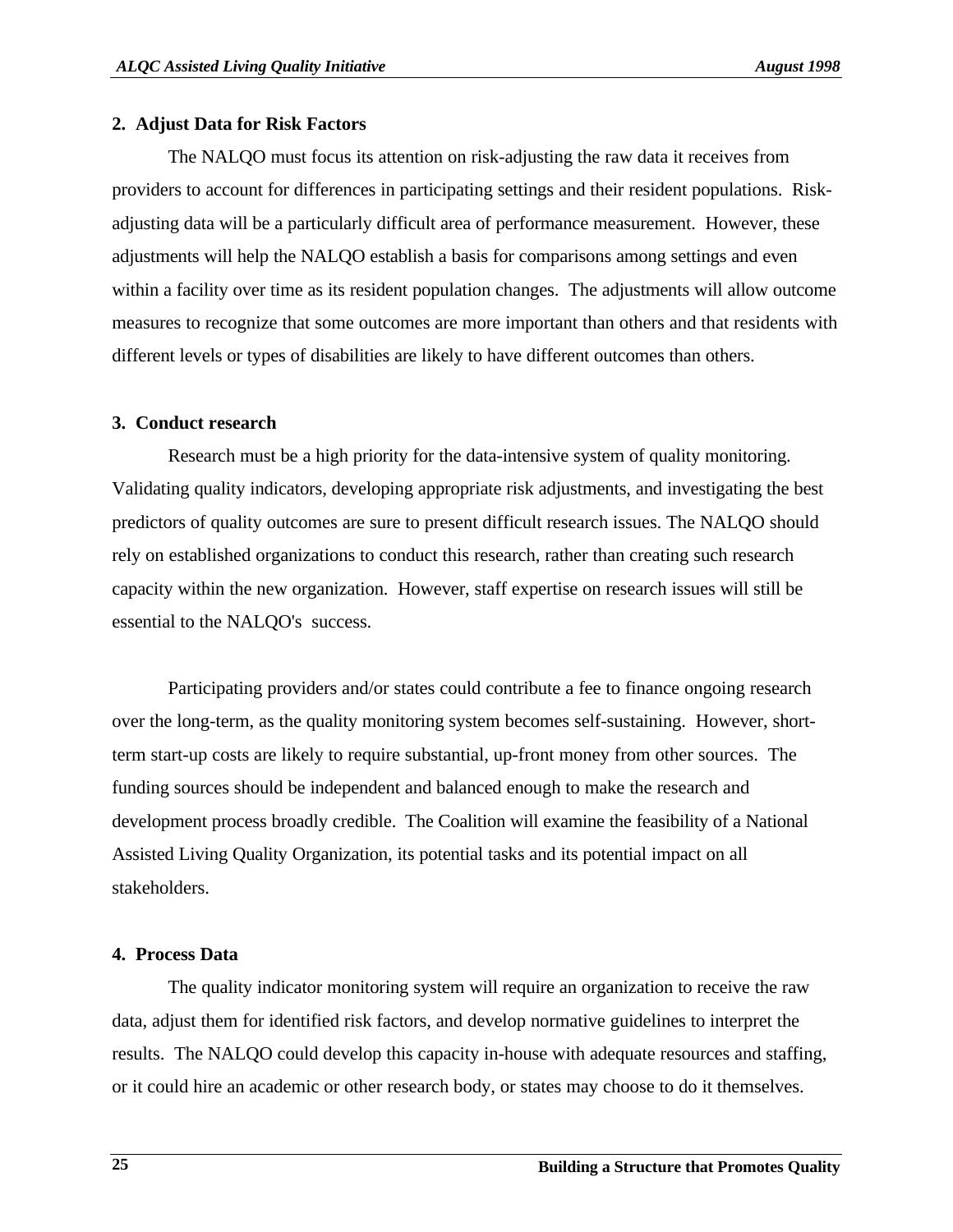**2. Adjust Data for Risk Factors**

The NALQO must focus its attention on risk-adjusting the raw data it receives from providers to account for differences in participating settings and their resident populations. Risk-adjusting data will be a particularly difficult area of performance measurement. However, these adjustments will help the NALQO establish a basis for comparisons among settings and even within a facility over time as its resident population changes. The adjustments will allow outcome measures to recognize that some outcomes are more important than others and that residents with different levels or types of disabilities are likely to have different outcomes than others.

**3. Conduct research**

Research must be a high priority for the data-intensive system of quality monitoring. Validating quality indicators, developing appropriate risk adjustments, and investigating the best predictors of quality outcomes are sure to present difficult research issues. The NALQO should rely on established organizations to conduct this research, rather than creating such research capacity within the new organization. However, staff expertise on research issues will still be essential to the NALQO's success.

Participating providers and/or states could contribute a fee to finance ongoing research over the long-term, as the quality monitoring system becomes self-sustaining. However, short-term start-up costs are likely to require substantial, up-front money from other sources. The funding sources should be independent and balanced enough to make the research and development process broadly credible. The Coalition will examine the feasibility of a National Assisted Living Quality Organization, its potential tasks and its potential impact on all stakeholders.

**4. Process Data**

The quality indicator monitoring system will require an organization to receive the raw data, adjust them for identified risk factors, and develop normative guidelines to interpret the results. The NALQO could develop this capacity in-house with adequate resources and staffing, or it could hire an academic or other research body, or states may choose to do it themselves.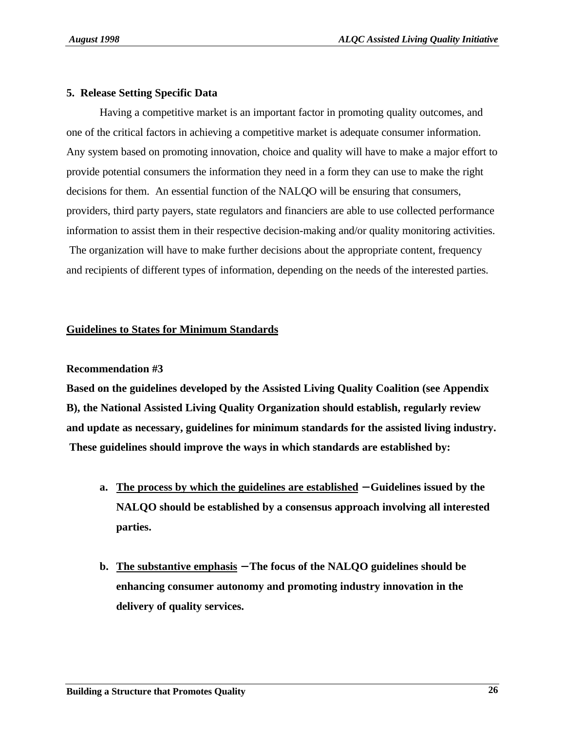**5. Release Setting Specific Data**

Having a competitive market is an important factor in promoting quality outcomes, and one of the critical factors in achieving a competitive market is adequate consumer information. Any system based on promoting innovation, choice and quality will have to make a major effort to provide potential consumers the information they need in a form they can use to make the right decisions for them. An essential function of the NALQO will be ensuring that consumers, providers, third party payers, state regulators and financiers are able to use collected performance information to assist them in their respective decision-making and/or quality monitoring activities. The organization will have to make further decisions about the appropriate content, frequency and recipients of different types of information, depending on the needs of the interested parties.

## <u>Guidelines to States for Minimum Standards</u>

**Recommendation #3**

**Based on the guidelines developed by the Assisted Living Quality Coalition (see Appendix B), the National Assisted Living Quality Organization should establish, regularly review and update as necessary, guidelines for minimum standards for the assisted living industry. These guidelines should improve the ways in which standards are established by:**

a. **<u>The process by which the guidelines are established</u> – Guidelines issued by the NALQO should be established by a consensus approach involving all interested parties.**

b. **<u>The substantive emphasis</u> – The focus of the NALQO guidelines should be enhancing consumer autonomy and promoting industry innovation in the delivery of quality services.**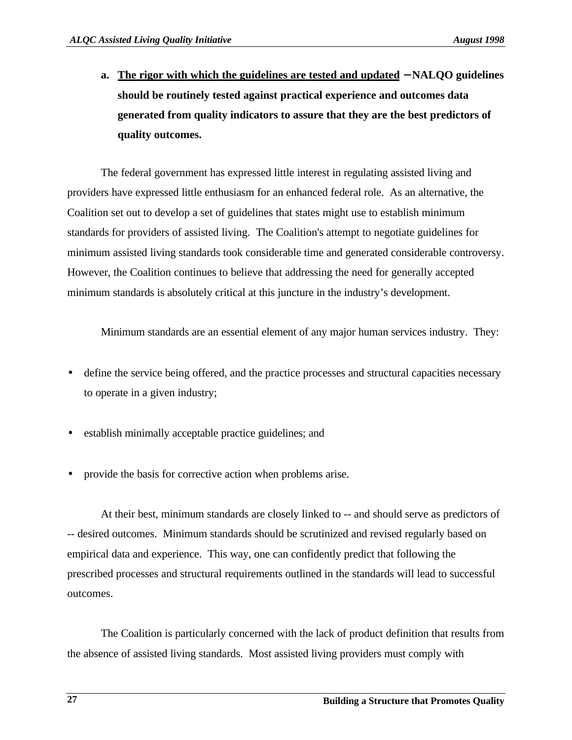a. **<u>The rigor with which the guidelines are tested and updated</u> – NALQO guidelines should be routinely tested against practical experience and outcomes data generated from quality indicators to assure that they are the best predictors of quality outcomes.**

The federal government has expressed little interest in regulating assisted living and providers have expressed little enthusiasm for an enhanced federal role. As an alternative, the Coalition set out to develop a set of guidelines that states might use to establish minimum standards for providers of assisted living. The Coalition's attempt to negotiate guidelines for minimum assisted living standards took considerable time and generated considerable controversy. However, the Coalition continues to believe that addressing the need for generally accepted minimum standards is absolutely critical at this juncture in the industry's development.

Minimum standards are an essential element of any major human services industry. They:

- define the service being offered, and the practice processes and structural capacities necessary to operate in a given industry;
- establish minimally acceptable practice guidelines; and
- provide the basis for corrective action when problems arise.

At their best, minimum standards are closely linked to -- and should serve as predictors of -- desired outcomes. Minimum standards should be scrutinized and revised regularly based on empirical data and experience. This way, one can confidently predict that following the prescribed processes and structural requirements outlined in the standards will lead to successful outcomes.

The Coalition is particularly concerned with the lack of product definition that results from the absence of assisted living standards. Most assisted living providers must comply with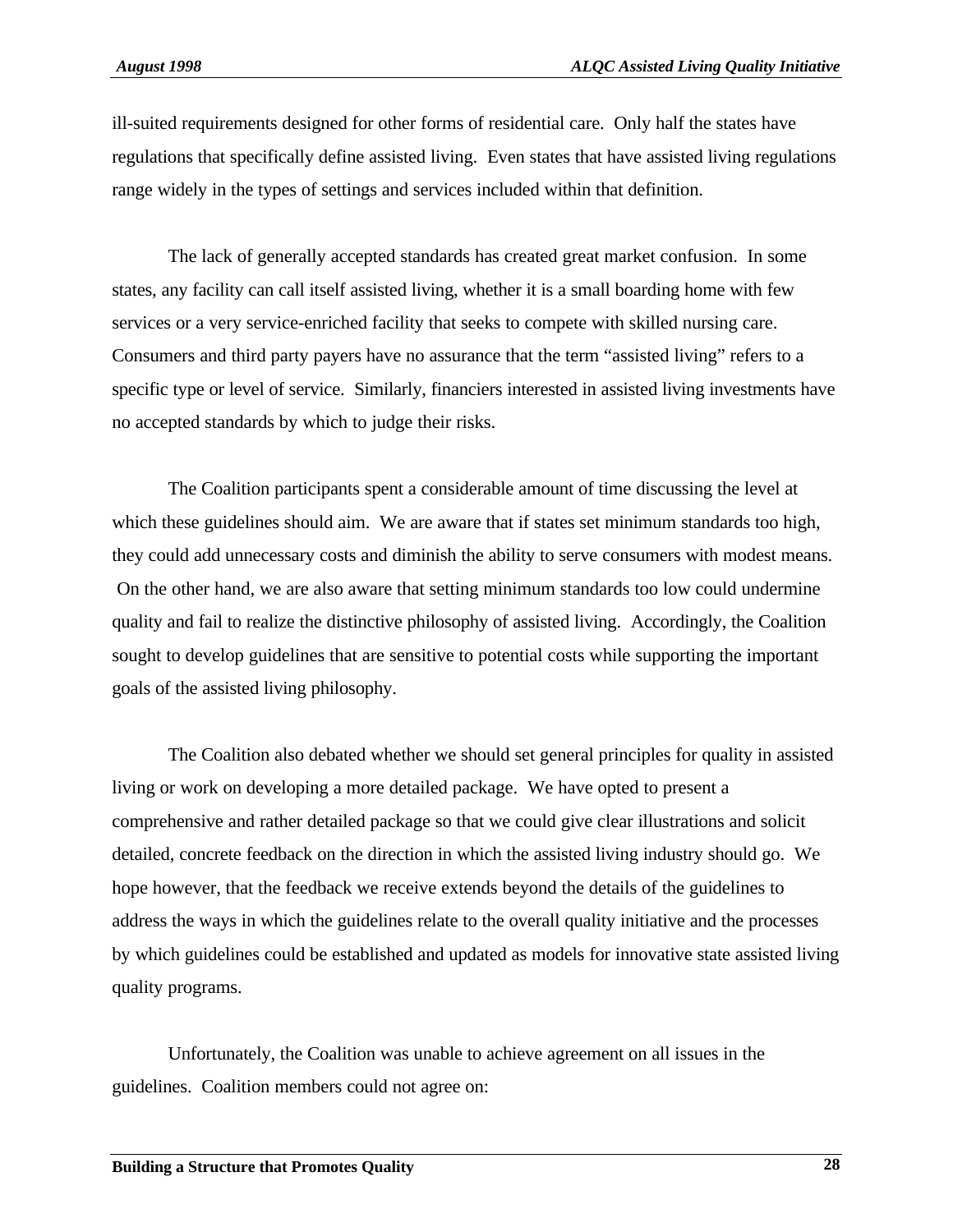ill-suited requirements designed for other forms of residential care. Only half the states have regulations that specifically define assisted living. Even states that have assisted living regulations range widely in the types of settings and services included within that definition.

The lack of generally accepted standards has created great market confusion. In some states, any facility can call itself assisted living, whether it is a small boarding home with few services or a very service-enriched facility that seeks to compete with skilled nursing care. Consumers and third party payers have no assurance that the term "assisted living" refers to a specific type or level of service. Similarly, financiers interested in assisted living investments have no accepted standards by which to judge their risks.

The Coalition participants spent a considerable amount of time discussing the level at which these guidelines should aim. We are aware that if states set minimum standards too high, they could add unnecessary costs and diminish the ability to serve consumers with modest means. On the other hand, we are also aware that setting minimum standards too low could undermine quality and fail to realize the distinctive philosophy of assisted living. Accordingly, the Coalition sought to develop guidelines that are sensitive to potential costs while supporting the important goals of the assisted living philosophy.

The Coalition also debated whether we should set general principles for quality in assisted living or work on developing a more detailed package. We have opted to present a comprehensive and rather detailed package so that we could give clear illustrations and solicit detailed, concrete feedback on the direction in which the assisted living industry should go. We hope however, that the feedback we receive extends beyond the details of the guidelines to address the ways in which the guidelines relate to the overall quality initiative and the processes by which guidelines could be established and updated as models for innovative state assisted living quality programs.

Unfortunately, the Coalition was unable to achieve agreement on all issues in the guidelines. Coalition members could not agree on: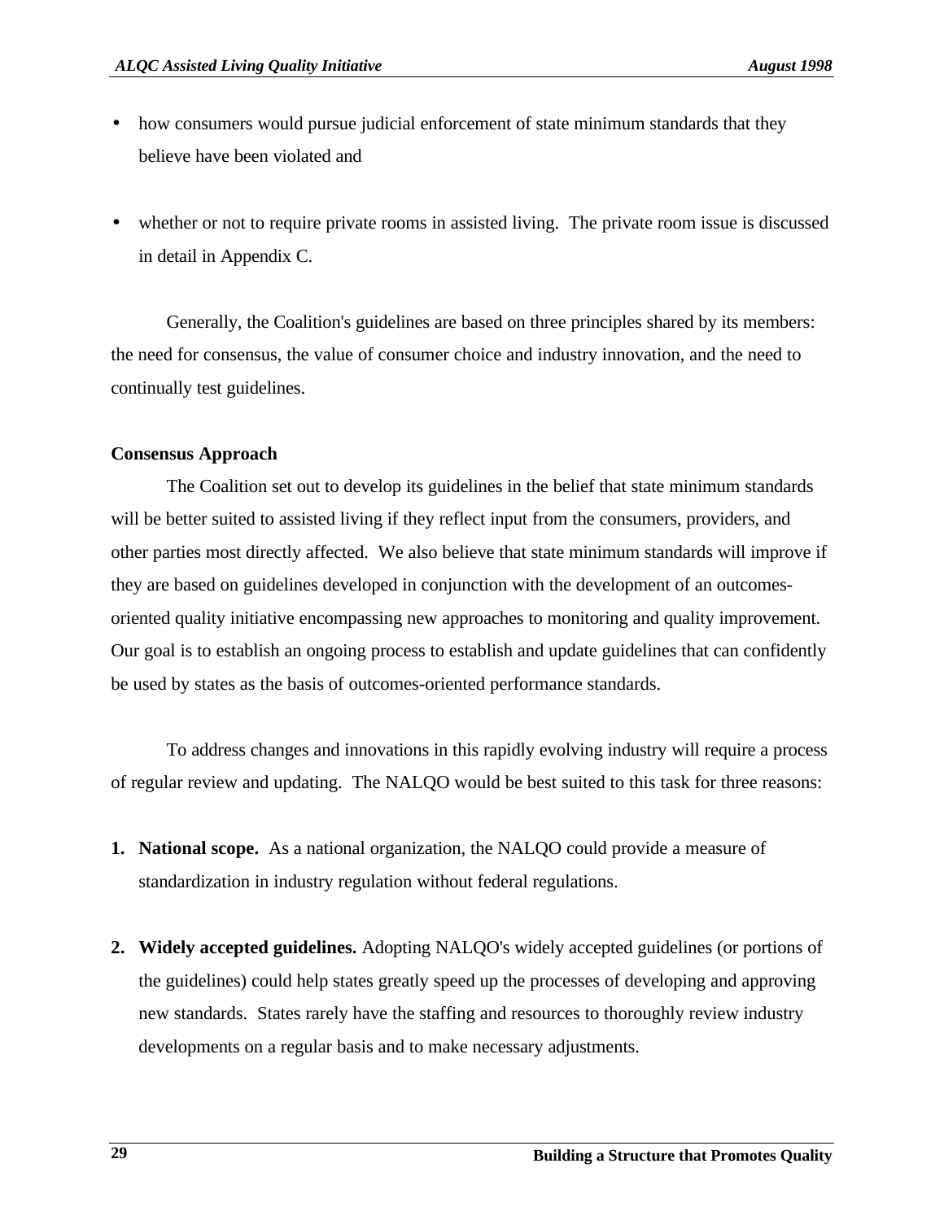- how consumers would pursue judicial enforcement of state minimum standards that they believe have been violated and

- whether or not to require private rooms in assisted living. The private room issue is discussed in detail in Appendix C.

Generally, the Coalition's guidelines are based on three principles shared by its members: the need for consensus, the value of consumer choice and industry innovation, and the need to continually test guidelines.

**Consensus Approach**

The Coalition set out to develop its guidelines in the belief that state minimum standards will be better suited to assisted living if they reflect input from the consumers, providers, and other parties most directly affected. We also believe that state minimum standards will improve if they are based on guidelines developed in conjunction with the development of an outcomes-oriented quality initiative encompassing new approaches to monitoring and quality improvement. Our goal is to establish an ongoing process to establish and update guidelines that can confidently be used by states as the basis of outcomes-oriented performance standards.

To address changes and innovations in this rapidly evolving industry will require a process of regular review and updating. The NALQO would be best suited to this task for three reasons:

1. **National scope.** As a national organization, the NALQO could provide a measure of standardization in industry regulation without federal regulations.

2. **Widely accepted guidelines.** Adopting NALQO's widely accepted guidelines (or portions of the guidelines) could help states greatly speed up the processes of developing and approving new standards. States rarely have the staffing and resources to thoroughly review industry developments on a regular basis and to make necessary adjustments.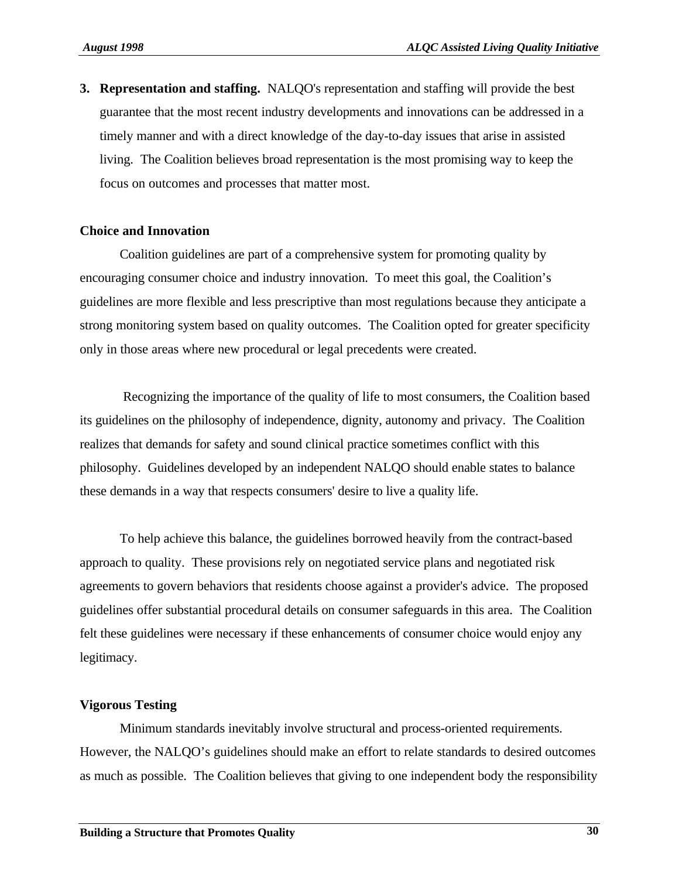3. **Representation and staffing.** NALQO's representation and staffing will provide the best guarantee that the most recent industry developments and innovations can be addressed in a timely manner and with a direct knowledge of the day-to-day issues that arise in assisted living. The Coalition believes broad representation is the most promising way to keep the focus on outcomes and processes that matter most.

**Choice and Innovation**

Coalition guidelines are part of a comprehensive system for promoting quality by encouraging consumer choice and industry innovation. To meet this goal, the Coalition's guidelines are more flexible and less prescriptive than most regulations because they anticipate a strong monitoring system based on quality outcomes. The Coalition opted for greater specificity only in those areas where new procedural or legal precedents were created.

Recognizing the importance of the quality of life to most consumers, the Coalition based its guidelines on the philosophy of independence, dignity, autonomy and privacy. The Coalition realizes that demands for safety and sound clinical practice sometimes conflict with this philosophy. Guidelines developed by an independent NALQO should enable states to balance these demands in a way that respects consumers' desire to live a quality life.

To help achieve this balance, the guidelines borrowed heavily from the contract-based approach to quality. These provisions rely on negotiated service plans and negotiated risk agreements to govern behaviors that residents choose against a provider's advice. The proposed guidelines offer substantial procedural details on consumer safeguards in this area. The Coalition felt these guidelines were necessary if these enhancements of consumer choice would enjoy any legitimacy.

**Vigorous Testing**

Minimum standards inevitably involve structural and process-oriented requirements. However, the NALQO's guidelines should make an effort to relate standards to desired outcomes as much as possible. The Coalition believes that giving to one independent body the responsibility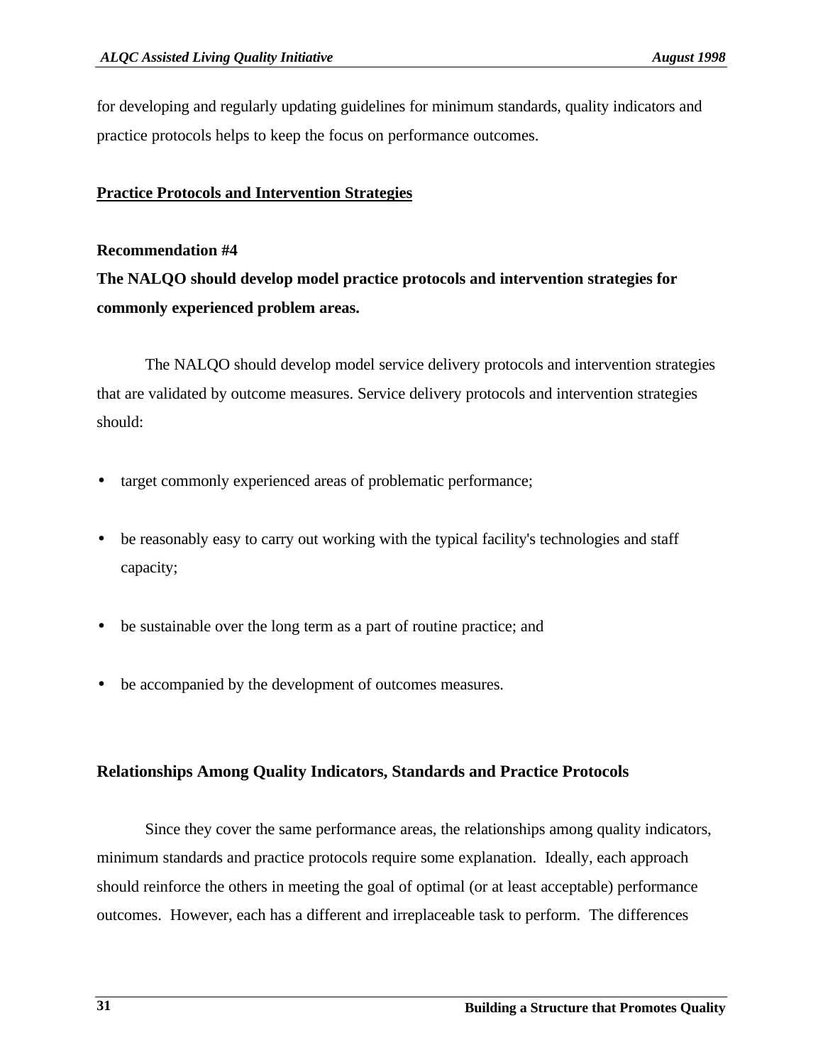for developing and regularly updating guidelines for minimum standards, quality indicators and practice protocols helps to keep the focus on performance outcomes.

## Practice Protocols and Intervention Strategies

**Recommendation #4**
**The NALQO should develop model practice protocols and intervention strategies for commonly experienced problem areas.**

The NALQO should develop model service delivery protocols and intervention strategies that are validated by outcome measures. Service delivery protocols and intervention strategies should:

- target commonly experienced areas of problematic performance;
- be reasonably easy to carry out working with the typical facility's technologies and staff capacity;
- be sustainable over the long term as a part of routine practice; and
- be accompanied by the development of outcomes measures.

### Relationships Among Quality Indicators, Standards and Practice Protocols

Since they cover the same performance areas, the relationships among quality indicators, minimum standards and practice protocols require some explanation. Ideally, each approach should reinforce the others in meeting the goal of optimal (or at least acceptable) performance outcomes. However, each has a different and irreplaceable task to perform. The differences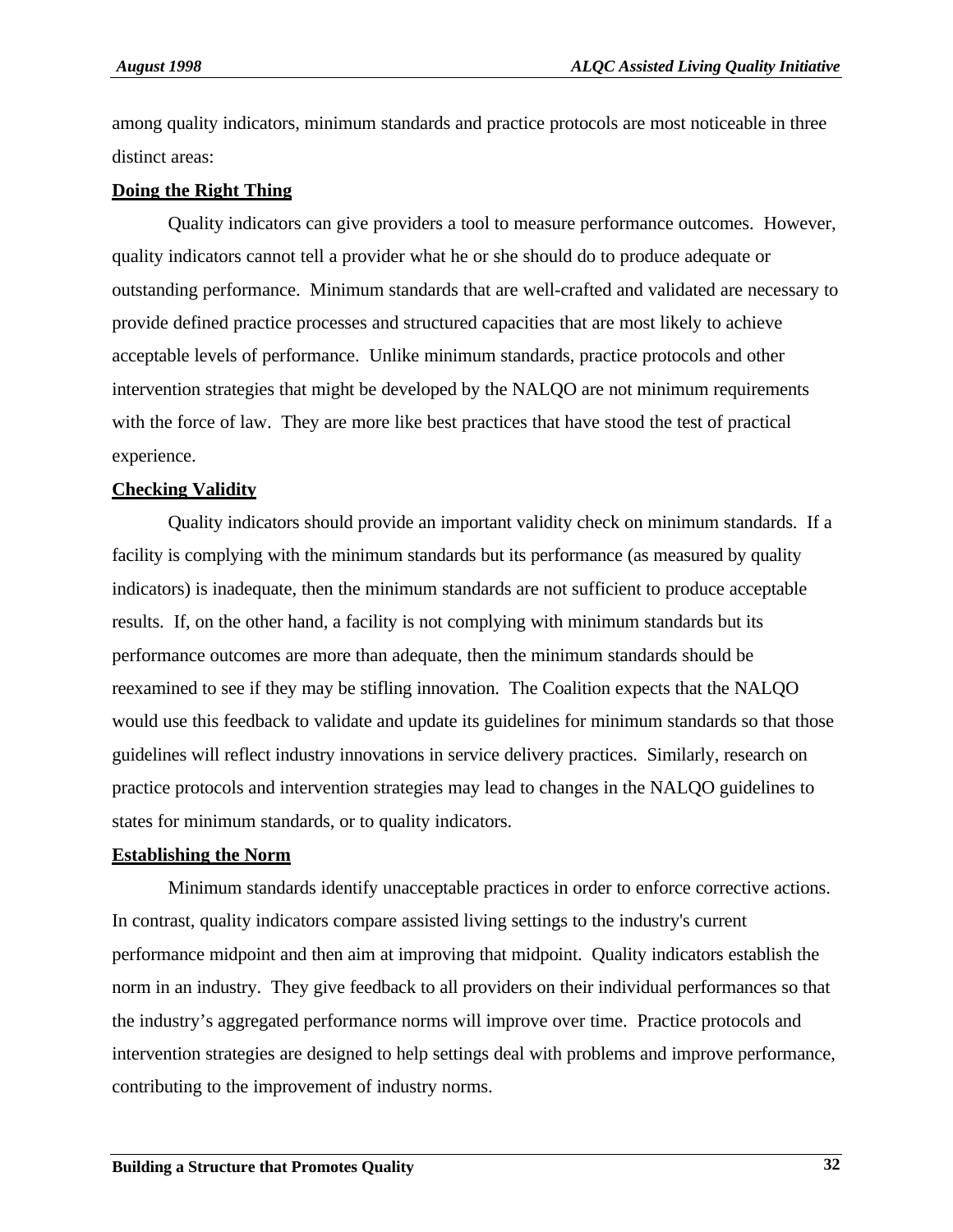among quality indicators, minimum standards and practice protocols are most noticeable in three distinct areas:

**Doing the Right Thing**

Quality indicators can give providers a tool to measure performance outcomes. However, quality indicators cannot tell a provider what he or she should do to produce adequate or outstanding performance. Minimum standards that are well-crafted and validated are necessary to provide defined practice processes and structured capacities that are most likely to achieve acceptable levels of performance. Unlike minimum standards, practice protocols and other intervention strategies that might be developed by the NALQO are not minimum requirements with the force of law. They are more like best practices that have stood the test of practical experience.

**Checking Validity**

Quality indicators should provide an important validity check on minimum standards. If a facility is complying with the minimum standards but its performance (as measured by quality indicators) is inadequate, then the minimum standards are not sufficient to produce acceptable results. If, on the other hand, a facility is not complying with minimum standards but its performance outcomes are more than adequate, then the minimum standards should be reexamined to see if they may be stifling innovation. The Coalition expects that the NALQO would use this feedback to validate and update its guidelines for minimum standards so that those guidelines will reflect industry innovations in service delivery practices. Similarly, research on practice protocols and intervention strategies may lead to changes in the NALQO guidelines to states for minimum standards, or to quality indicators.

**Establishing the Norm**

Minimum standards identify unacceptable practices in order to enforce corrective actions. In contrast, quality indicators compare assisted living settings to the industry's current performance midpoint and then aim at improving that midpoint. Quality indicators establish the norm in an industry. They give feedback to all providers on their individual performances so that the industry's aggregated performance norms will improve over time. Practice protocols and intervention strategies are designed to help settings deal with problems and improve performance, contributing to the improvement of industry norms.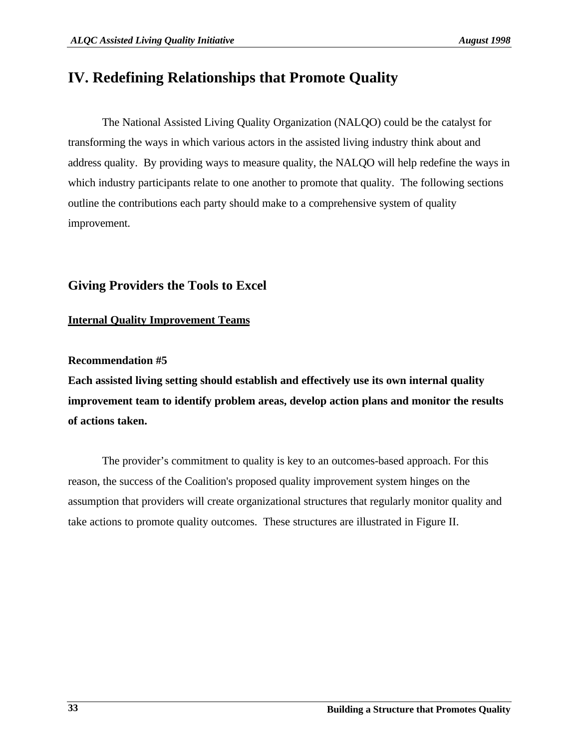# IV. Redefining Relationships that Promote Quality

The National Assisted Living Quality Organization (NALQO) could be the catalyst for transforming the ways in which various actors in the assisted living industry think about and address quality. By providing ways to measure quality, the NALQO will help redefine the ways in which industry participants relate to one another to promote that quality. The following sections outline the contributions each party should make to a comprehensive system of quality improvement.

## Giving Providers the Tools to Excel

### Internal Quality Improvement Teams

**Recommendation #5**

**Each assisted living setting should establish and effectively use its own internal quality improvement team to identify problem areas, develop action plans and monitor the results of actions taken.**

The provider's commitment to quality is key to an outcomes-based approach. For this reason, the success of the Coalition's proposed quality improvement system hinges on the assumption that providers will create organizational structures that regularly monitor quality and take actions to promote quality outcomes. These structures are illustrated in Figure II.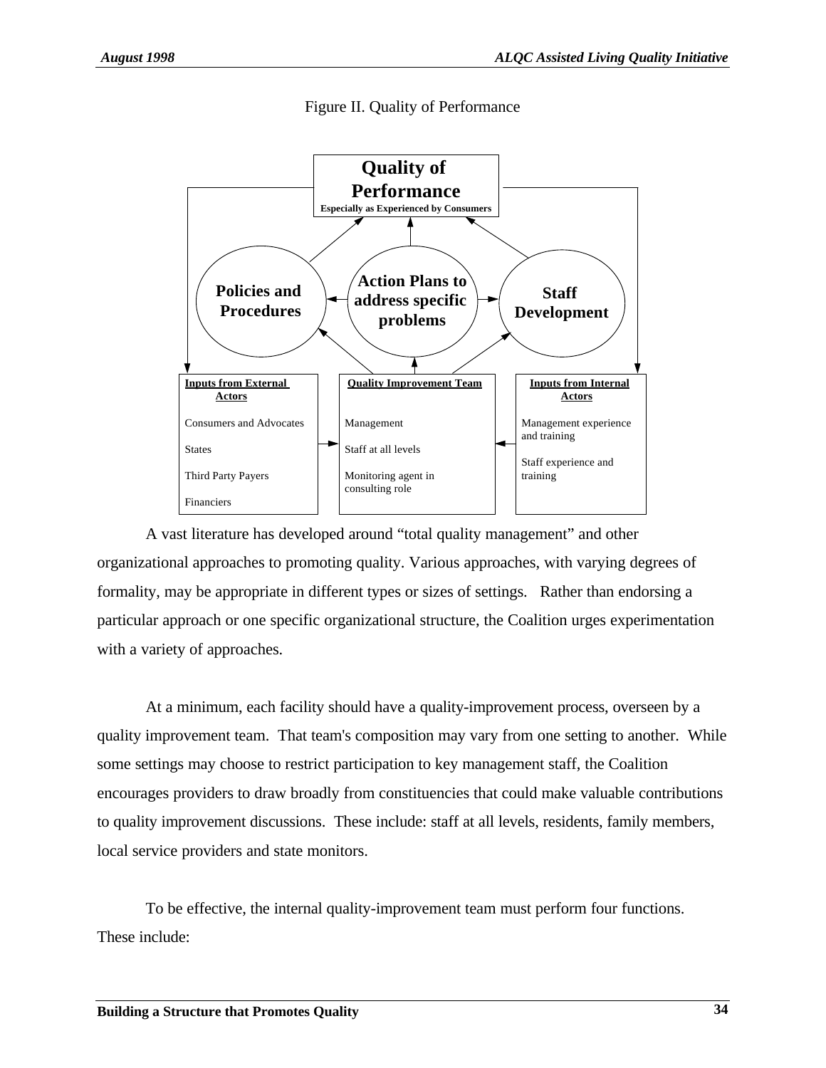Figure II. Quality of Performance

**Quality of Performance**
**Especially as Experienced by Consumers**

**Policies and Procedures**

**Action Plans to address specific problems**

**Staff Development**

**Inputs from External Actors**

Consumers and Advocates

States

Third Party Payers

Financiers

**Quality Improvement Team**

Management

Staff at all levels

Monitoring agent in consulting role

**Inputs from Internal Actors**

Management experience and training

Staff experience and training

A vast literature has developed around "total quality management" and other organizational approaches to promoting quality. Various approaches, with varying degrees of formality, may be appropriate in different types or sizes of settings. Rather than endorsing a particular approach or one specific organizational structure, the Coalition urges experimentation with a variety of approaches.

At a minimum, each facility should have a quality-improvement process, overseen by a quality improvement team. That team's composition may vary from one setting to another. While some settings may choose to restrict participation to key management staff, the Coalition encourages providers to draw broadly from constituencies that could make valuable contributions to quality improvement discussions. These include: staff at all levels, residents, family members, local service providers and state monitors.

To be effective, the internal quality-improvement team must perform four functions. These include: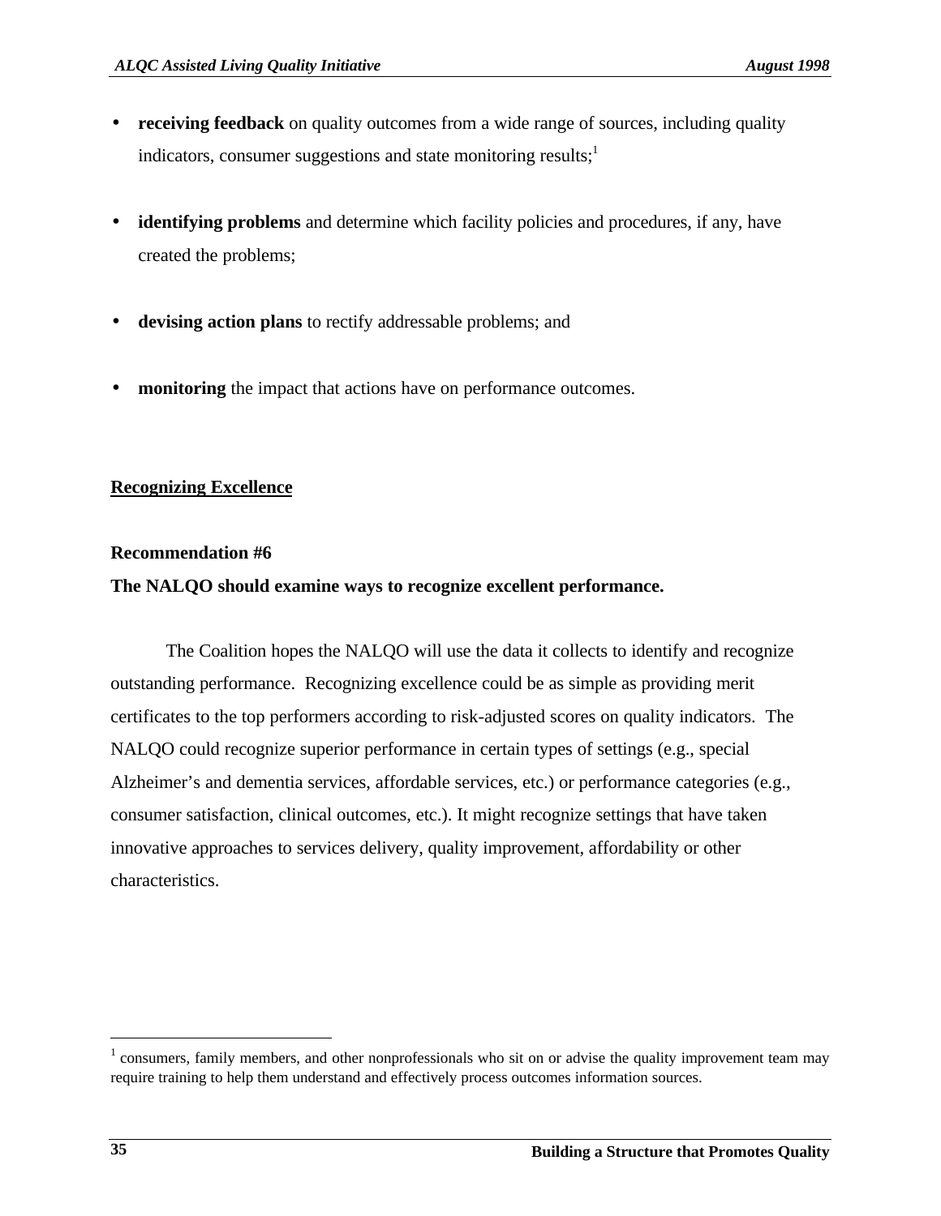- **receiving feedback** on quality outcomes from a wide range of sources, including quality indicators, consumer suggestions and state monitoring results;[1]

- **identifying problems** and determine which facility policies and procedures, if any, have created the problems;

- **devising action plans** to rectify addressable problems; and

- **monitoring** the impact that actions have on performance outcomes.

## Recognizing Excellence

**Recommendation #6**
**The NALQO should examine ways to recognize excellent performance.**

The Coalition hopes the NALQO will use the data it collects to identify and recognize outstanding performance. Recognizing excellence could be as simple as providing merit certificates to the top performers according to risk-adjusted scores on quality indicators. The NALQO could recognize superior performance in certain types of settings (e.g., special Alzheimer's and dementia services, affordable services, etc.) or performance categories (e.g., consumer satisfaction, clinical outcomes, etc.). It might recognize settings that have taken innovative approaches to services delivery, quality improvement, affordability or other characteristics.

---

[1] consumers, family members, and other nonprofessionals who sit on or advise the quality improvement team may require training to help them understand and effectively process outcomes information sources.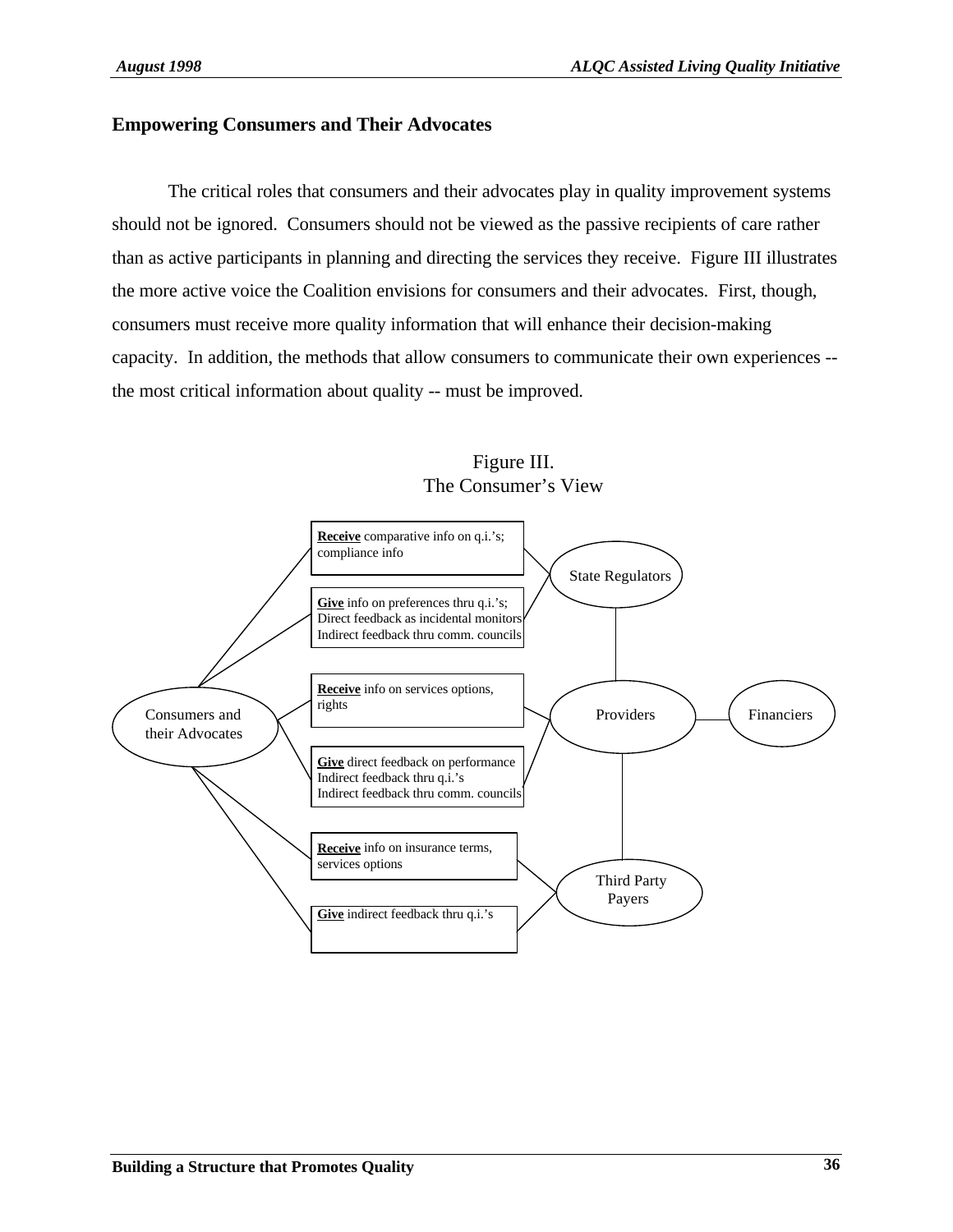## Empowering Consumers and Their Advocates

The critical roles that consumers and their advocates play in quality improvement systems should not be ignored. Consumers should not be viewed as the passive recipients of care rather than as active participants in planning and directing the services they receive. Figure III illustrates the more active voice the Coalition envisions for consumers and their advocates. First, though, consumers must receive more quality information that will enhance their decision-making capacity. In addition, the methods that allow consumers to communicate their own experiences -- the most critical information about quality -- must be improved.

Figure III.
The Consumer's View

Consumers and their Advocates

**Receive** comparative info on q.i.'s; compliance info

**Give** info on preferences thru q.i.'s; Direct feedback as incidental monitors Indirect feedback thru comm. councils

State Regulators

**Receive** info on services options, rights

**Give** direct feedback on performance Indirect feedback thru q.i.'s Indirect feedback thru comm. councils

Providers

Financiers

**Receive** info on insurance terms, services options

**Give** indirect feedback thru q.i.'s

Third Party Payers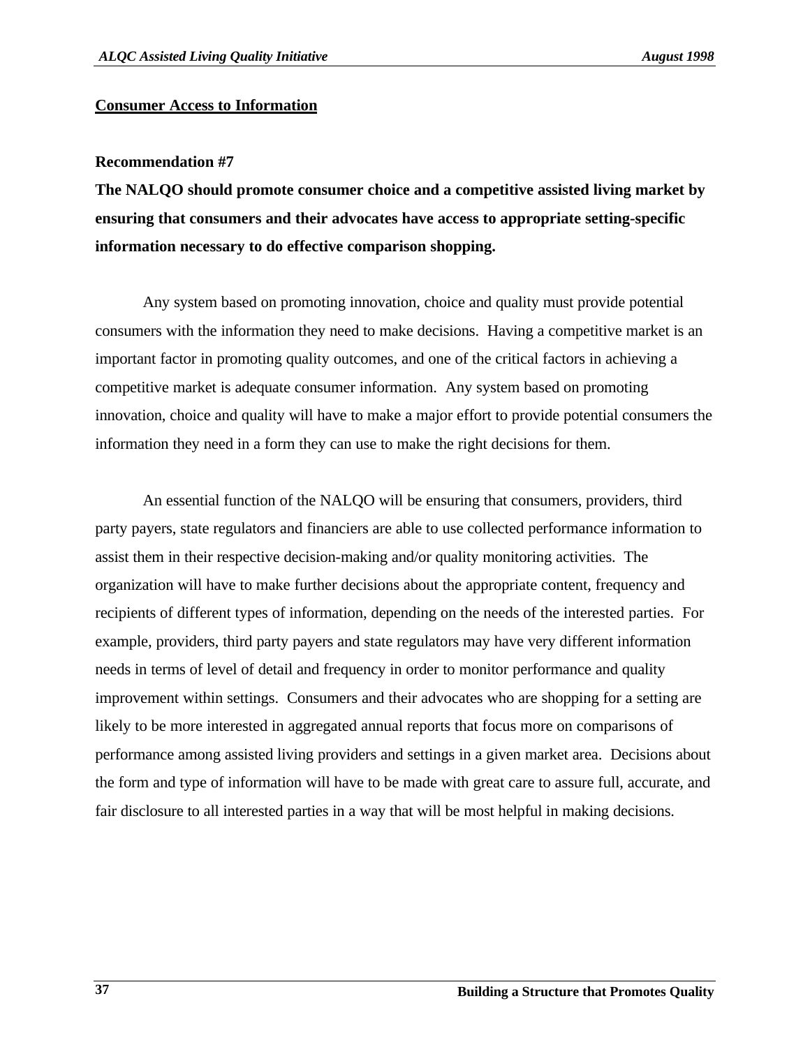## Consumer Access to Information

**Recommendation #7**

**The NALQO should promote consumer choice and a competitive assisted living market by ensuring that consumers and their advocates have access to appropriate setting-specific information necessary to do effective comparison shopping.**

Any system based on promoting innovation, choice and quality must provide potential consumers with the information they need to make decisions. Having a competitive market is an important factor in promoting quality outcomes, and one of the critical factors in achieving a competitive market is adequate consumer information. Any system based on promoting innovation, choice and quality will have to make a major effort to provide potential consumers the information they need in a form they can use to make the right decisions for them.

An essential function of the NALQO will be ensuring that consumers, providers, third party payers, state regulators and financiers are able to use collected performance information to assist them in their respective decision-making and/or quality monitoring activities. The organization will have to make further decisions about the appropriate content, frequency and recipients of different types of information, depending on the needs of the interested parties. For example, providers, third party payers and state regulators may have very different information needs in terms of level of detail and frequency in order to monitor performance and quality improvement within settings. Consumers and their advocates who are shopping for a setting are likely to be more interested in aggregated annual reports that focus more on comparisons of performance among assisted living providers and settings in a given market area. Decisions about the form and type of information will have to be made with great care to assure full, accurate, and fair disclosure to all interested parties in a way that will be most helpful in making decisions.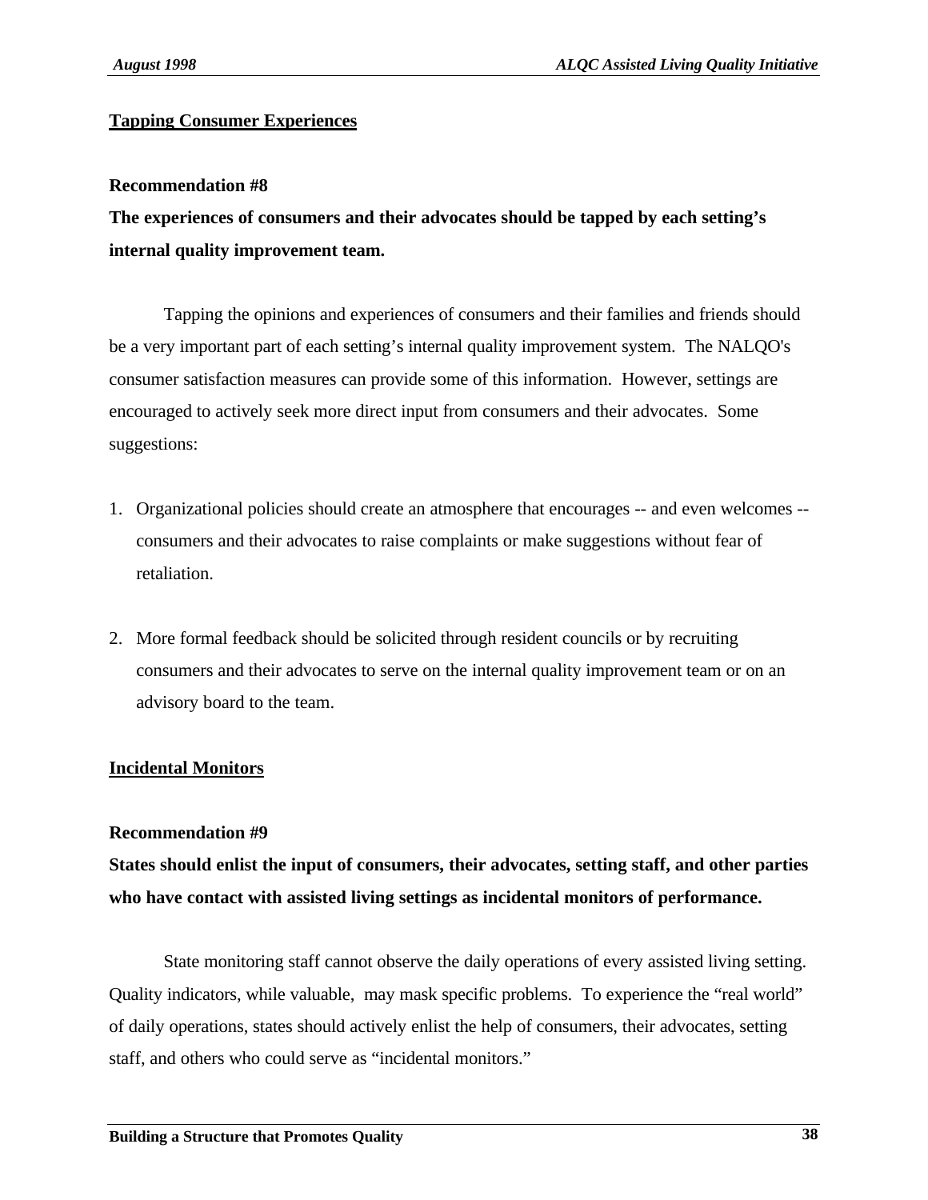## Tapping Consumer Experiences

**Recommendation #8**

**The experiences of consumers and their advocates should be tapped by each setting's internal quality improvement team.**

Tapping the opinions and experiences of consumers and their families and friends should be a very important part of each setting's internal quality improvement system. The NALQO's consumer satisfaction measures can provide some of this information. However, settings are encouraged to actively seek more direct input from consumers and their advocates. Some suggestions:

1. Organizational policies should create an atmosphere that encourages -- and even welcomes -- consumers and their advocates to raise complaints or make suggestions without fear of retaliation.

2. More formal feedback should be solicited through resident councils or by recruiting consumers and their advocates to serve on the internal quality improvement team or on an advisory board to the team.

## Incidental Monitors

**Recommendation #9**

**States should enlist the input of consumers, their advocates, setting staff, and other parties who have contact with assisted living settings as incidental monitors of performance.**

State monitoring staff cannot observe the daily operations of every assisted living setting. Quality indicators, while valuable, may mask specific problems. To experience the "real world" of daily operations, states should actively enlist the help of consumers, their advocates, setting staff, and others who could serve as "incidental monitors."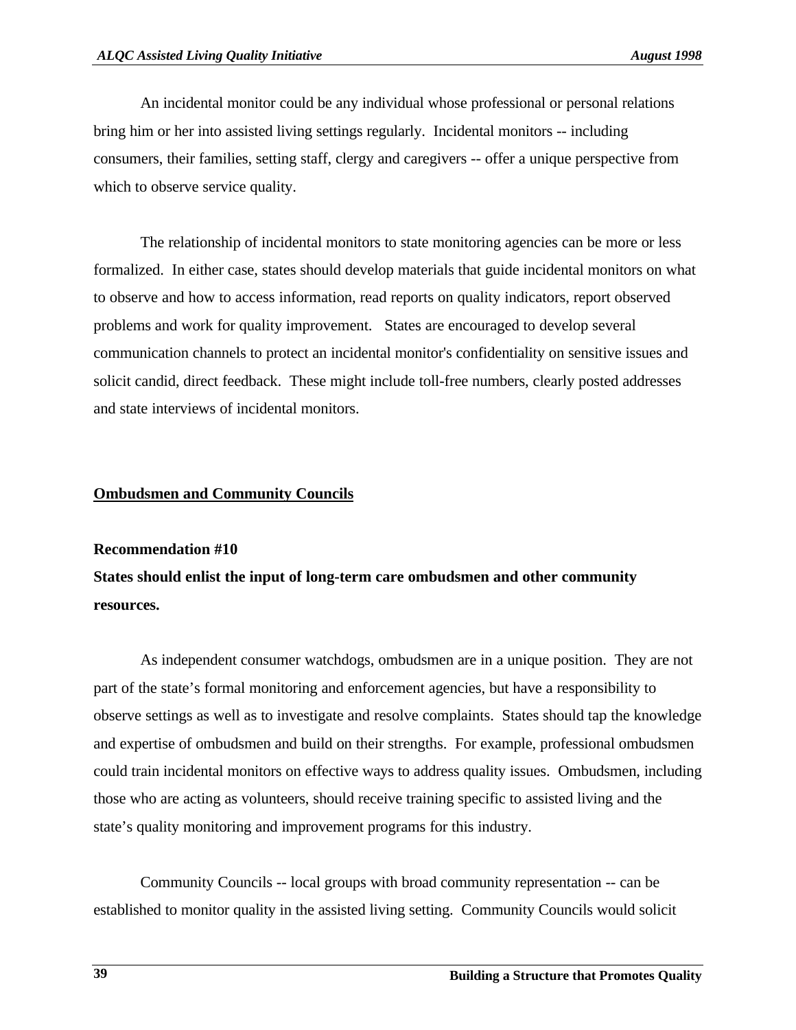An incidental monitor could be any individual whose professional or personal relations bring him or her into assisted living settings regularly. Incidental monitors -- including consumers, their families, setting staff, clergy and caregivers -- offer a unique perspective from which to observe service quality.

The relationship of incidental monitors to state monitoring agencies can be more or less formalized. In either case, states should develop materials that guide incidental monitors on what to observe and how to access information, read reports on quality indicators, report observed problems and work for quality improvement. States are encouraged to develop several communication channels to protect an incidental monitor's confidentiality on sensitive issues and solicit candid, direct feedback. These might include toll-free numbers, clearly posted addresses and state interviews of incidental monitors.

## Ombudsmen and Community Councils

**Recommendation #10**

**States should enlist the input of long-term care ombudsmen and other community resources.**

As independent consumer watchdogs, ombudsmen are in a unique position. They are not part of the state's formal monitoring and enforcement agencies, but have a responsibility to observe settings as well as to investigate and resolve complaints. States should tap the knowledge and expertise of ombudsmen and build on their strengths. For example, professional ombudsmen could train incidental monitors on effective ways to address quality issues. Ombudsmen, including those who are acting as volunteers, should receive training specific to assisted living and the state's quality monitoring and improvement programs for this industry.

Community Councils -- local groups with broad community representation -- can be established to monitor quality in the assisted living setting. Community Councils would solicit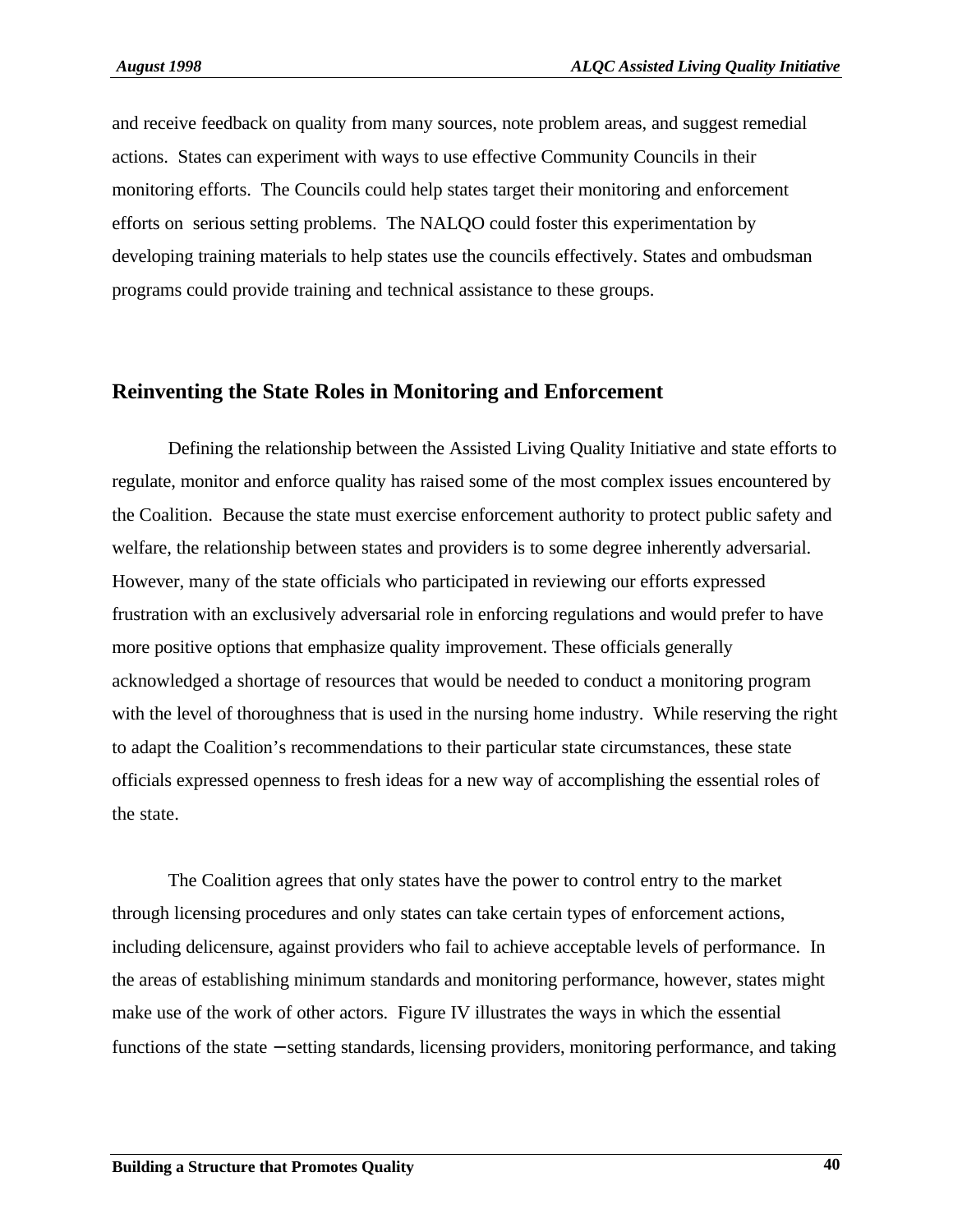and receive feedback on quality from many sources, note problem areas, and suggest remedial actions. States can experiment with ways to use effective Community Councils in their monitoring efforts. The Councils could help states target their monitoring and enforcement efforts on serious setting problems. The NALQO could foster this experimentation by developing training materials to help states use the councils effectively. States and ombudsman programs could provide training and technical assistance to these groups.

## Reinventing the State Roles in Monitoring and Enforcement

Defining the relationship between the Assisted Living Quality Initiative and state efforts to regulate, monitor and enforce quality has raised some of the most complex issues encountered by the Coalition. Because the state must exercise enforcement authority to protect public safety and welfare, the relationship between states and providers is to some degree inherently adversarial. However, many of the state officials who participated in reviewing our efforts expressed frustration with an exclusively adversarial role in enforcing regulations and would prefer to have more positive options that emphasize quality improvement. These officials generally acknowledged a shortage of resources that would be needed to conduct a monitoring program with the level of thoroughness that is used in the nursing home industry. While reserving the right to adapt the Coalition's recommendations to their particular state circumstances, these state officials expressed openness to fresh ideas for a new way of accomplishing the essential roles of the state.

The Coalition agrees that only states have the power to control entry to the market through licensing procedures and only states can take certain types of enforcement actions, including delicensure, against providers who fail to achieve acceptable levels of performance. In the areas of establishing minimum standards and monitoring performance, however, states might make use of the work of other actors. Figure IV illustrates the ways in which the essential functions of the state – setting standards, licensing providers, monitoring performance, and taking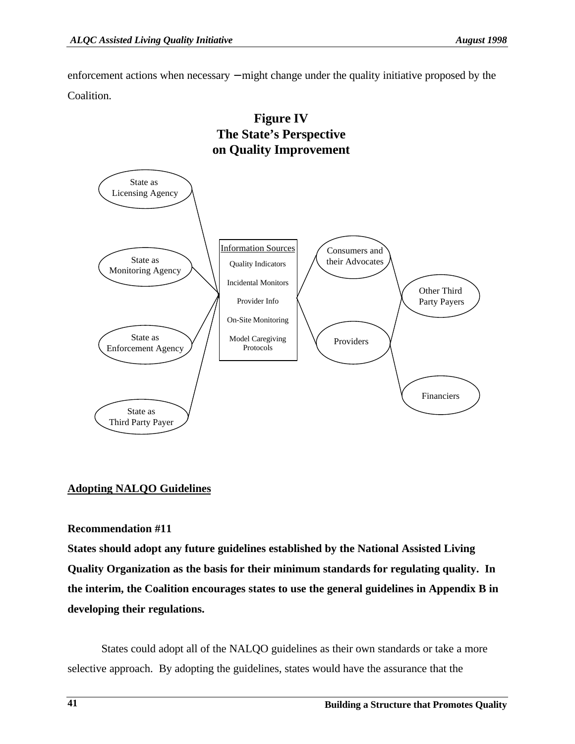enforcement actions when necessary – might change under the quality initiative proposed by the Coalition.

**Figure IV**
**The State's Perspective on Quality Improvement**

State as Licensing Agency

State as Monitoring Agency

State as Enforcement Agency

State as Third Party Payer

Information Sources
- Quality Indicators
- Incidental Monitors
- Provider Info
- On-Site Monitoring
- Model Caregiving Protocols

Consumers and their Advocates

Providers

Other Third Party Payers

Financiers

## Adopting NALQO Guidelines

**Recommendation #11**

**States should adopt any future guidelines established by the National Assisted Living Quality Organization as the basis for their minimum standards for regulating quality. In the interim, the Coalition encourages states to use the general guidelines in Appendix B in developing their regulations.**

States could adopt all of the NALQO guidelines as their own standards or take a more selective approach. By adopting the guidelines, states would have the assurance that the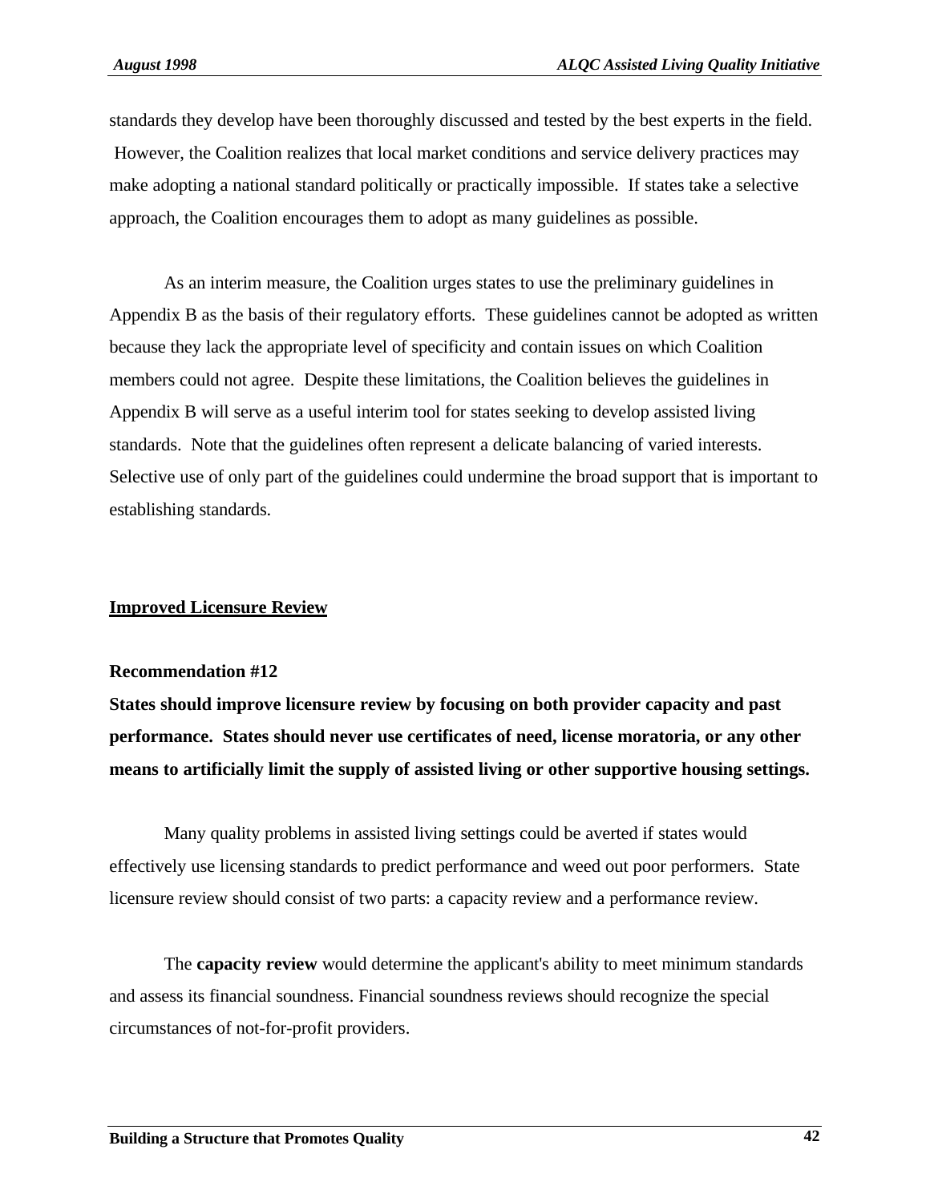standards they develop have been thoroughly discussed and tested by the best experts in the field. However, the Coalition realizes that local market conditions and service delivery practices may make adopting a national standard politically or practically impossible. If states take a selective approach, the Coalition encourages them to adopt as many guidelines as possible.

As an interim measure, the Coalition urges states to use the preliminary guidelines in Appendix B as the basis of their regulatory efforts. These guidelines cannot be adopted as written because they lack the appropriate level of specificity and contain issues on which Coalition members could not agree. Despite these limitations, the Coalition believes the guidelines in Appendix B will serve as a useful interim tool for states seeking to develop assisted living standards. Note that the guidelines often represent a delicate balancing of varied interests. Selective use of only part of the guidelines could undermine the broad support that is important to establishing standards.

## Improved Licensure Review

**Recommendation #12**

**States should improve licensure review by focusing on both provider capacity and past performance. States should never use certificates of need, license moratoria, or any other means to artificially limit the supply of assisted living or other supportive housing settings.**

Many quality problems in assisted living settings could be averted if states would effectively use licensing standards to predict performance and weed out poor performers. State licensure review should consist of two parts: a capacity review and a performance review.

The **capacity review** would determine the applicant's ability to meet minimum standards and assess its financial soundness. Financial soundness reviews should recognize the special circumstances of not-for-profit providers.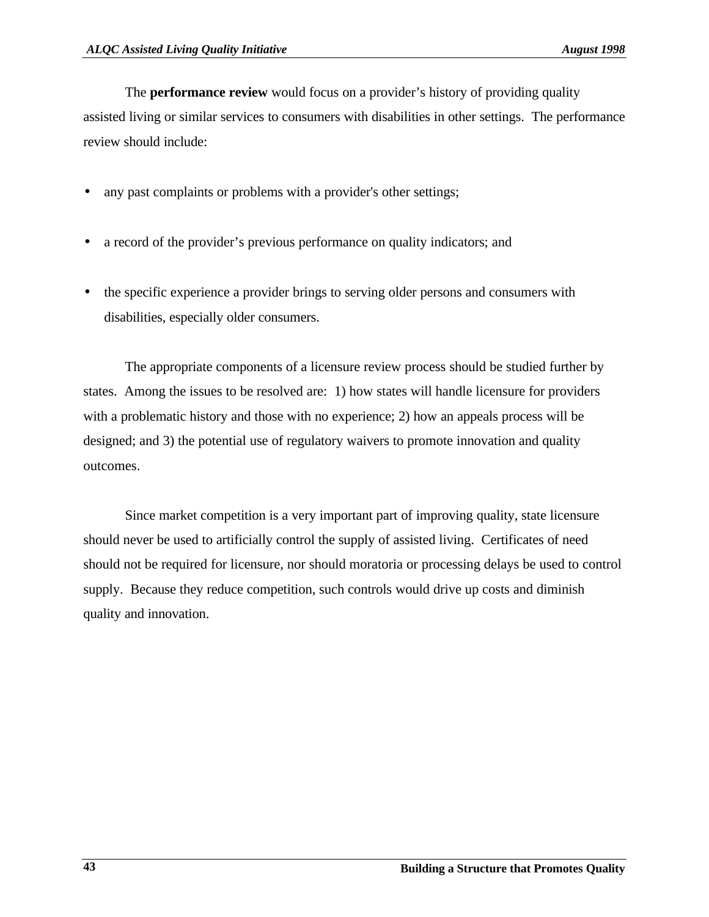The **performance review** would focus on a provider's history of providing quality assisted living or similar services to consumers with disabilities in other settings. The performance review should include:

- any past complaints or problems with a provider's other settings;
- a record of the provider's previous performance on quality indicators; and
- the specific experience a provider brings to serving older persons and consumers with disabilities, especially older consumers.

The appropriate components of a licensure review process should be studied further by states. Among the issues to be resolved are: 1) how states will handle licensure for providers with a problematic history and those with no experience; 2) how an appeals process will be designed; and 3) the potential use of regulatory waivers to promote innovation and quality outcomes.

Since market competition is a very important part of improving quality, state licensure should never be used to artificially control the supply of assisted living. Certificates of need should not be required for licensure, nor should moratoria or processing delays be used to control supply. Because they reduce competition, such controls would drive up costs and diminish quality and innovation.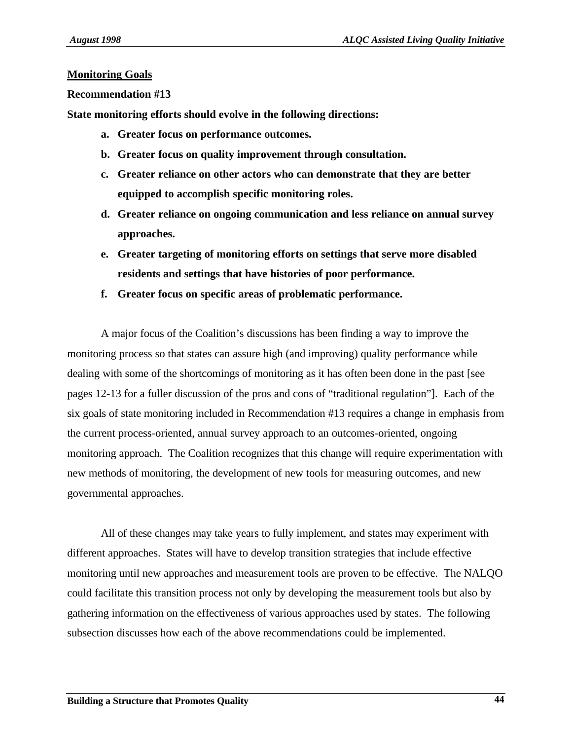## Monitoring Goals

**Recommendation #13**

**State monitoring efforts should evolve in the following directions:**

- **a. Greater focus on performance outcomes.**
- **b. Greater focus on quality improvement through consultation.**
- **c. Greater reliance on other actors who can demonstrate that they are better equipped to accomplish specific monitoring roles.**
- **d. Greater reliance on ongoing communication and less reliance on annual survey approaches.**
- **e. Greater targeting of monitoring efforts on settings that serve more disabled residents and settings that have histories of poor performance.**
- **f. Greater focus on specific areas of problematic performance.**

A major focus of the Coalition's discussions has been finding a way to improve the monitoring process so that states can assure high (and improving) quality performance while dealing with some of the shortcomings of monitoring as it has often been done in the past [see pages 12-13 for a fuller discussion of the pros and cons of "traditional regulation"]. Each of the six goals of state monitoring included in Recommendation #13 requires a change in emphasis from the current process-oriented, annual survey approach to an outcomes-oriented, ongoing monitoring approach. The Coalition recognizes that this change will require experimentation with new methods of monitoring, the development of new tools for measuring outcomes, and new governmental approaches.

All of these changes may take years to fully implement, and states may experiment with different approaches. States will have to develop transition strategies that include effective monitoring until new approaches and measurement tools are proven to be effective. The NALQO could facilitate this transition process not only by developing the measurement tools but also by gathering information on the effectiveness of various approaches used by states. The following subsection discusses how each of the above recommendations could be implemented.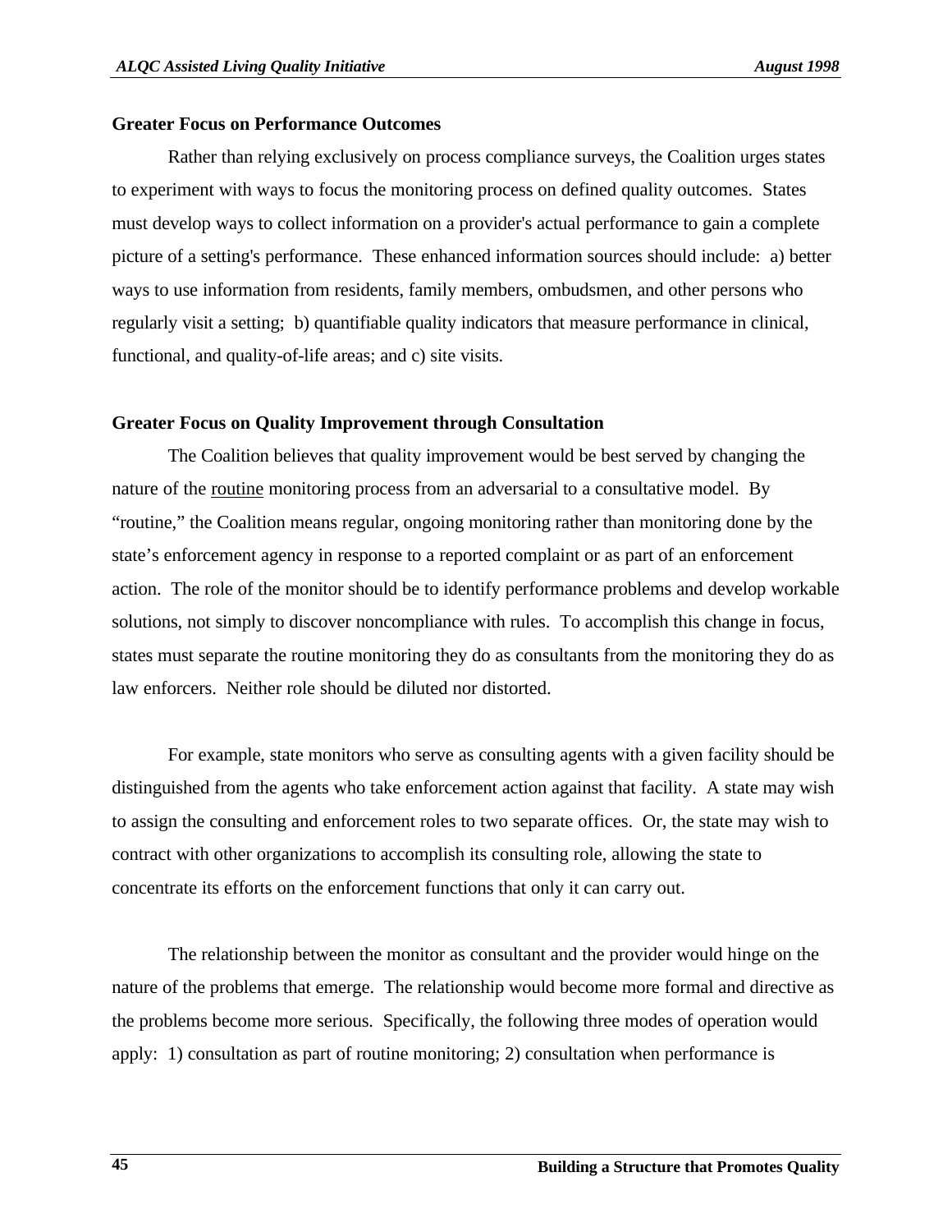**Greater Focus on Performance Outcomes**

Rather than relying exclusively on process compliance surveys, the Coalition urges states to experiment with ways to focus the monitoring process on defined quality outcomes. States must develop ways to collect information on a provider's actual performance to gain a complete picture of a setting's performance. These enhanced information sources should include: a) better ways to use information from residents, family members, ombudsmen, and other persons who regularly visit a setting; b) quantifiable quality indicators that measure performance in clinical, functional, and quality-of-life areas; and c) site visits.

**Greater Focus on Quality Improvement through Consultation**

The Coalition believes that quality improvement would be best served by changing the nature of the <u>routine</u> monitoring process from an adversarial to a consultative model. By “routine,” the Coalition means regular, ongoing monitoring rather than monitoring done by the state’s enforcement agency in response to a reported complaint or as part of an enforcement action. The role of the monitor should be to identify performance problems and develop workable solutions, not simply to discover noncompliance with rules. To accomplish this change in focus, states must separate the routine monitoring they do as consultants from the monitoring they do as law enforcers. Neither role should be diluted nor distorted.

For example, state monitors who serve as consulting agents with a given facility should be distinguished from the agents who take enforcement action against that facility. A state may wish to assign the consulting and enforcement roles to two separate offices. Or, the state may wish to contract with other organizations to accomplish its consulting role, allowing the state to concentrate its efforts on the enforcement functions that only it can carry out.

The relationship between the monitor as consultant and the provider would hinge on the nature of the problems that emerge. The relationship would become more formal and directive as the problems become more serious. Specifically, the following three modes of operation would apply: 1) consultation as part of routine monitoring; 2) consultation when performance is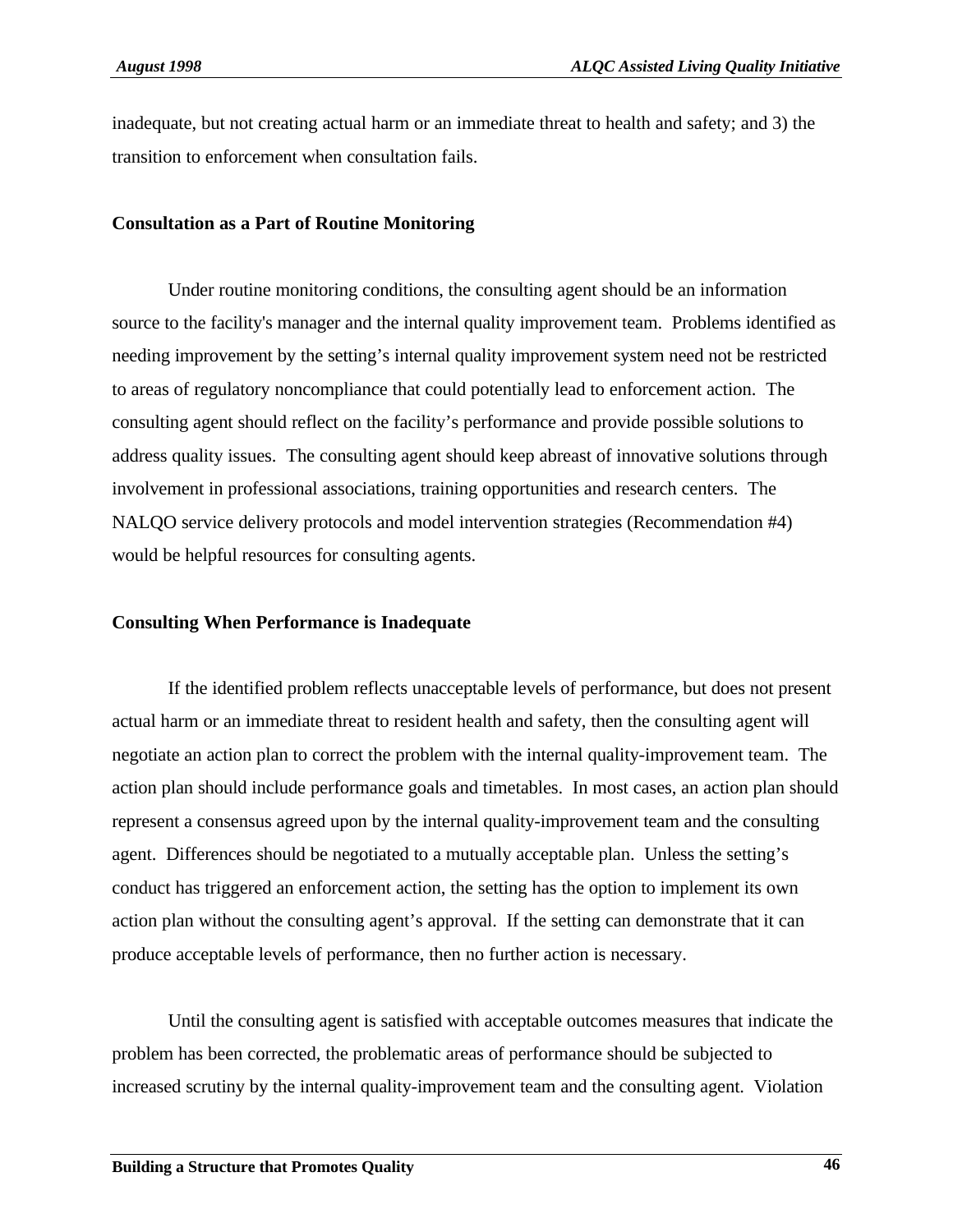inadequate, but not creating actual harm or an immediate threat to health and safety; and 3) the transition to enforcement when consultation fails.

### Consultation as a Part of Routine Monitoring

Under routine monitoring conditions, the consulting agent should be an information source to the facility's manager and the internal quality improvement team. Problems identified as needing improvement by the setting's internal quality improvement system need not be restricted to areas of regulatory noncompliance that could potentially lead to enforcement action. The consulting agent should reflect on the facility's performance and provide possible solutions to address quality issues. The consulting agent should keep abreast of innovative solutions through involvement in professional associations, training opportunities and research centers. The NALQO service delivery protocols and model intervention strategies (Recommendation #4) would be helpful resources for consulting agents.

### Consulting When Performance is Inadequate

If the identified problem reflects unacceptable levels of performance, but does not present actual harm or an immediate threat to resident health and safety, then the consulting agent will negotiate an action plan to correct the problem with the internal quality-improvement team. The action plan should include performance goals and timetables. In most cases, an action plan should represent a consensus agreed upon by the internal quality-improvement team and the consulting agent. Differences should be negotiated to a mutually acceptable plan. Unless the setting's conduct has triggered an enforcement action, the setting has the option to implement its own action plan without the consulting agent's approval. If the setting can demonstrate that it can produce acceptable levels of performance, then no further action is necessary.

Until the consulting agent is satisfied with acceptable outcomes measures that indicate the problem has been corrected, the problematic areas of performance should be subjected to increased scrutiny by the internal quality-improvement team and the consulting agent. Violation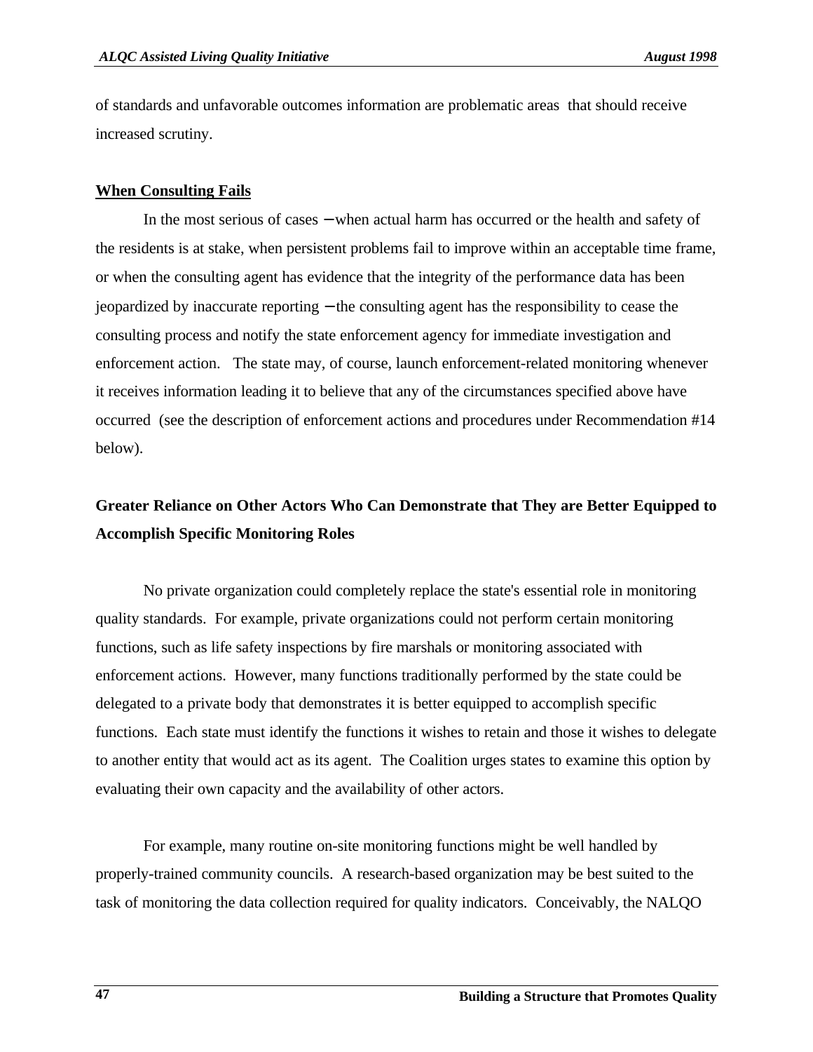of standards and unfavorable outcomes information are problematic areas that should receive increased scrutiny.

**When Consulting Fails**

In the most serious of cases – when actual harm has occurred or the health and safety of the residents is at stake, when persistent problems fail to improve within an acceptable time frame, or when the consulting agent has evidence that the integrity of the performance data has been jeopardized by inaccurate reporting – the consulting agent has the responsibility to cease the consulting process and notify the state enforcement agency for immediate investigation and enforcement action. The state may, of course, launch enforcement-related monitoring whenever it receives information leading it to believe that any of the circumstances specified above have occurred (see the description of enforcement actions and procedures under Recommendation #14 below).

### Greater Reliance on Other Actors Who Can Demonstrate that They are Better Equipped to Accomplish Specific Monitoring Roles

No private organization could completely replace the state's essential role in monitoring quality standards. For example, private organizations could not perform certain monitoring functions, such as life safety inspections by fire marshals or monitoring associated with enforcement actions. However, many functions traditionally performed by the state could be delegated to a private body that demonstrates it is better equipped to accomplish specific functions. Each state must identify the functions it wishes to retain and those it wishes to delegate to another entity that would act as its agent. The Coalition urges states to examine this option by evaluating their own capacity and the availability of other actors.

For example, many routine on-site monitoring functions might be well handled by properly-trained community councils. A research-based organization may be best suited to the task of monitoring the data collection required for quality indicators. Conceivably, the NALQO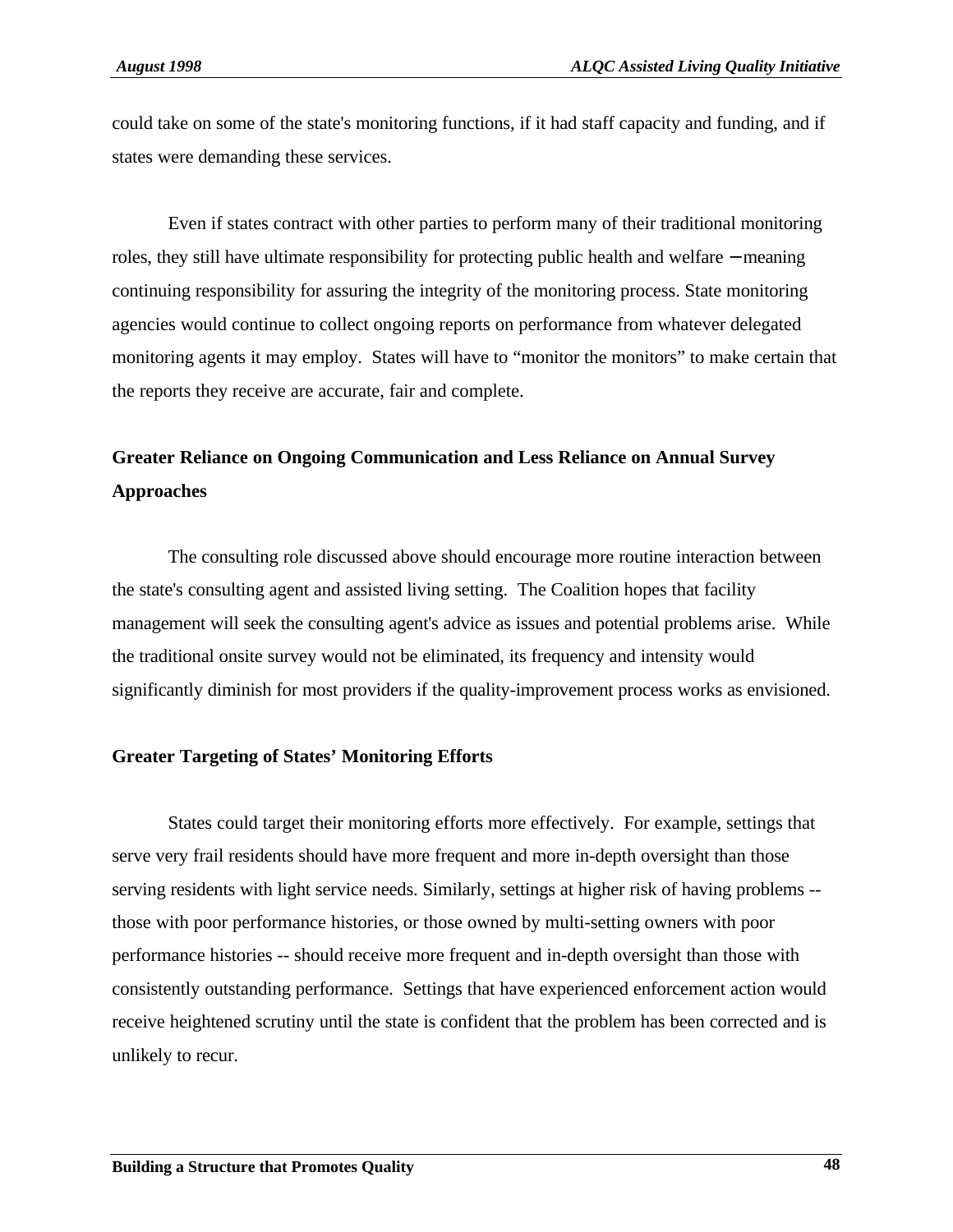could take on some of the state's monitoring functions, if it had staff capacity and funding, and if states were demanding these services.

Even if states contract with other parties to perform many of their traditional monitoring roles, they still have ultimate responsibility for protecting public health and welfare – meaning continuing responsibility for assuring the integrity of the monitoring process. State monitoring agencies would continue to collect ongoing reports on performance from whatever delegated monitoring agents it may employ. States will have to "monitor the monitors" to make certain that the reports they receive are accurate, fair and complete.

**Greater Reliance on Ongoing Communication and Less Reliance on Annual Survey Approaches**

The consulting role discussed above should encourage more routine interaction between the state's consulting agent and assisted living setting. The Coalition hopes that facility management will seek the consulting agent's advice as issues and potential problems arise. While the traditional onsite survey would not be eliminated, its frequency and intensity would significantly diminish for most providers if the quality-improvement process works as envisioned.

**Greater Targeting of States' Monitoring Efforts**

States could target their monitoring efforts more effectively. For example, settings that serve very frail residents should have more frequent and more in-depth oversight than those serving residents with light service needs. Similarly, settings at higher risk of having problems -- those with poor performance histories, or those owned by multi-setting owners with poor performance histories -- should receive more frequent and in-depth oversight than those with consistently outstanding performance. Settings that have experienced enforcement action would receive heightened scrutiny until the state is confident that the problem has been corrected and is unlikely to recur.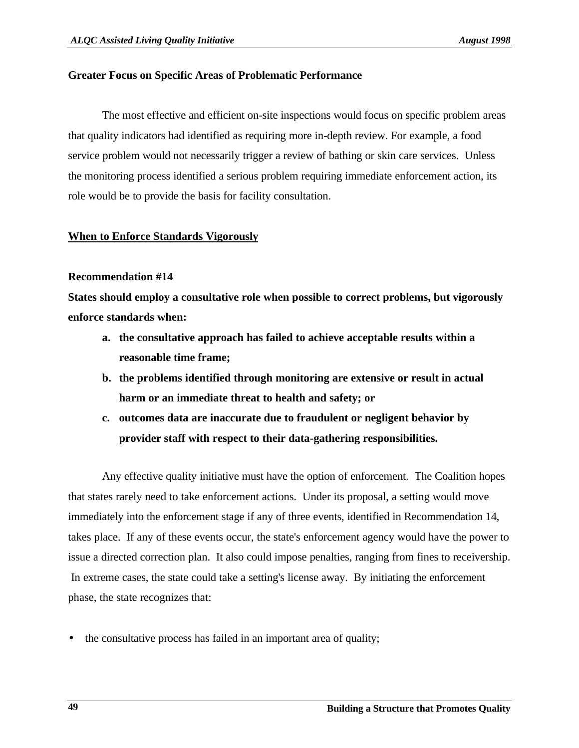**Greater Focus on Specific Areas of Problematic Performance**

The most effective and efficient on-site inspections would focus on specific problem areas that quality indicators had identified as requiring more in-depth review. For example, a food service problem would not necessarily trigger a review of bathing or skin care services. Unless the monitoring process identified a serious problem requiring immediate enforcement action, its role would be to provide the basis for facility consultation.

## When to Enforce Standards Vigorously

**Recommendation #14**

**States should employ a consultative role when possible to correct problems, but vigorously enforce standards when:**

a. **the consultative approach has failed to achieve acceptable results within a reasonable time frame;**
b. **the problems identified through monitoring are extensive or result in actual harm or an immediate threat to health and safety; or**
c. **outcomes data are inaccurate due to fraudulent or negligent behavior by provider staff with respect to their data-gathering responsibilities.**

Any effective quality initiative must have the option of enforcement. The Coalition hopes that states rarely need to take enforcement actions. Under its proposal, a setting would move immediately into the enforcement stage if any of three events, identified in Recommendation 14, takes place. If any of these events occur, the state's enforcement agency would have the power to issue a directed correction plan. It also could impose penalties, ranging from fines to receivership. In extreme cases, the state could take a setting's license away. By initiating the enforcement phase, the state recognizes that:

- the consultative process has failed in an important area of quality;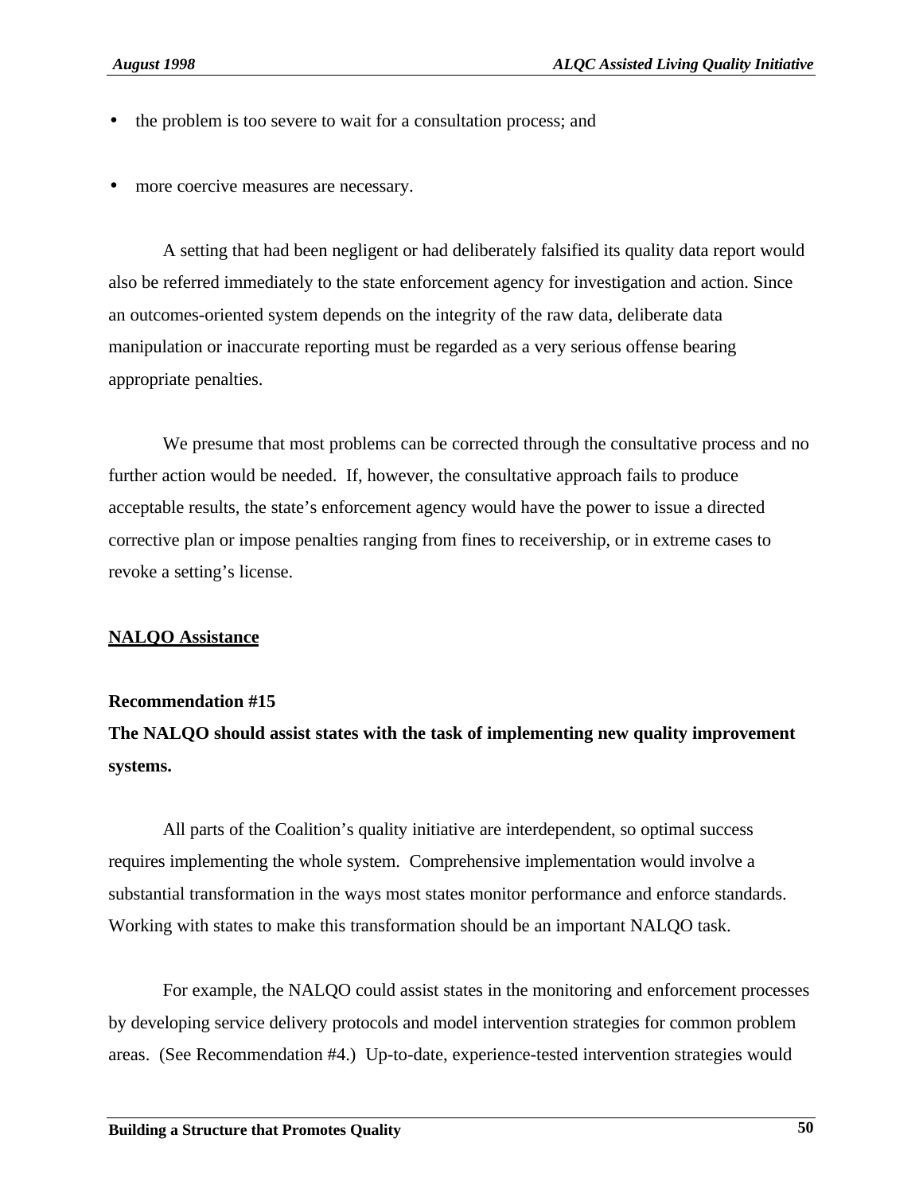- the problem is too severe to wait for a consultation process; and
- more coercive measures are necessary.

A setting that had been negligent or had deliberately falsified its quality data report would also be referred immediately to the state enforcement agency for investigation and action. Since an outcomes-oriented system depends on the integrity of the raw data, deliberate data manipulation or inaccurate reporting must be regarded as a very serious offense bearing appropriate penalties.

We presume that most problems can be corrected through the consultative process and no further action would be needed. If, however, the consultative approach fails to produce acceptable results, the state's enforcement agency would have the power to issue a directed corrective plan or impose penalties ranging from fines to receivership, or in extreme cases to revoke a setting's license.

## <u>NALQO Assistance</u>

**Recommendation #15**
**The NALQO should assist states with the task of implementing new quality improvement systems.**

All parts of the Coalition's quality initiative are interdependent, so optimal success requires implementing the whole system. Comprehensive implementation would involve a substantial transformation in the ways most states monitor performance and enforce standards. Working with states to make this transformation should be an important NALQO task.

For example, the NALQO could assist states in the monitoring and enforcement processes by developing service delivery protocols and model intervention strategies for common problem areas. (See Recommendation #4.) Up-to-date, experience-tested intervention strategies would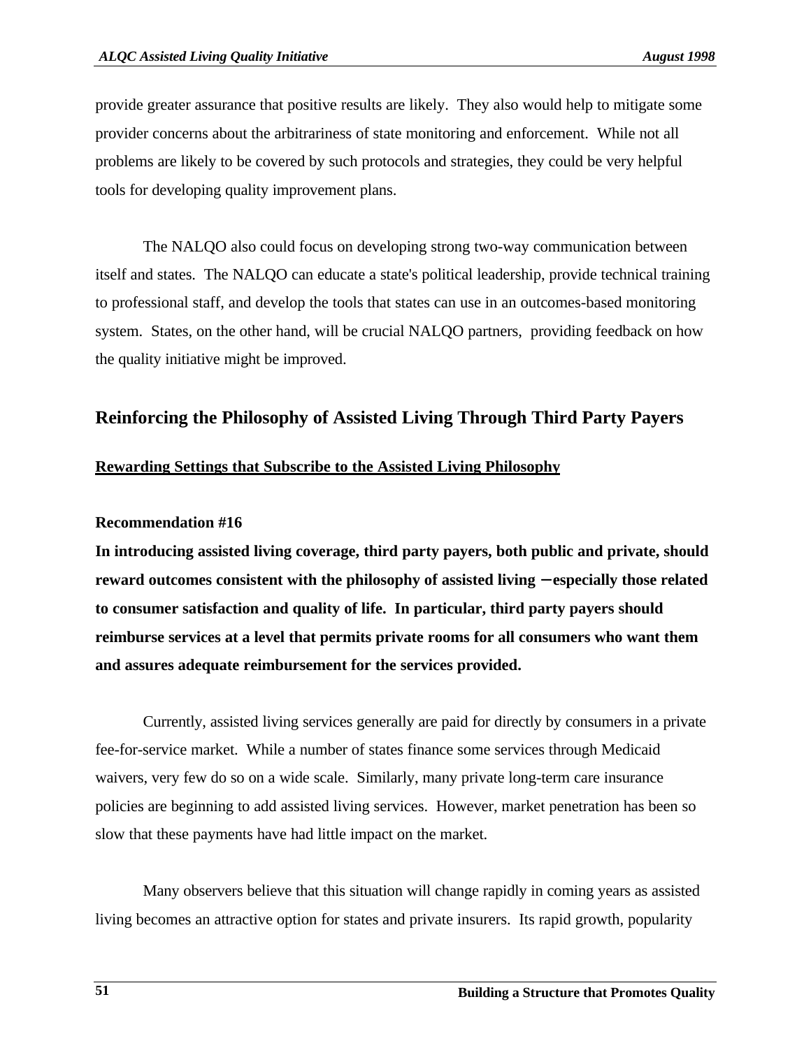provide greater assurance that positive results are likely. They also would help to mitigate some provider concerns about the arbitrariness of state monitoring and enforcement. While not all problems are likely to be covered by such protocols and strategies, they could be very helpful tools for developing quality improvement plans.

The NALQO also could focus on developing strong two-way communication between itself and states. The NALQO can educate a state's political leadership, provide technical training to professional staff, and develop the tools that states can use in an outcomes-based monitoring system. States, on the other hand, will be crucial NALQO partners, providing feedback on how the quality initiative might be improved.

## Reinforcing the Philosophy of Assisted Living Through Third Party Payers

### Rewarding Settings that Subscribe to the Assisted Living Philosophy

**Recommendation #16**

**In introducing assisted living coverage, third party payers, both public and private, should reward outcomes consistent with the philosophy of assisted living —especially those related to consumer satisfaction and quality of life. In particular, third party payers should reimburse services at a level that permits private rooms for all consumers who want them and assures adequate reimbursement for the services provided.**

Currently, assisted living services generally are paid for directly by consumers in a private fee-for-service market. While a number of states finance some services through Medicaid waivers, very few do so on a wide scale. Similarly, many private long-term care insurance policies are beginning to add assisted living services. However, market penetration has been so slow that these payments have had little impact on the market.

Many observers believe that this situation will change rapidly in coming years as assisted living becomes an attractive option for states and private insurers. Its rapid growth, popularity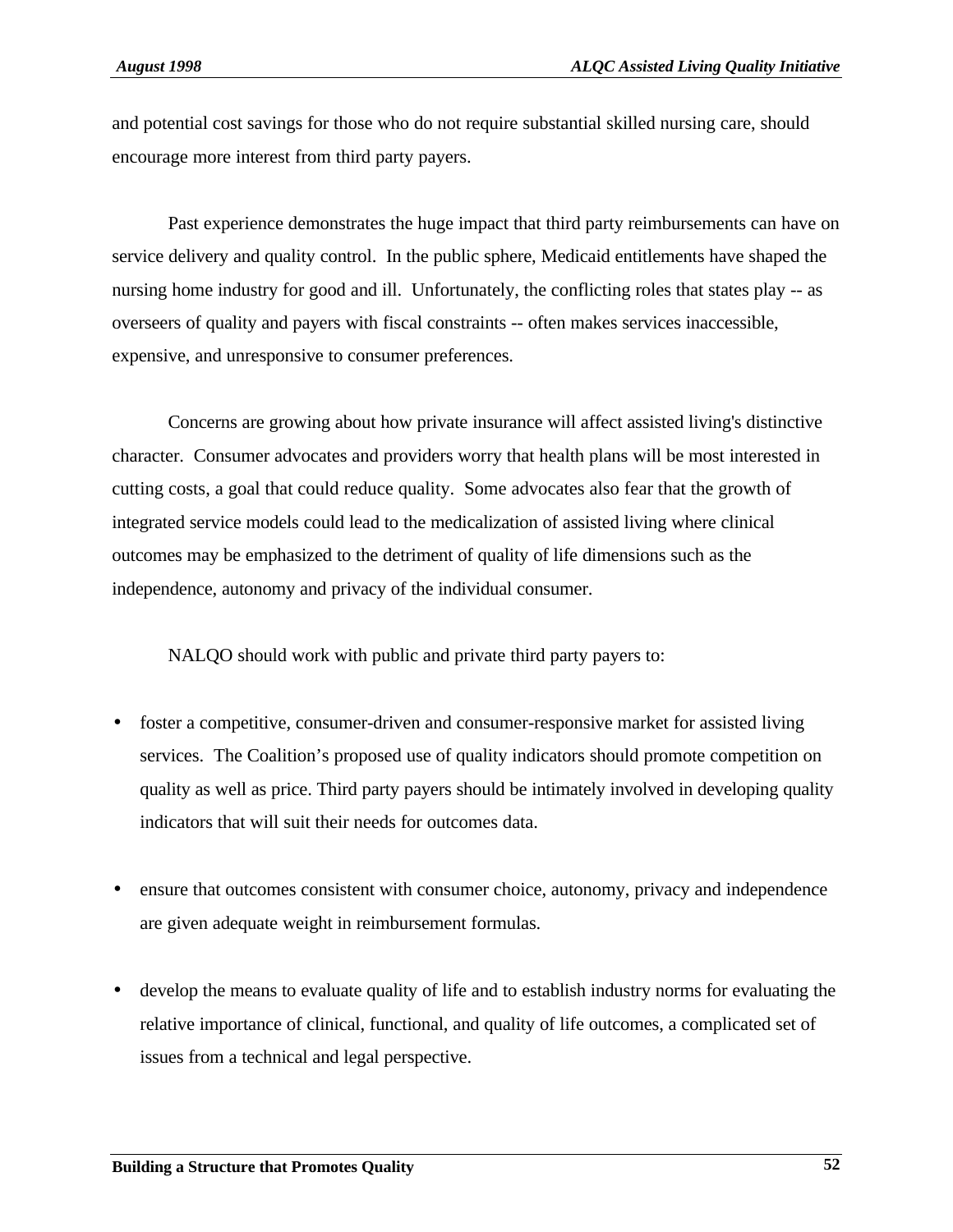and potential cost savings for those who do not require substantial skilled nursing care, should encourage more interest from third party payers.

Past experience demonstrates the huge impact that third party reimbursements can have on service delivery and quality control. In the public sphere, Medicaid entitlements have shaped the nursing home industry for good and ill. Unfortunately, the conflicting roles that states play -- as overseers of quality and payers with fiscal constraints -- often makes services inaccessible, expensive, and unresponsive to consumer preferences.

Concerns are growing about how private insurance will affect assisted living's distinctive character. Consumer advocates and providers worry that health plans will be most interested in cutting costs, a goal that could reduce quality. Some advocates also fear that the growth of integrated service models could lead to the medicalization of assisted living where clinical outcomes may be emphasized to the detriment of quality of life dimensions such as the independence, autonomy and privacy of the individual consumer.

NALQO should work with public and private third party payers to:

- foster a competitive, consumer-driven and consumer-responsive market for assisted living services. The Coalition's proposed use of quality indicators should promote competition on quality as well as price. Third party payers should be intimately involved in developing quality indicators that will suit their needs for outcomes data.

- ensure that outcomes consistent with consumer choice, autonomy, privacy and independence are given adequate weight in reimbursement formulas.

- develop the means to evaluate quality of life and to establish industry norms for evaluating the relative importance of clinical, functional, and quality of life outcomes, a complicated set of issues from a technical and legal perspective.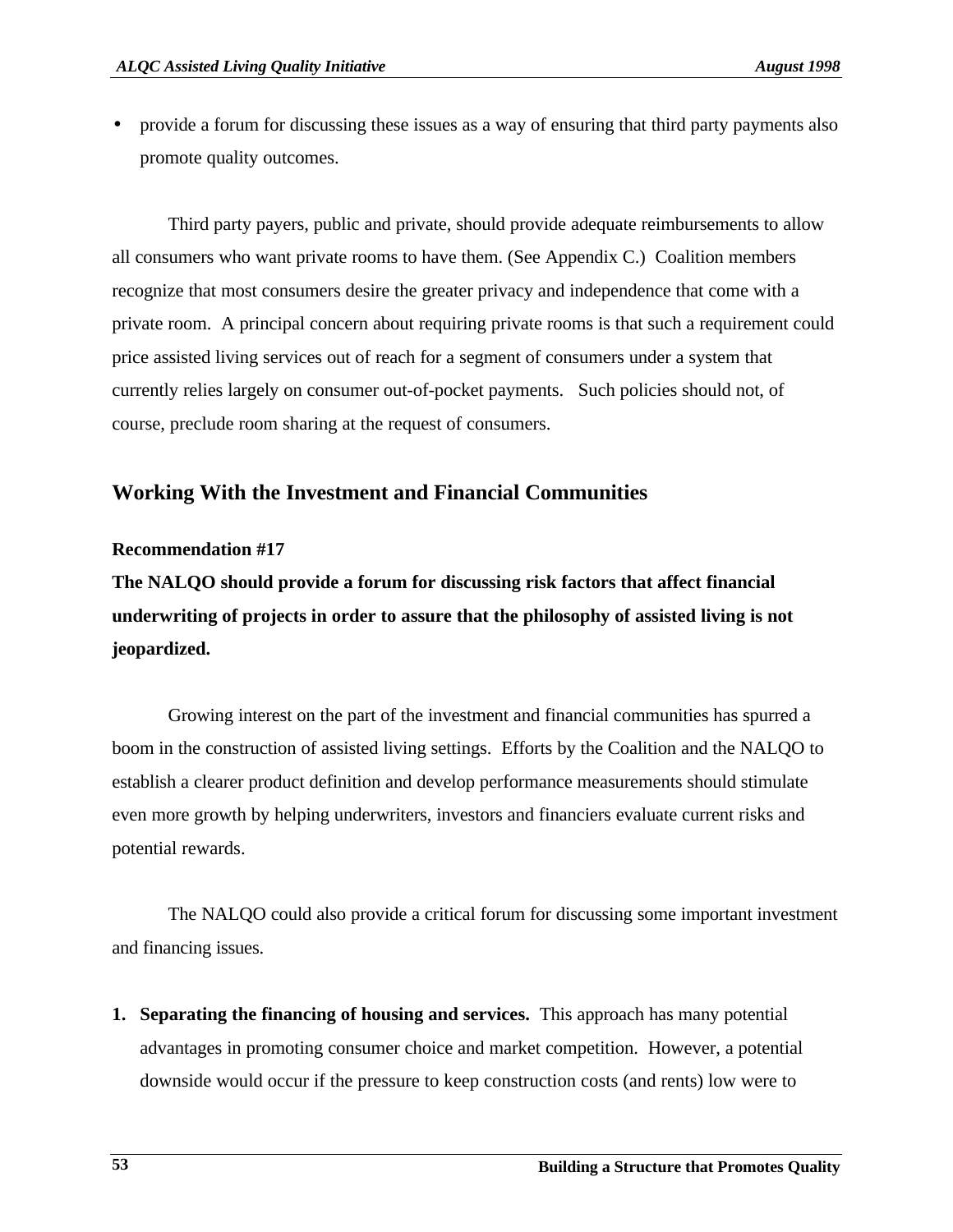- provide a forum for discussing these issues as a way of ensuring that third party payments also promote quality outcomes.

Third party payers, public and private, should provide adequate reimbursements to allow all consumers who want private rooms to have them. (See Appendix C.) Coalition members recognize that most consumers desire the greater privacy and independence that come with a private room. A principal concern about requiring private rooms is that such a requirement could price assisted living services out of reach for a segment of consumers under a system that currently relies largely on consumer out-of-pocket payments. Such policies should not, of course, preclude room sharing at the request of consumers.

## Working With the Investment and Financial Communities

**Recommendation #17**
**The NALQO should provide a forum for discussing risk factors that affect financial underwriting of projects in order to assure that the philosophy of assisted living is not jeopardized.**

Growing interest on the part of the investment and financial communities has spurred a boom in the construction of assisted living settings. Efforts by the Coalition and the NALQO to establish a clearer product definition and develop performance measurements should stimulate even more growth by helping underwriters, investors and financiers evaluate current risks and potential rewards.

The NALQO could also provide a critical forum for discussing some important investment and financing issues.

1. **Separating the financing of housing and services.** This approach has many potential advantages in promoting consumer choice and market competition. However, a potential downside would occur if the pressure to keep construction costs (and rents) low were to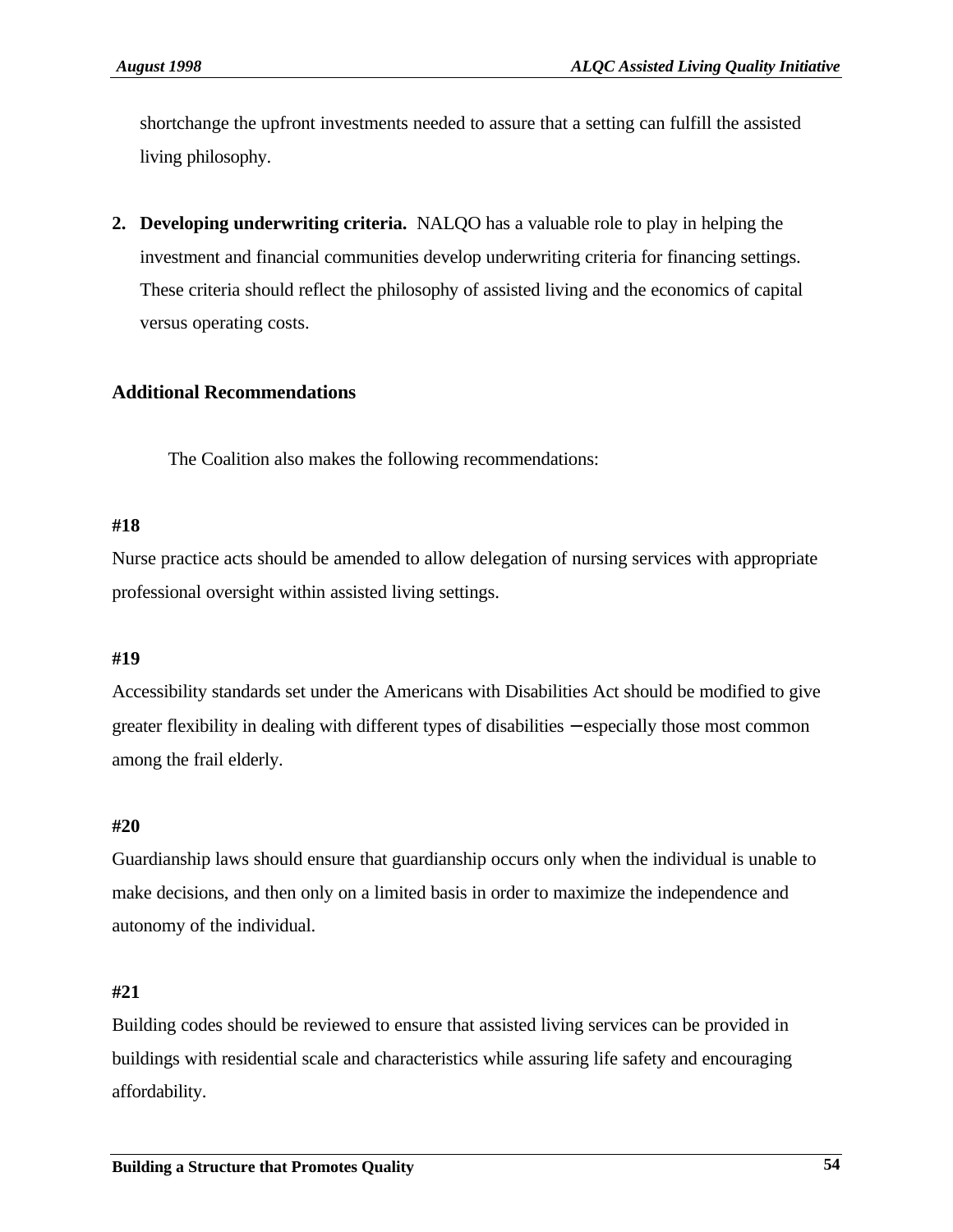shortchange the upfront investments needed to assure that a setting can fulfill the assisted living philosophy.

2. **Developing underwriting criteria.** NALQO has a valuable role to play in helping the investment and financial communities develop underwriting criteria for financing settings. These criteria should reflect the philosophy of assisted living and the economics of capital versus operating costs.

## Additional Recommendations

The Coalition also makes the following recommendations:

**#18**

Nurse practice acts should be amended to allow delegation of nursing services with appropriate professional oversight within assisted living settings.

**#19**

Accessibility standards set under the Americans with Disabilities Act should be modified to give greater flexibility in dealing with different types of disabilities – especially those most common among the frail elderly.

**#20**

Guardianship laws should ensure that guardianship occurs only when the individual is unable to make decisions, and then only on a limited basis in order to maximize the independence and autonomy of the individual.

**#21**

Building codes should be reviewed to ensure that assisted living services can be provided in buildings with residential scale and characteristics while assuring life safety and encouraging affordability.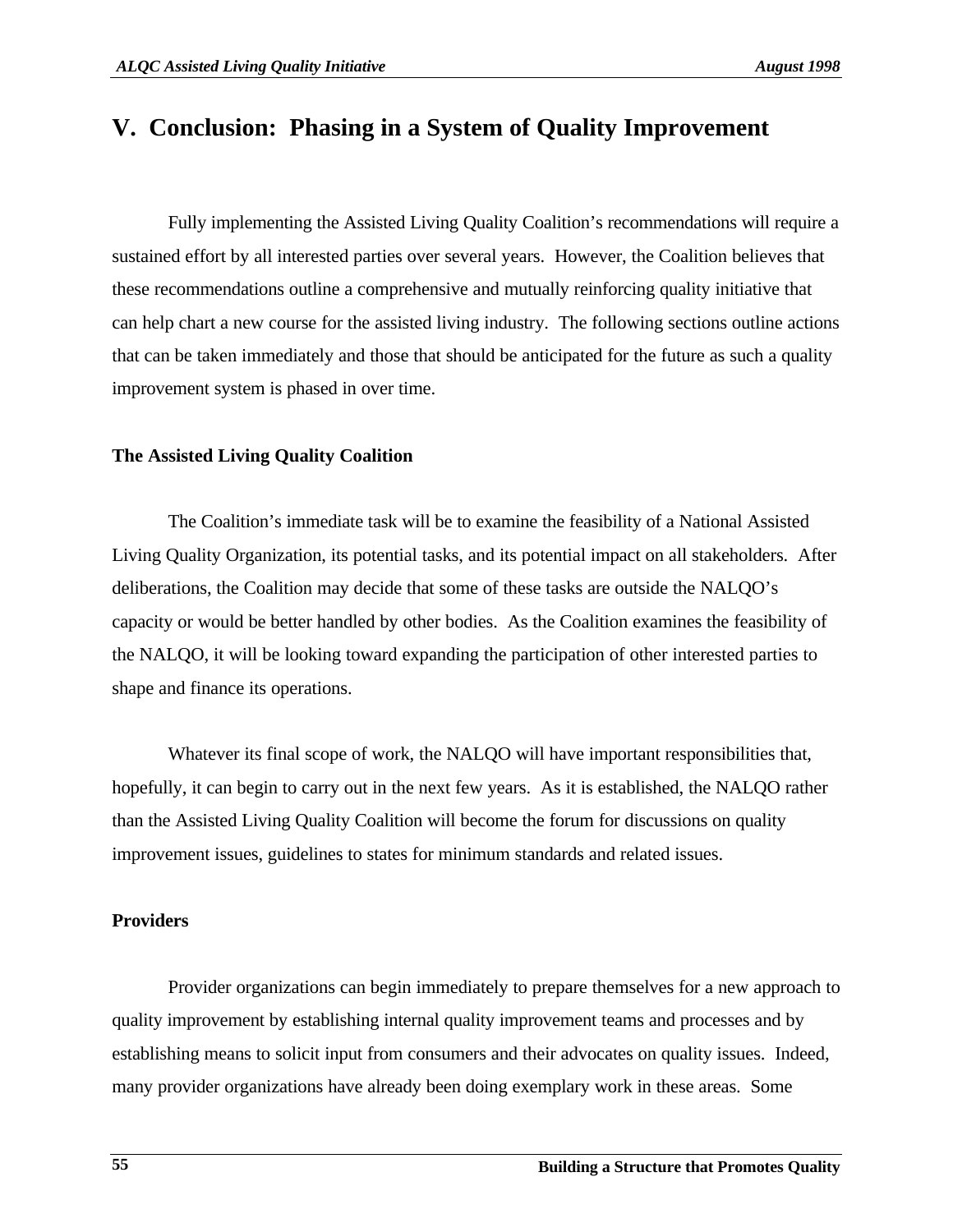# V. Conclusion: Phasing in a System of Quality Improvement

Fully implementing the Assisted Living Quality Coalition's recommendations will require a sustained effort by all interested parties over several years. However, the Coalition believes that these recommendations outline a comprehensive and mutually reinforcing quality initiative that can help chart a new course for the assisted living industry. The following sections outline actions that can be taken immediately and those that should be anticipated for the future as such a quality improvement system is phased in over time.

### The Assisted Living Quality Coalition

The Coalition's immediate task will be to examine the feasibility of a National Assisted Living Quality Organization, its potential tasks, and its potential impact on all stakeholders. After deliberations, the Coalition may decide that some of these tasks are outside the NALQO's capacity or would be better handled by other bodies. As the Coalition examines the feasibility of the NALQO, it will be looking toward expanding the participation of other interested parties to shape and finance its operations.

Whatever its final scope of work, the NALQO will have important responsibilities that, hopefully, it can begin to carry out in the next few years. As it is established, the NALQO rather than the Assisted Living Quality Coalition will become the forum for discussions on quality improvement issues, guidelines to states for minimum standards and related issues.

### Providers

Provider organizations can begin immediately to prepare themselves for a new approach to quality improvement by establishing internal quality improvement teams and processes and by establishing means to solicit input from consumers and their advocates on quality issues. Indeed, many provider organizations have already been doing exemplary work in these areas. Some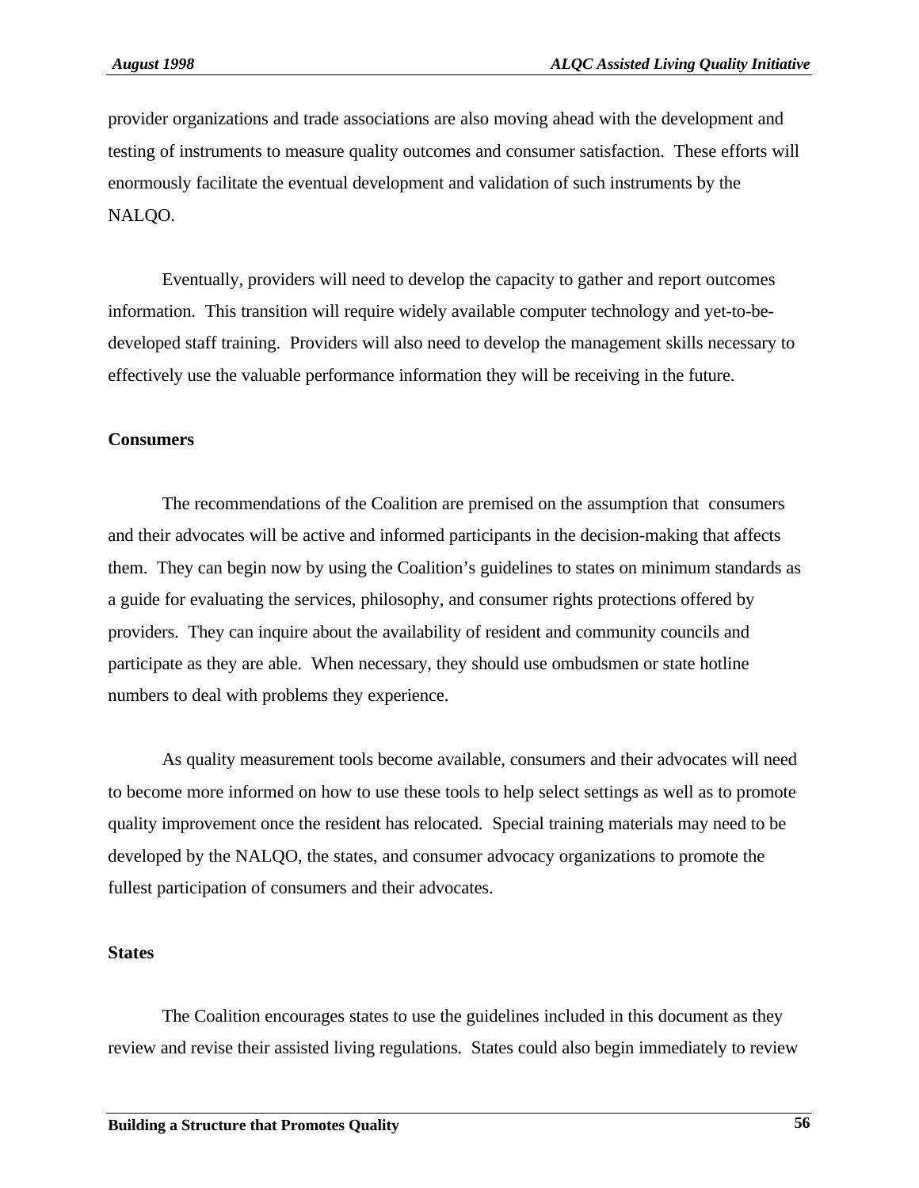provider organizations and trade associations are also moving ahead with the development and testing of instruments to measure quality outcomes and consumer satisfaction. These efforts will enormously facilitate the eventual development and validation of such instruments by the NALQO.

Eventually, providers will need to develop the capacity to gather and report outcomes information. This transition will require widely available computer technology and yet-to-be-developed staff training. Providers will also need to develop the management skills necessary to effectively use the valuable performance information they will be receiving in the future.

**Consumers**

The recommendations of the Coalition are premised on the assumption that consumers and their advocates will be active and informed participants in the decision-making that affects them. They can begin now by using the Coalition's guidelines to states on minimum standards as a guide for evaluating the services, philosophy, and consumer rights protections offered by providers. They can inquire about the availability of resident and community councils and participate as they are able. When necessary, they should use ombudsmen or state hotline numbers to deal with problems they experience.

As quality measurement tools become available, consumers and their advocates will need to become more informed on how to use these tools to help select settings as well as to promote quality improvement once the resident has relocated. Special training materials may need to be developed by the NALQO, the states, and consumer advocacy organizations to promote the fullest participation of consumers and their advocates.

**States**

The Coalition encourages states to use the guidelines included in this document as they review and revise their assisted living regulations. States could also begin immediately to review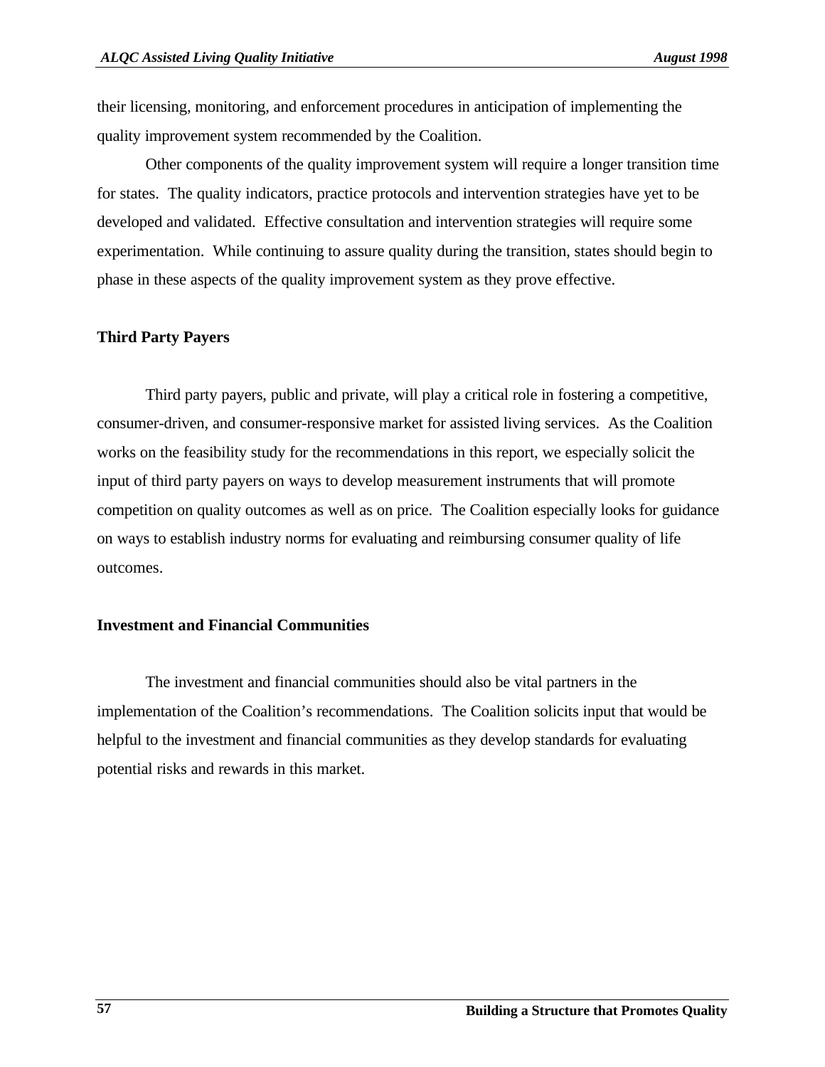their licensing, monitoring, and enforcement procedures in anticipation of implementing the quality improvement system recommended by the Coalition.

Other components of the quality improvement system will require a longer transition time for states. The quality indicators, practice protocols and intervention strategies have yet to be developed and validated. Effective consultation and intervention strategies will require some experimentation. While continuing to assure quality during the transition, states should begin to phase in these aspects of the quality improvement system as they prove effective.

**Third Party Payers**

Third party payers, public and private, will play a critical role in fostering a competitive, consumer-driven, and consumer-responsive market for assisted living services. As the Coalition works on the feasibility study for the recommendations in this report, we especially solicit the input of third party payers on ways to develop measurement instruments that will promote competition on quality outcomes as well as on price. The Coalition especially looks for guidance on ways to establish industry norms for evaluating and reimbursing consumer quality of life outcomes.

**Investment and Financial Communities**

The investment and financial communities should also be vital partners in the implementation of the Coalition's recommendations. The Coalition solicits input that would be helpful to the investment and financial communities as they develop standards for evaluating potential risks and rewards in this market.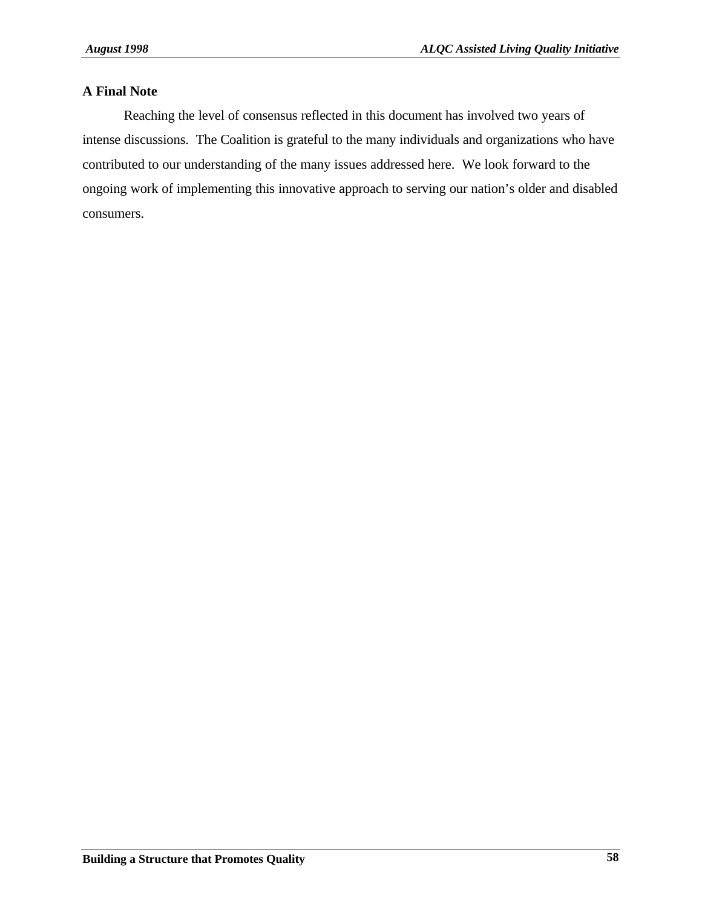### A Final Note

Reaching the level of consensus reflected in this document has involved two years of intense discussions. The Coalition is grateful to the many individuals and organizations who have contributed to our understanding of the many issues addressed here. We look forward to the ongoing work of implementing this innovative approach to serving our nation's older and disabled consumers.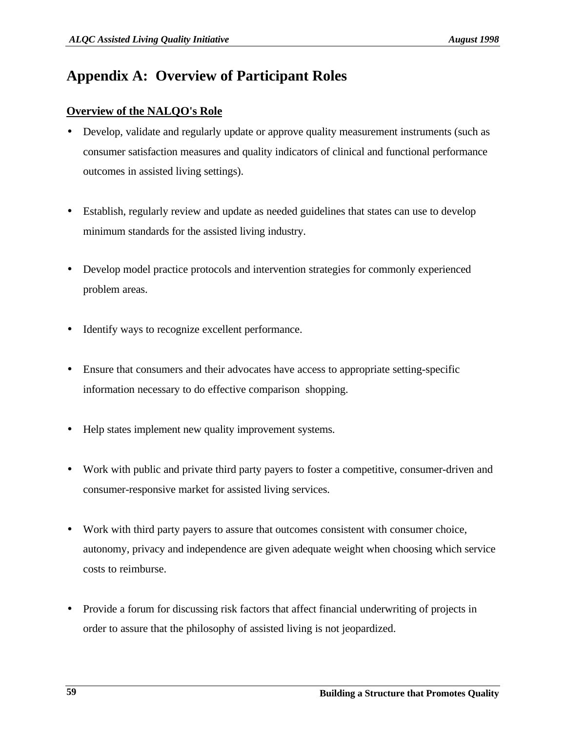# Appendix A:  Overview of Participant Roles

**Overview of the NALQO's Role**

- Develop, validate and regularly update or approve quality measurement instruments (such as consumer satisfaction measures and quality indicators of clinical and functional performance outcomes in assisted living settings).

- Establish, regularly review and update as needed guidelines that states can use to develop minimum standards for the assisted living industry.

- Develop model practice protocols and intervention strategies for commonly experienced problem areas.

- Identify ways to recognize excellent performance.

- Ensure that consumers and their advocates have access to appropriate setting-specific information necessary to do effective comparison  shopping.

- Help states implement new quality improvement systems.

- Work with public and private third party payers to foster a competitive, consumer-driven and consumer-responsive market for assisted living services.

- Work with third party payers to assure that outcomes consistent with consumer choice, autonomy, privacy and independence are given adequate weight when choosing which service costs to reimburse.

- Provide a forum for discussing risk factors that affect financial underwriting of projects in order to assure that the philosophy of assisted living is not jeopardized.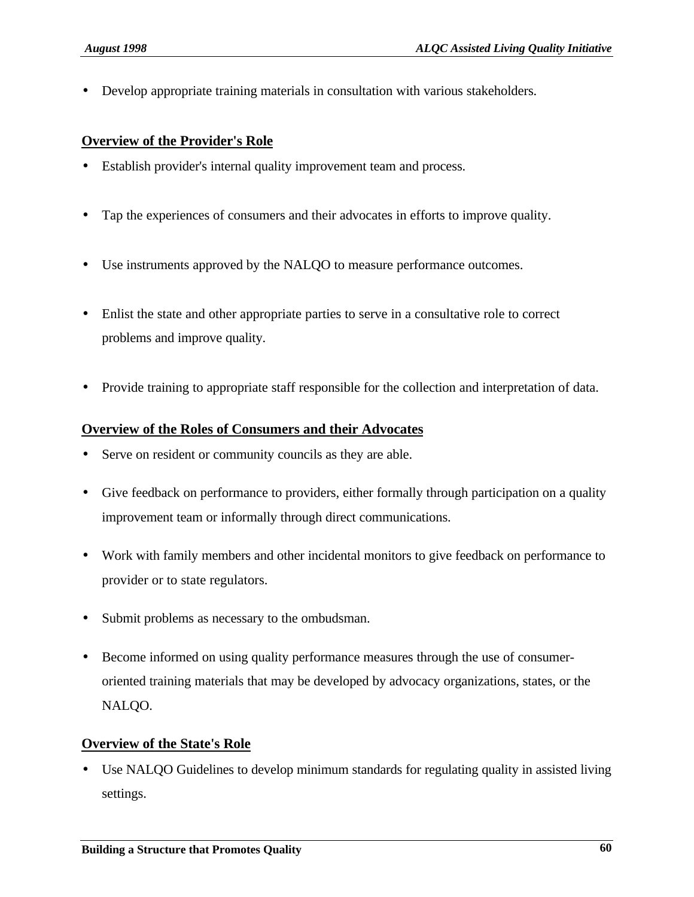- Develop appropriate training materials in consultation with various stakeholders.

**Overview of the Provider's Role**

- Establish provider's internal quality improvement team and process.
- Tap the experiences of consumers and their advocates in efforts to improve quality.
- Use instruments approved by the NALQO to measure performance outcomes.
- Enlist the state and other appropriate parties to serve in a consultative role to correct problems and improve quality.
- Provide training to appropriate staff responsible for the collection and interpretation of data.

**Overview of the Roles of Consumers and their Advocates**

- Serve on resident or community councils as they are able.
- Give feedback on performance to providers, either formally through participation on a quality improvement team or informally through direct communications.
- Work with family members and other incidental monitors to give feedback on performance to provider or to state regulators.
- Submit problems as necessary to the ombudsman.
- Become informed on using quality performance measures through the use of consumer-oriented training materials that may be developed by advocacy organizations, states, or the NALQO.

**Overview of the State's Role**

- Use NALQO Guidelines to develop minimum standards for regulating quality in assisted living settings.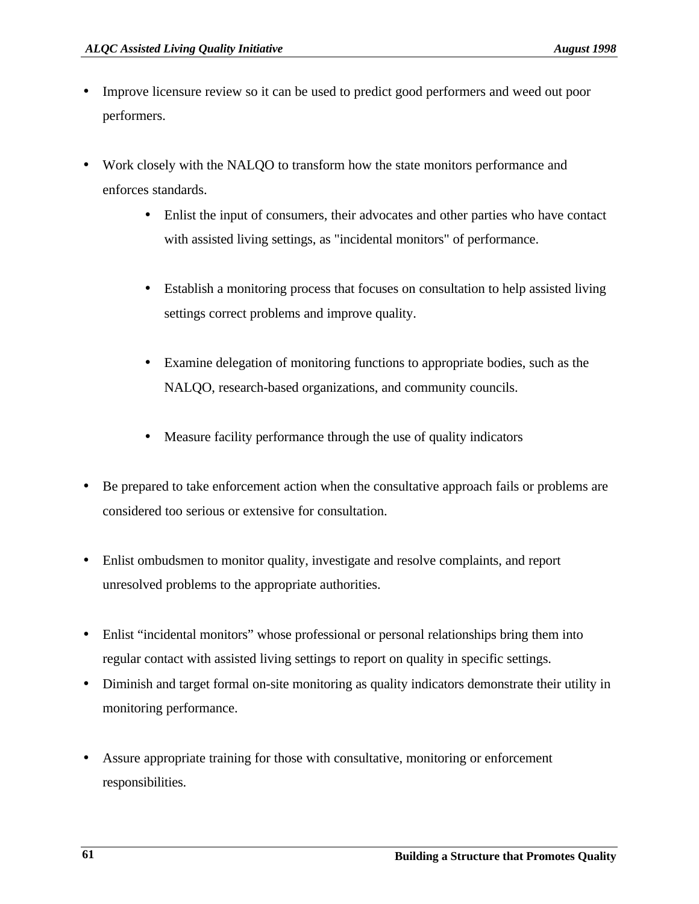- Improve licensure review so it can be used to predict good performers and weed out poor performers.

- Work closely with the NALQO to transform how the state monitors performance and enforces standards.
  - Enlist the input of consumers, their advocates and other parties who have contact with assisted living settings, as "incidental monitors" of performance.
  - Establish a monitoring process that focuses on consultation to help assisted living settings correct problems and improve quality.
  - Examine delegation of monitoring functions to appropriate bodies, such as the NALQO, research-based organizations, and community councils.
  - Measure facility performance through the use of quality indicators

- Be prepared to take enforcement action when the consultative approach fails or problems are considered too serious or extensive for consultation.

- Enlist ombudsmen to monitor quality, investigate and resolve complaints, and report unresolved problems to the appropriate authorities.

- Enlist “incidental monitors” whose professional or personal relationships bring them into regular contact with assisted living settings to report on quality in specific settings.
- Diminish and target formal on-site monitoring as quality indicators demonstrate their utility in monitoring performance.

- Assure appropriate training for those with consultative, monitoring or enforcement responsibilities.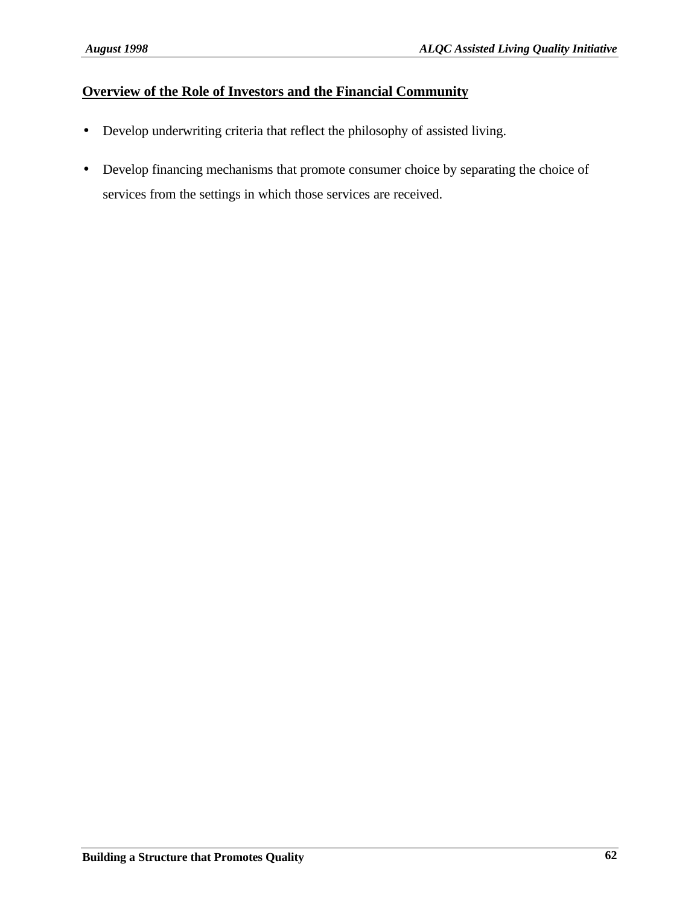## Overview of the Role of Investors and the Financial Community

- Develop underwriting criteria that reflect the philosophy of assisted living.
- Develop financing mechanisms that promote consumer choice by separating the choice of services from the settings in which those services are received.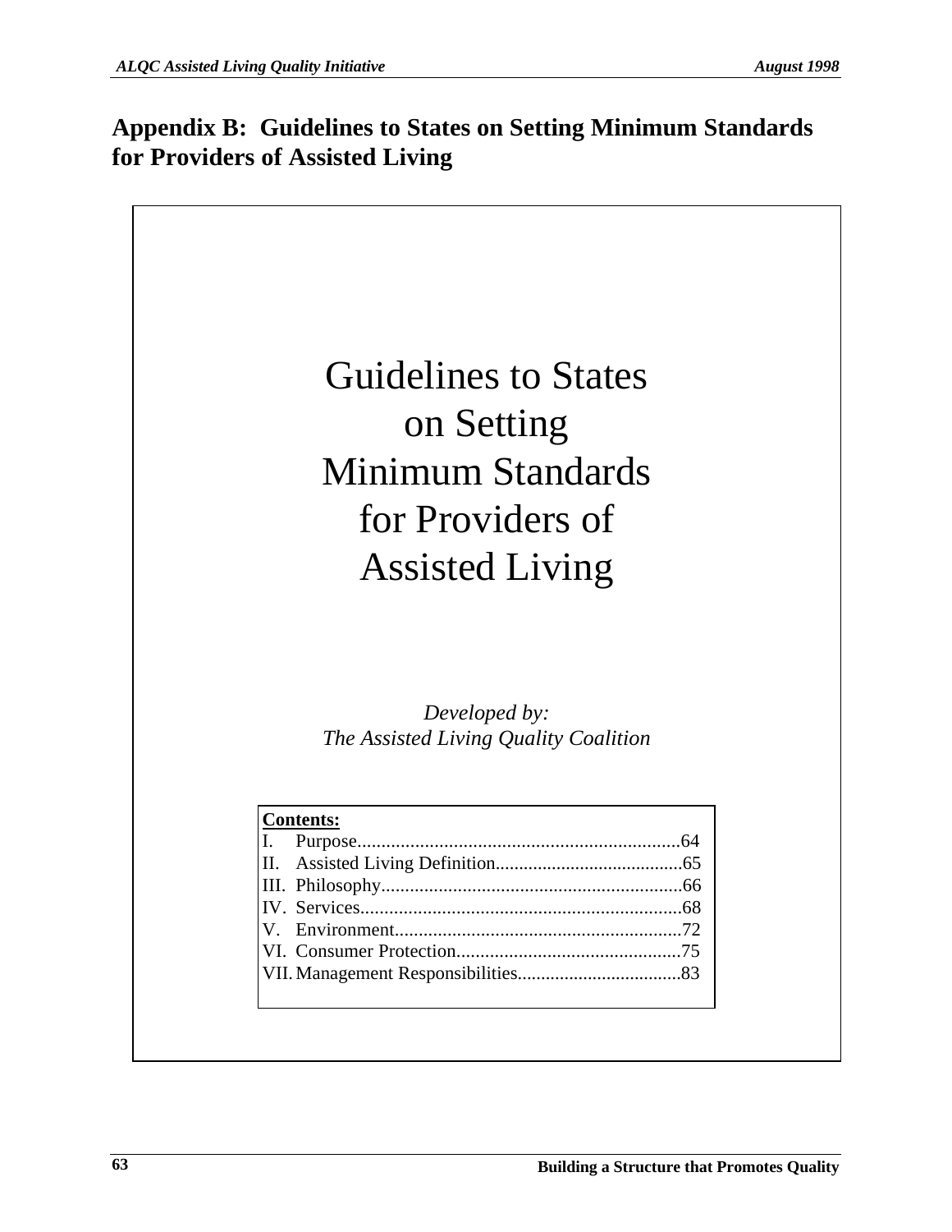# Appendix B: Guidelines to States on Setting Minimum Standards for Providers of Assisted Living

## Guidelines to States on Setting Minimum Standards for Providers of Assisted Living

*Developed by:*
*The Assisted Living Quality Coalition*

**Contents:**

I. Purpose...................................................................64
II. Assisted Living Definition.......................................65
III. Philosophy..............................................................66
IV. Services..................................................................68
V. Environment............................................................72
VI. Consumer Protection...............................................75
VII. Management Responsibilities..................................83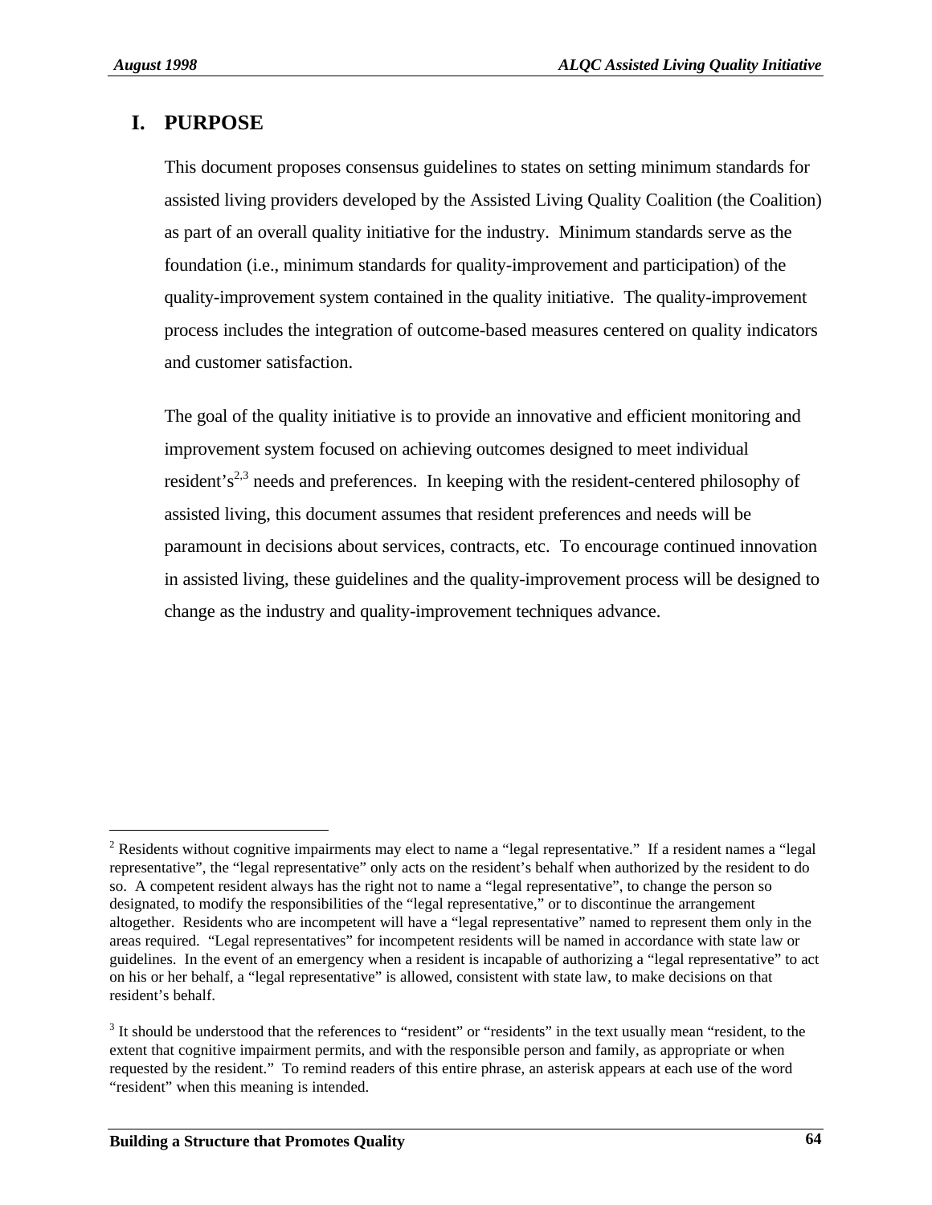## I. PURPOSE

This document proposes consensus guidelines to states on setting minimum standards for assisted living providers developed by the Assisted Living Quality Coalition (the Coalition) as part of an overall quality initiative for the industry. Minimum standards serve as the foundation (i.e., minimum standards for quality-improvement and participation) of the quality-improvement system contained in the quality initiative. The quality-improvement process includes the integration of outcome-based measures centered on quality indicators and customer satisfaction.

The goal of the quality initiative is to provide an innovative and efficient monitoring and improvement system focused on achieving outcomes designed to meet individual resident's[2,3] needs and preferences. In keeping with the resident-centered philosophy of assisted living, this document assumes that resident preferences and needs will be paramount in decisions about services, contracts, etc. To encourage continued innovation in assisted living, these guidelines and the quality-improvement process will be designed to change as the industry and quality-improvement techniques advance.

---

[2] Residents without cognitive impairments may elect to name a "legal representative." If a resident names a "legal representative", the "legal representative" only acts on the resident's behalf when authorized by the resident to do so. A competent resident always has the right not to name a "legal representative", to change the person so designated, to modify the responsibilities of the "legal representative," or to discontinue the arrangement altogether. Residents who are incompetent will have a "legal representative" named to represent them only in the areas required. "Legal representatives" for incompetent residents will be named in accordance with state law or guidelines. In the event of an emergency when a resident is incapable of authorizing a "legal representative" to act on his or her behalf, a "legal representative" is allowed, consistent with state law, to make decisions on that resident's behalf.

[3] It should be understood that the references to "resident" or "residents" in the text usually mean "resident, to the extent that cognitive impairment permits, and with the responsible person and family, as appropriate or when requested by the resident." To remind readers of this entire phrase, an asterisk appears at each use of the word "resident" when this meaning is intended.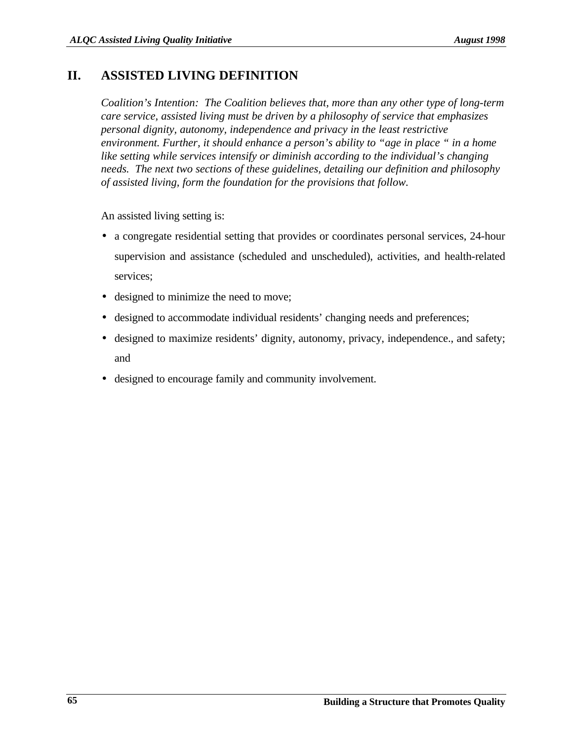## II. ASSISTED LIVING DEFINITION

*Coalition's Intention: The Coalition believes that, more than any other type of long-term care service, assisted living must be driven by a philosophy of service that emphasizes personal dignity, autonomy, independence and privacy in the least restrictive environment. Further, it should enhance a person's ability to "age in place " in a home like setting while services intensify or diminish according to the individual's changing needs. The next two sections of these guidelines, detailing our definition and philosophy of assisted living, form the foundation for the provisions that follow.*

An assisted living setting is:

- a congregate residential setting that provides or coordinates personal services, 24-hour supervision and assistance (scheduled and unscheduled), activities, and health-related services;
- designed to minimize the need to move;
- designed to accommodate individual residents' changing needs and preferences;
- designed to maximize residents' dignity, autonomy, privacy, independence., and safety; and
- designed to encourage family and community involvement.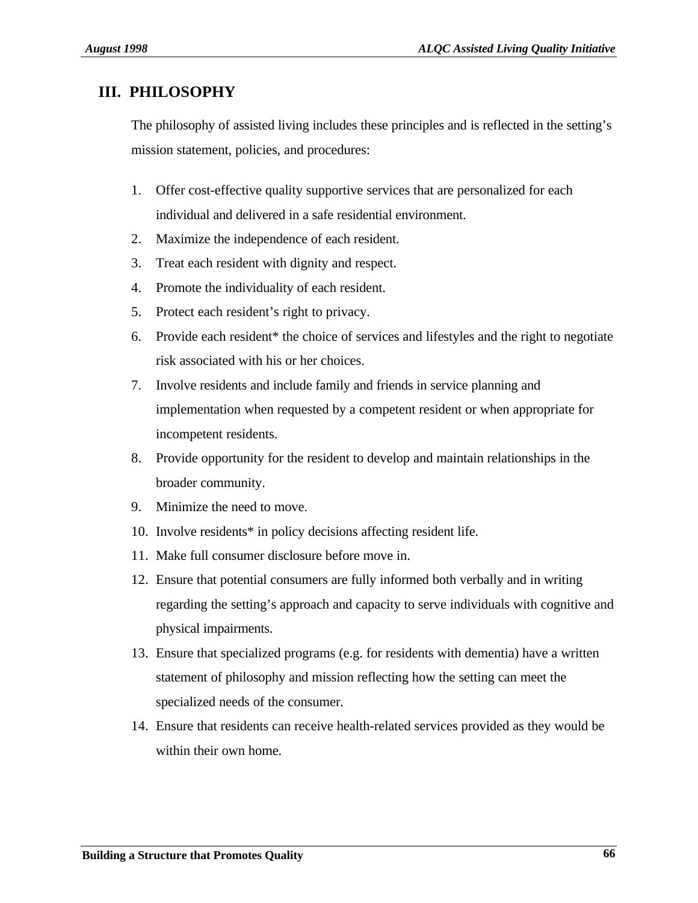## III. PHILOSOPHY

The philosophy of assisted living includes these principles and is reflected in the setting's mission statement, policies, and procedures:

1. Offer cost-effective quality supportive services that are personalized for each individual and delivered in a safe residential environment.
2. Maximize the independence of each resident.
3. Treat each resident with dignity and respect.
4. Promote the individuality of each resident.
5. Protect each resident's right to privacy.
6. Provide each resident* the choice of services and lifestyles and the right to negotiate risk associated with his or her choices.
7. Involve residents and include family and friends in service planning and implementation when requested by a competent resident or when appropriate for incompetent residents.
8. Provide opportunity for the resident to develop and maintain relationships in the broader community.
9. Minimize the need to move.
10. Involve residents* in policy decisions affecting resident life.
11. Make full consumer disclosure before move in.
12. Ensure that potential consumers are fully informed both verbally and in writing regarding the setting's approach and capacity to serve individuals with cognitive and physical impairments.
13. Ensure that specialized programs (e.g. for residents with dementia) have a written statement of philosophy and mission reflecting how the setting can meet the specialized needs of the consumer.
14. Ensure that residents can receive health-related services provided as they would be within their own home.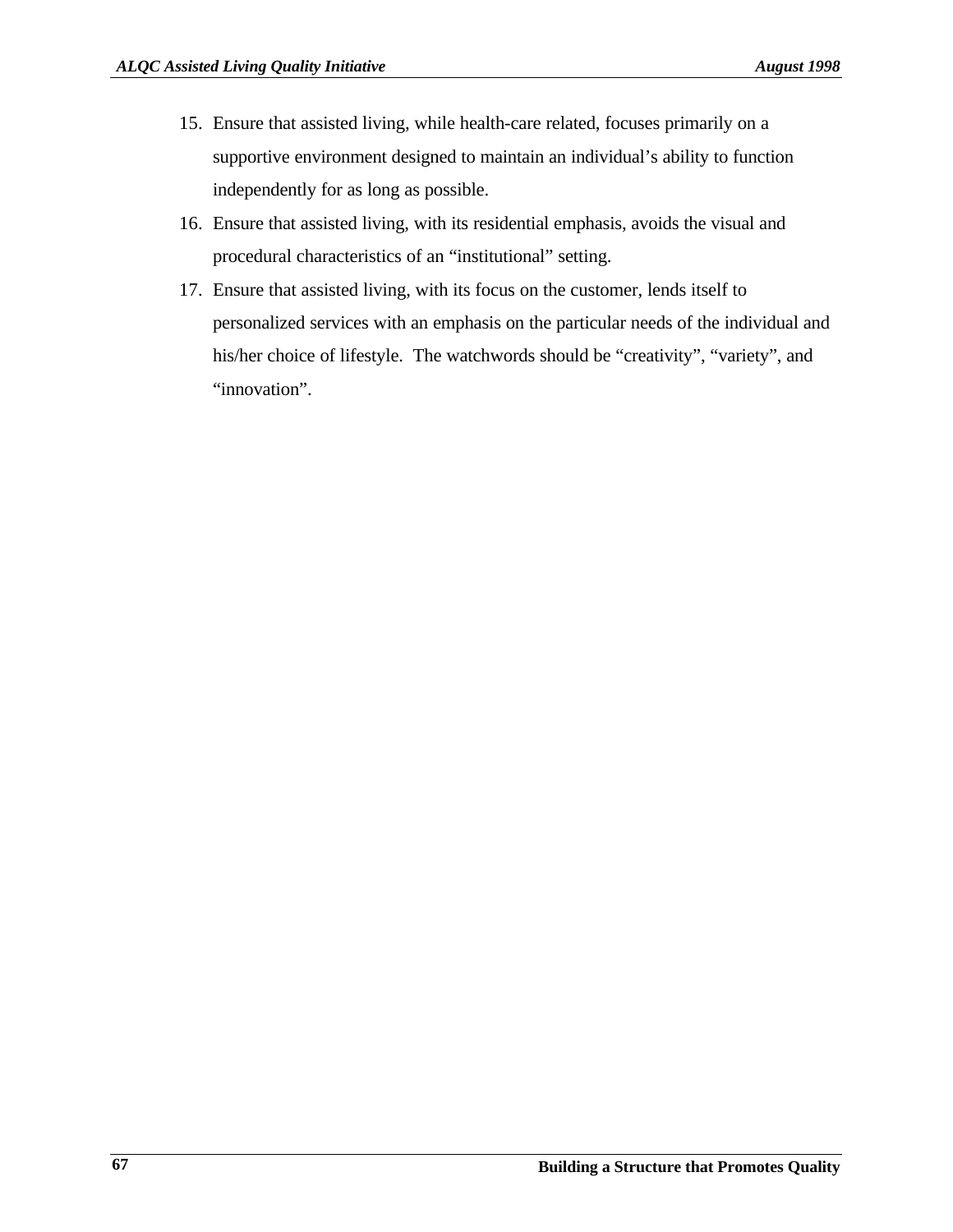15. Ensure that assisted living, while health-care related, focuses primarily on a supportive environment designed to maintain an individual's ability to function independently for as long as possible.
16. Ensure that assisted living, with its residential emphasis, avoids the visual and procedural characteristics of an "institutional" setting.
17. Ensure that assisted living, with its focus on the customer, lends itself to personalized services with an emphasis on the particular needs of the individual and his/her choice of lifestyle. The watchwords should be "creativity", "variety", and "innovation".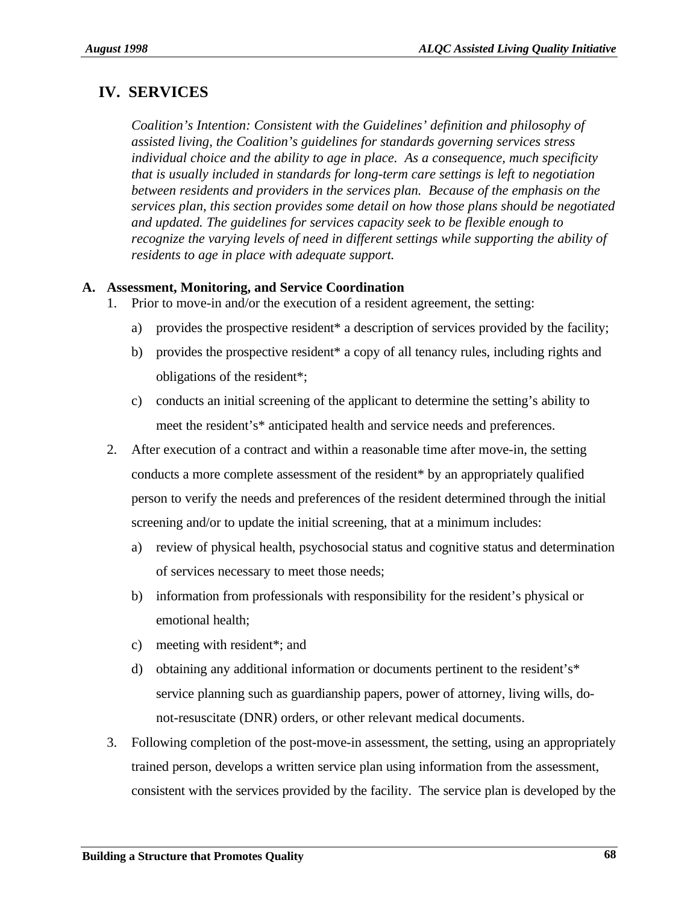## IV. SERVICES

*Coalition's Intention: Consistent with the Guidelines' definition and philosophy of assisted living, the Coalition's guidelines for standards governing services stress individual choice and the ability to age in place. As a consequence, much specificity that is usually included in standards for long-term care settings is left to negotiation between residents and providers in the services plan. Because of the emphasis on the services plan, this section provides some detail on how those plans should be negotiated and updated. The guidelines for services capacity seek to be flexible enough to recognize the varying levels of need in different settings while supporting the ability of residents to age in place with adequate support.*

**A. Assessment, Monitoring, and Service Coordination**

1. Prior to move-in and/or the execution of a resident agreement, the setting:
   a) provides the prospective resident* a description of services provided by the facility;
   b) provides the prospective resident* a copy of all tenancy rules, including rights and obligations of the resident*;
   c) conducts an initial screening of the applicant to determine the setting's ability to meet the resident's* anticipated health and service needs and preferences.
2. After execution of a contract and within a reasonable time after move-in, the setting conducts a more complete assessment of the resident* by an appropriately qualified person to verify the needs and preferences of the resident determined through the initial screening and/or to update the initial screening, that at a minimum includes:
   a) review of physical health, psychosocial status and cognitive status and determination of services necessary to meet those needs;
   b) information from professionals with responsibility for the resident's physical or emotional health;
   c) meeting with resident*; and
   d) obtaining any additional information or documents pertinent to the resident's* service planning such as guardianship papers, power of attorney, living wills, do-not-resuscitate (DNR) orders, or other relevant medical documents.
3. Following completion of the post-move-in assessment, the setting, using an appropriately trained person, develops a written service plan using information from the assessment, consistent with the services provided by the facility. The service plan is developed by the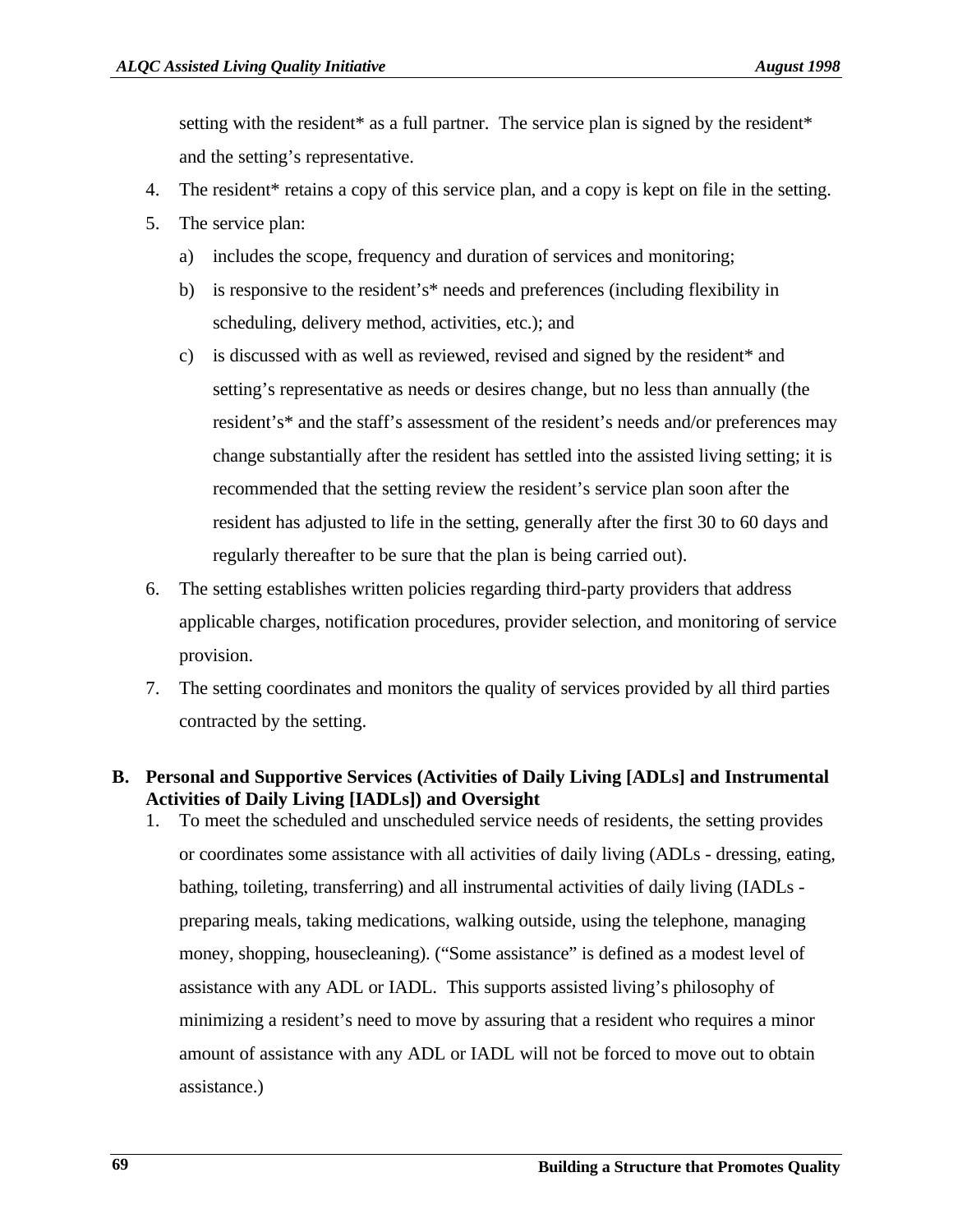setting with the resident* as a full partner.  The service plan is signed by the resident* and the setting's representative.

4. The resident* retains a copy of this service plan, and a copy is kept on file in the setting.
5. The service plan:
   a) includes the scope, frequency and duration of services and monitoring;
   b) is responsive to the resident's* needs and preferences (including flexibility in scheduling, delivery method, activities, etc.); and
   c) is discussed with as well as reviewed, revised and signed by the resident* and setting's representative as needs or desires change, but no less than annually (the resident's* and the staff's assessment of the resident's needs and/or preferences may change substantially after the resident has settled into the assisted living setting; it is recommended that the setting review the resident's service plan soon after the resident has adjusted to life in the setting, generally after the first 30 to 60 days and regularly thereafter to be sure that the plan is being carried out).
6. The setting establishes written policies regarding third-party providers that address applicable charges, notification procedures, provider selection, and monitoring of service provision.
7. The setting coordinates and monitors the quality of services provided by all third parties contracted by the setting.

**B. Personal and Supportive Services (Activities of Daily Living [ADLs] and Instrumental Activities of Daily Living [IADLs]) and Oversight**

1. To meet the scheduled and unscheduled service needs of residents, the setting provides or coordinates some assistance with all activities of daily living (ADLs - dressing, eating, bathing, toileting, transferring) and all instrumental activities of daily living (IADLs - preparing meals, taking medications, walking outside, using the telephone, managing money, shopping, housecleaning). ("Some assistance" is defined as a modest level of assistance with any ADL or IADL.  This supports assisted living's philosophy of minimizing a resident's need to move by assuring that a resident who requires a minor amount of assistance with any ADL or IADL will not be forced to move out to obtain assistance.)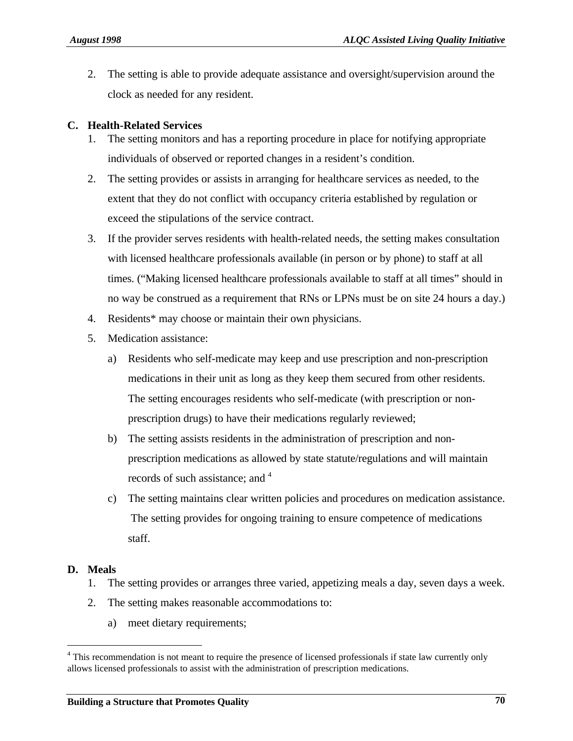2. The setting is able to provide adequate assistance and oversight/supervision around the clock as needed for any resident.

**C. Health-Related Services**

1. The setting monitors and has a reporting procedure in place for notifying appropriate individuals of observed or reported changes in a resident's condition.
2. The setting provides or assists in arranging for healthcare services as needed, to the extent that they do not conflict with occupancy criteria established by regulation or exceed the stipulations of the service contract.
3. If the provider serves residents with health-related needs, the setting makes consultation with licensed healthcare professionals available (in person or by phone) to staff at all times. ("Making licensed healthcare professionals available to staff at all times" should in no way be construed as a requirement that RNs or LPNs must be on site 24 hours a day.)
4. Residents* may choose or maintain their own physicians.
5. Medication assistance:
   a) Residents who self-medicate may keep and use prescription and non-prescription medications in their unit as long as they keep them secured from other residents. The setting encourages residents who self-medicate (with prescription or non-prescription drugs) to have their medications regularly reviewed;
   b) The setting assists residents in the administration of prescription and non-prescription medications as allowed by state statute/regulations and will maintain records of such assistance; and [4]
   c) The setting maintains clear written policies and procedures on medication assistance. The setting provides for ongoing training to ensure competence of medications staff.

**D. Meals**

1. The setting provides or arranges three varied, appetizing meals a day, seven days a week.
2. The setting makes reasonable accommodations to:
   a) meet dietary requirements;

[4] This recommendation is not meant to require the presence of licensed professionals if state law currently only allows licensed professionals to assist with the administration of prescription medications.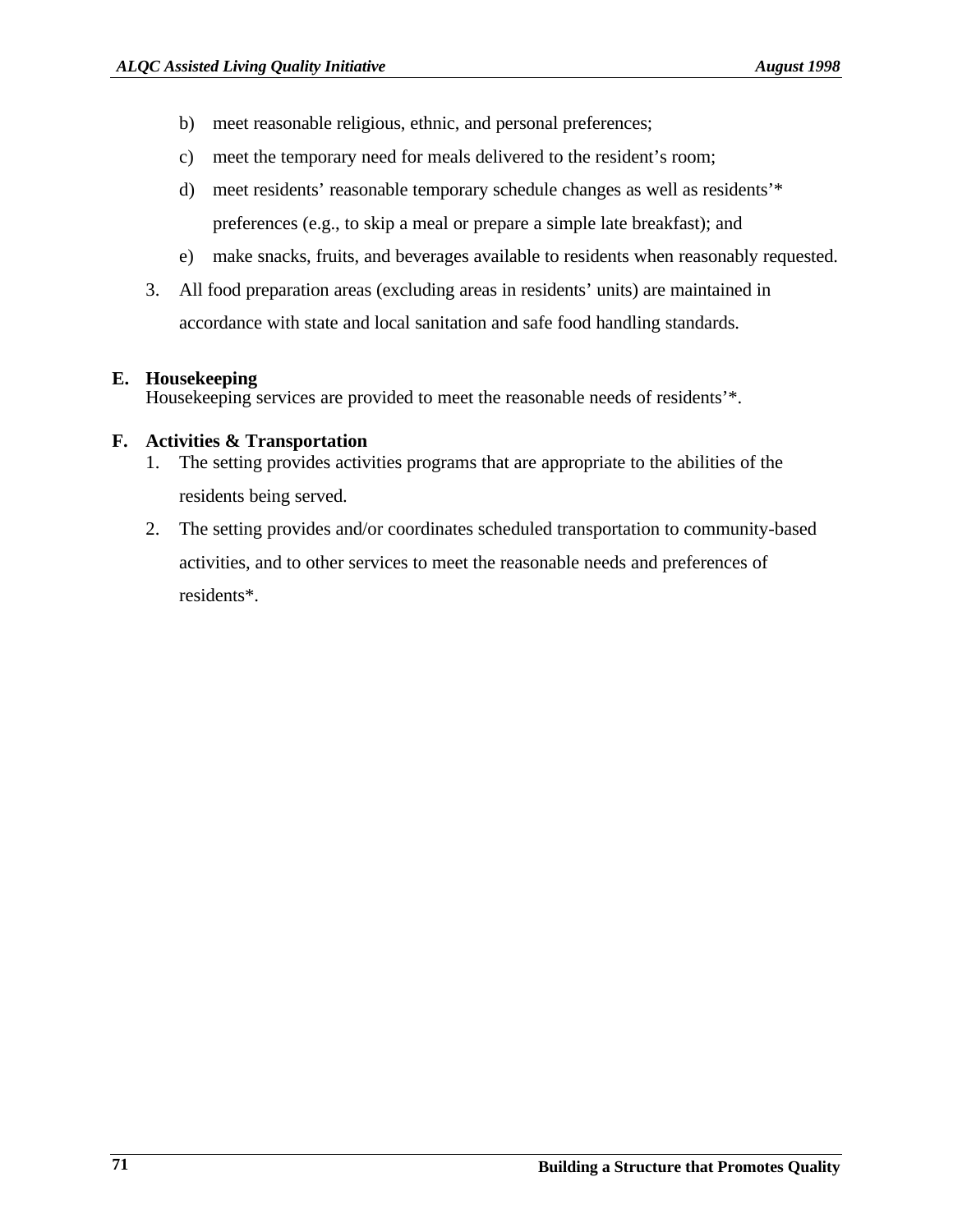b) meet reasonable religious, ethnic, and personal preferences;

c) meet the temporary need for meals delivered to the resident's room;

d) meet residents' reasonable temporary schedule changes as well as residents'* preferences (e.g., to skip a meal or prepare a simple late breakfast); and

e) make snacks, fruits, and beverages available to residents when reasonably requested.

3. All food preparation areas (excluding areas in residents' units) are maintained in accordance with state and local sanitation and safe food handling standards.

**E. Housekeeping**

Housekeeping services are provided to meet the reasonable needs of residents'*.

**F. Activities & Transportation**

1. The setting provides activities programs that are appropriate to the abilities of the residents being served.
2. The setting provides and/or coordinates scheduled transportation to community-based activities, and to other services to meet the reasonable needs and preferences of residents*.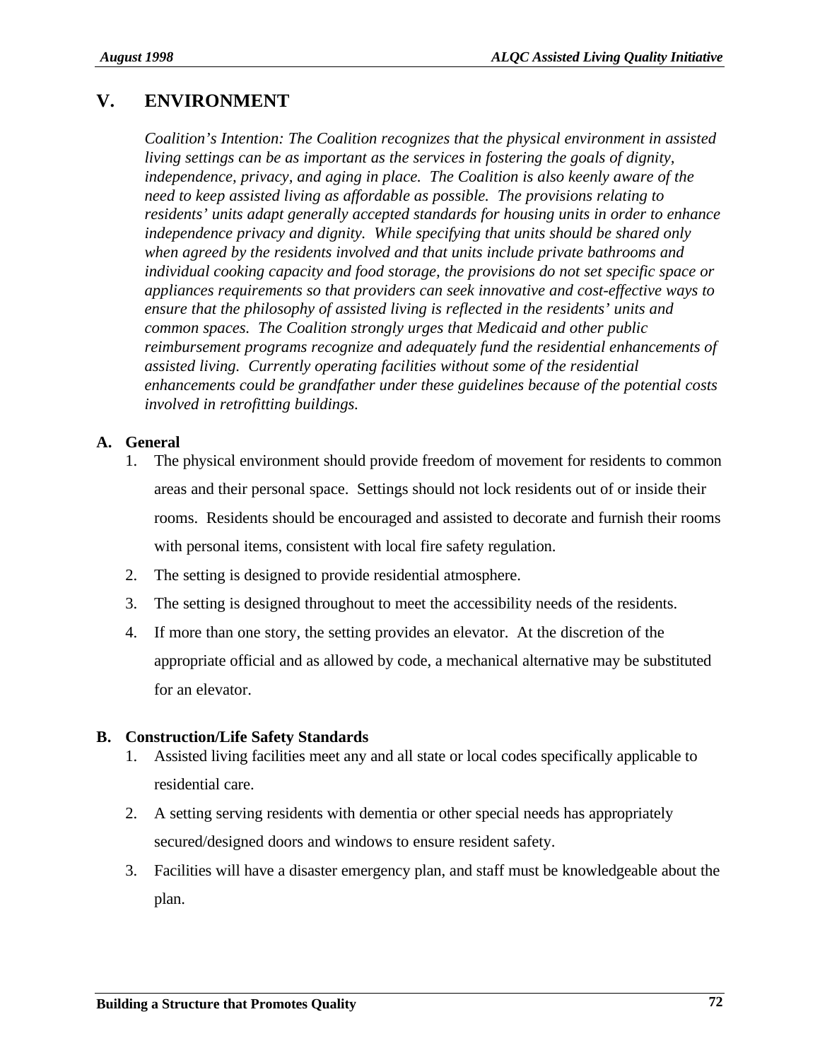# V. ENVIRONMENT

*Coalition's Intention: The Coalition recognizes that the physical environment in assisted living settings can be as important as the services in fostering the goals of dignity, independence, privacy, and aging in place. The Coalition is also keenly aware of the need to keep assisted living as affordable as possible. The provisions relating to residents' units adapt generally accepted standards for housing units in order to enhance independence privacy and dignity. While specifying that units should be shared only when agreed by the residents involved and that units include private bathrooms and individual cooking capacity and food storage, the provisions do not set specific space or appliances requirements so that providers can seek innovative and cost-effective ways to ensure that the philosophy of assisted living is reflected in the residents' units and common spaces. The Coalition strongly urges that Medicaid and other public reimbursement programs recognize and adequately fund the residential enhancements of assisted living. Currently operating facilities without some of the residential enhancements could be grandfather under these guidelines because of the potential costs involved in retrofitting buildings.*

## A. General

1. The physical environment should provide freedom of movement for residents to common areas and their personal space. Settings should not lock residents out of or inside their rooms. Residents should be encouraged and assisted to decorate and furnish their rooms with personal items, consistent with local fire safety regulation.
2. The setting is designed to provide residential atmosphere.
3. The setting is designed throughout to meet the accessibility needs of the residents.
4. If more than one story, the setting provides an elevator. At the discretion of the appropriate official and as allowed by code, a mechanical alternative may be substituted for an elevator.

## B. Construction/Life Safety Standards

1. Assisted living facilities meet any and all state or local codes specifically applicable to residential care.
2. A setting serving residents with dementia or other special needs has appropriately secured/designed doors and windows to ensure resident safety.
3. Facilities will have a disaster emergency plan, and staff must be knowledgeable about the plan.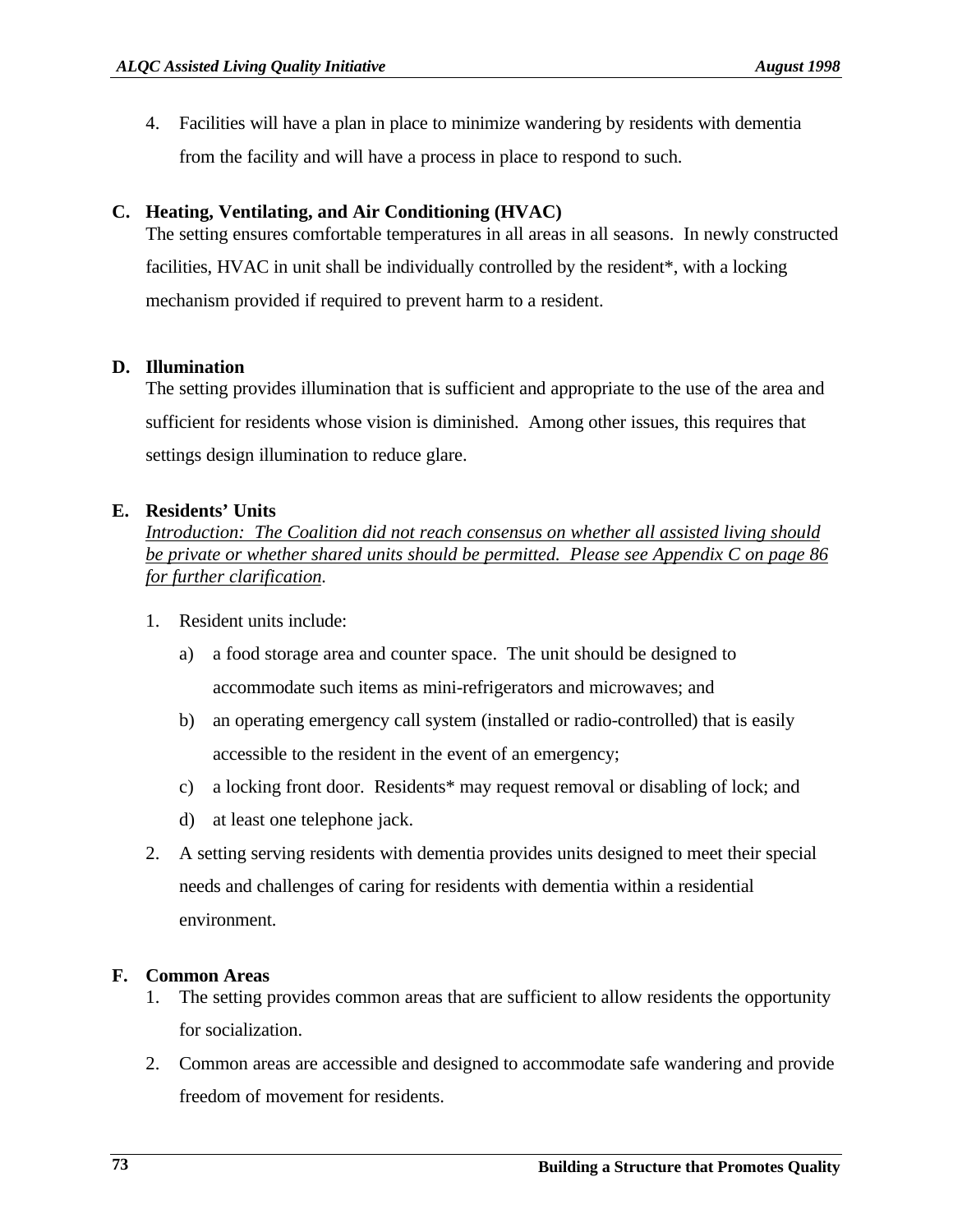4. Facilities will have a plan in place to minimize wandering by residents with dementia from the facility and will have a process in place to respond to such.

### C. Heating, Ventilating, and Air Conditioning (HVAC)

The setting ensures comfortable temperatures in all areas in all seasons. In newly constructed facilities, HVAC in unit shall be individually controlled by the resident*, with a locking mechanism provided if required to prevent harm to a resident.

### D. Illumination

The setting provides illumination that is sufficient and appropriate to the use of the area and sufficient for residents whose vision is diminished. Among other issues, this requires that settings design illumination to reduce glare.

### E. Residents' Units

*Introduction: The Coalition did not reach consensus on whether all assisted living should be private or whether shared units should be permitted. Please see Appendix C on page 86 for further clarification.*

1. Resident units include:
   a) a food storage area and counter space. The unit should be designed to accommodate such items as mini-refrigerators and microwaves; and
   b) an operating emergency call system (installed or radio-controlled) that is easily accessible to the resident in the event of an emergency;
   c) a locking front door. Residents* may request removal or disabling of lock; and
   d) at least one telephone jack.
2. A setting serving residents with dementia provides units designed to meet their special needs and challenges of caring for residents with dementia within a residential environment.

### F. Common Areas

1. The setting provides common areas that are sufficient to allow residents the opportunity for socialization.
2. Common areas are accessible and designed to accommodate safe wandering and provide freedom of movement for residents.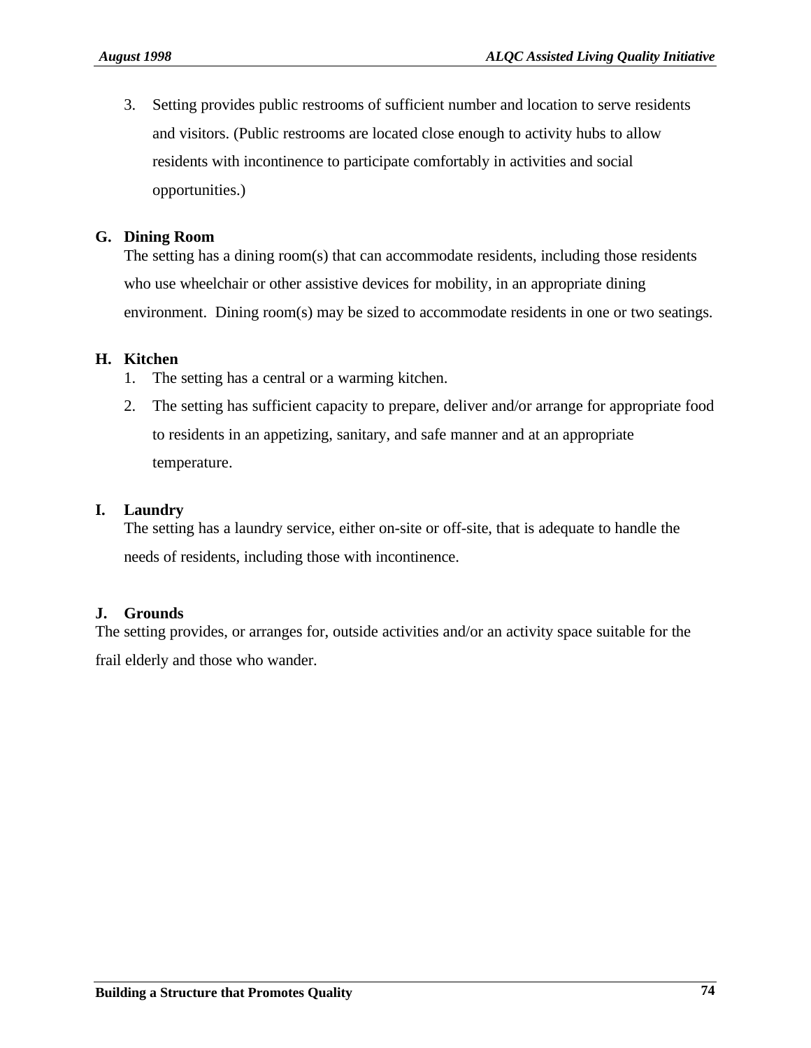3. Setting provides public restrooms of sufficient number and location to serve residents and visitors. (Public restrooms are located close enough to activity hubs to allow residents with incontinence to participate comfortably in activities and social opportunities.)

**G. Dining Room**

The setting has a dining room(s) that can accommodate residents, including those residents who use wheelchair or other assistive devices for mobility, in an appropriate dining environment. Dining room(s) may be sized to accommodate residents in one or two seatings.

**H. Kitchen**

1. The setting has a central or a warming kitchen.
2. The setting has sufficient capacity to prepare, deliver and/or arrange for appropriate food to residents in an appetizing, sanitary, and safe manner and at an appropriate temperature.

**I. Laundry**

The setting has a laundry service, either on-site or off-site, that is adequate to handle the needs of residents, including those with incontinence.

**J. Grounds**

The setting provides, or arranges for, outside activities and/or an activity space suitable for the frail elderly and those who wander.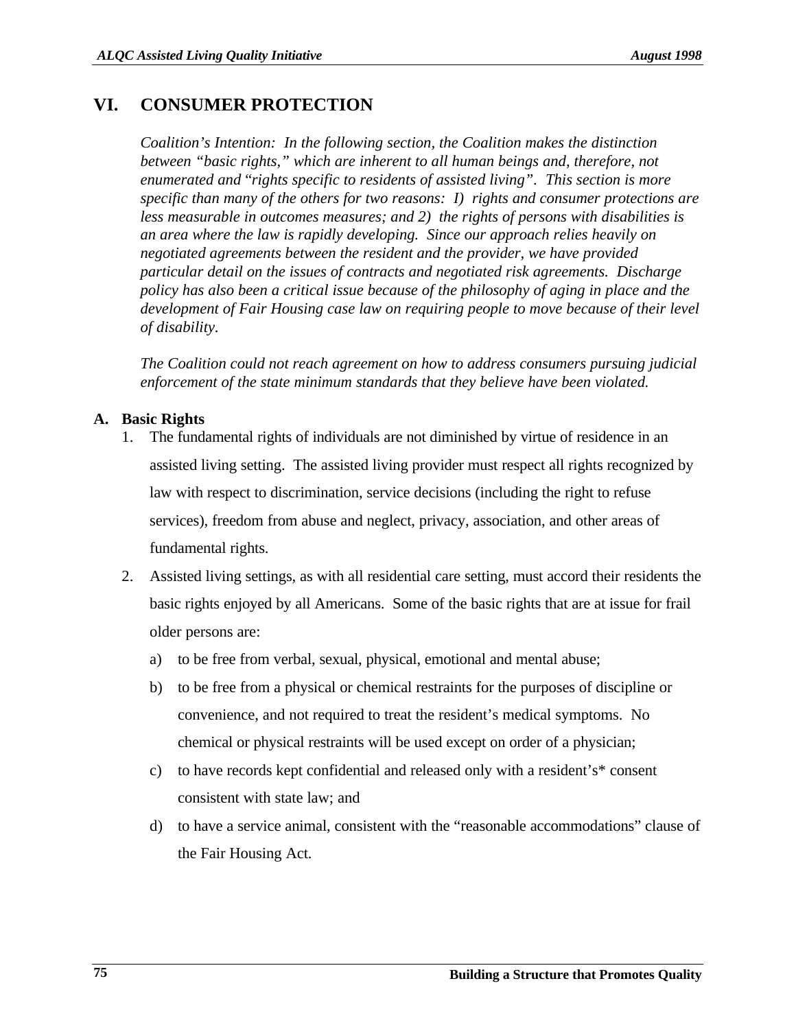# VI. CONSUMER PROTECTION

*Coalition's Intention: In the following section, the Coalition makes the distinction between "basic rights," which are inherent to all human beings and, therefore, not enumerated and "rights specific to residents of assisted living". This section is more specific than many of the others for two reasons: I) rights and consumer protections are less measurable in outcomes measures; and 2) the rights of persons with disabilities is an area where the law is rapidly developing. Since our approach relies heavily on negotiated agreements between the resident and the provider, we have provided particular detail on the issues of contracts and negotiated risk agreements. Discharge policy has also been a critical issue because of the philosophy of aging in place and the development of Fair Housing case law on requiring people to move because of their level of disability.*

*The Coalition could not reach agreement on how to address consumers pursuing judicial enforcement of the state minimum standards that they believe have been violated.*

## A. Basic Rights

1. The fundamental rights of individuals are not diminished by virtue of residence in an assisted living setting. The assisted living provider must respect all rights recognized by law with respect to discrimination, service decisions (including the right to refuse services), freedom from abuse and neglect, privacy, association, and other areas of fundamental rights.
2. Assisted living settings, as with all residential care setting, must accord their residents the basic rights enjoyed by all Americans. Some of the basic rights that are at issue for frail older persons are:
   a) to be free from verbal, sexual, physical, emotional and mental abuse;
   b) to be free from a physical or chemical restraints for the purposes of discipline or convenience, and not required to treat the resident's medical symptoms. No chemical or physical restraints will be used except on order of a physician;
   c) to have records kept confidential and released only with a resident's* consent consistent with state law; and
   d) to have a service animal, consistent with the "reasonable accommodations" clause of the Fair Housing Act.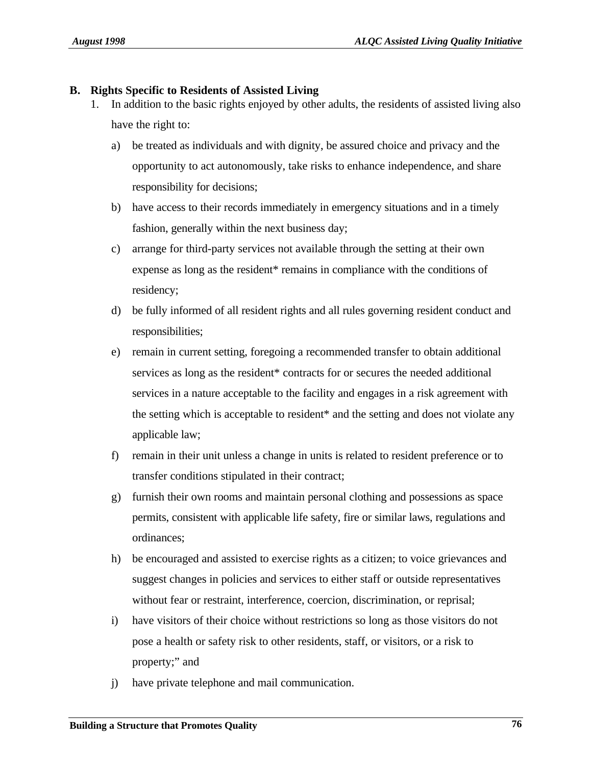## B. Rights Specific to Residents of Assisted Living

1. In addition to the basic rights enjoyed by other adults, the residents of assisted living also have the right to:

   a) be treated as individuals and with dignity, be assured choice and privacy and the opportunity to act autonomously, take risks to enhance independence, and share responsibility for decisions;

   b) have access to their records immediately in emergency situations and in a timely fashion, generally within the next business day;

   c) arrange for third-party services not available through the setting at their own expense as long as the resident* remains in compliance with the conditions of residency;

   d) be fully informed of all resident rights and all rules governing resident conduct and responsibilities;

   e) remain in current setting, foregoing a recommended transfer to obtain additional services as long as the resident* contracts for or secures the needed additional services in a nature acceptable to the facility and engages in a risk agreement with the setting which is acceptable to resident* and the setting and does not violate any applicable law;

   f) remain in their unit unless a change in units is related to resident preference or to transfer conditions stipulated in their contract;

   g) furnish their own rooms and maintain personal clothing and possessions as space permits, consistent with applicable life safety, fire or similar laws, regulations and ordinances;

   h) be encouraged and assisted to exercise rights as a citizen; to voice grievances and suggest changes in policies and services to either staff or outside representatives without fear or restraint, interference, coercion, discrimination, or reprisal;

   i) have visitors of their choice without restrictions so long as those visitors do not pose a health or safety risk to other residents, staff, or visitors, or a risk to property;" and

   j) have private telephone and mail communication.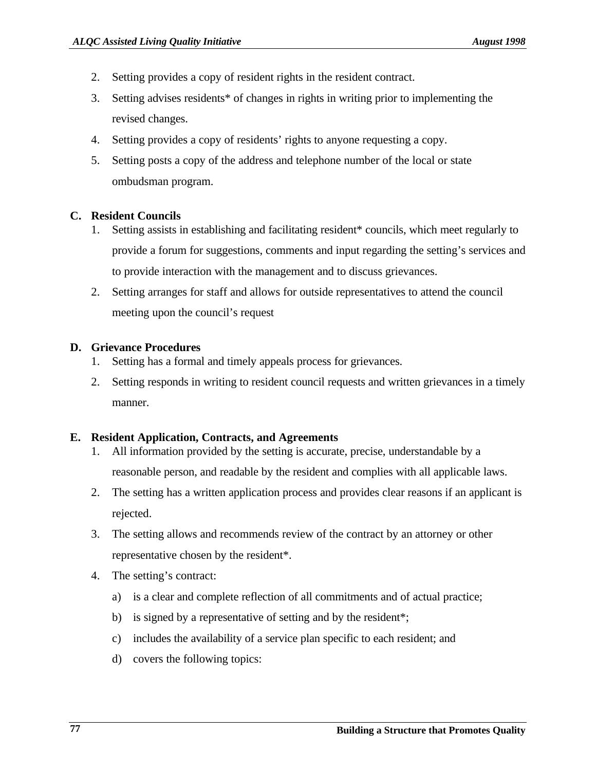2. Setting provides a copy of resident rights in the resident contract.
3. Setting advises residents* of changes in rights in writing prior to implementing the revised changes.
4. Setting provides a copy of residents' rights to anyone requesting a copy.
5. Setting posts a copy of the address and telephone number of the local or state ombudsman program.

**C. Resident Councils**

1. Setting assists in establishing and facilitating resident* councils, which meet regularly to provide a forum for suggestions, comments and input regarding the setting's services and to provide interaction with the management and to discuss grievances.
2. Setting arranges for staff and allows for outside representatives to attend the council meeting upon the council's request

**D. Grievance Procedures**

1. Setting has a formal and timely appeals process for grievances.
2. Setting responds in writing to resident council requests and written grievances in a timely manner.

**E. Resident Application, Contracts, and Agreements**

1. All information provided by the setting is accurate, precise, understandable by a reasonable person, and readable by the resident and complies with all applicable laws.
2. The setting has a written application process and provides clear reasons if an applicant is rejected.
3. The setting allows and recommends review of the contract by an attorney or other representative chosen by the resident*.
4. The setting's contract:
   a) is a clear and complete reflection of all commitments and of actual practice;
   b) is signed by a representative of setting and by the resident*;
   c) includes the availability of a service plan specific to each resident; and
   d) covers the following topics: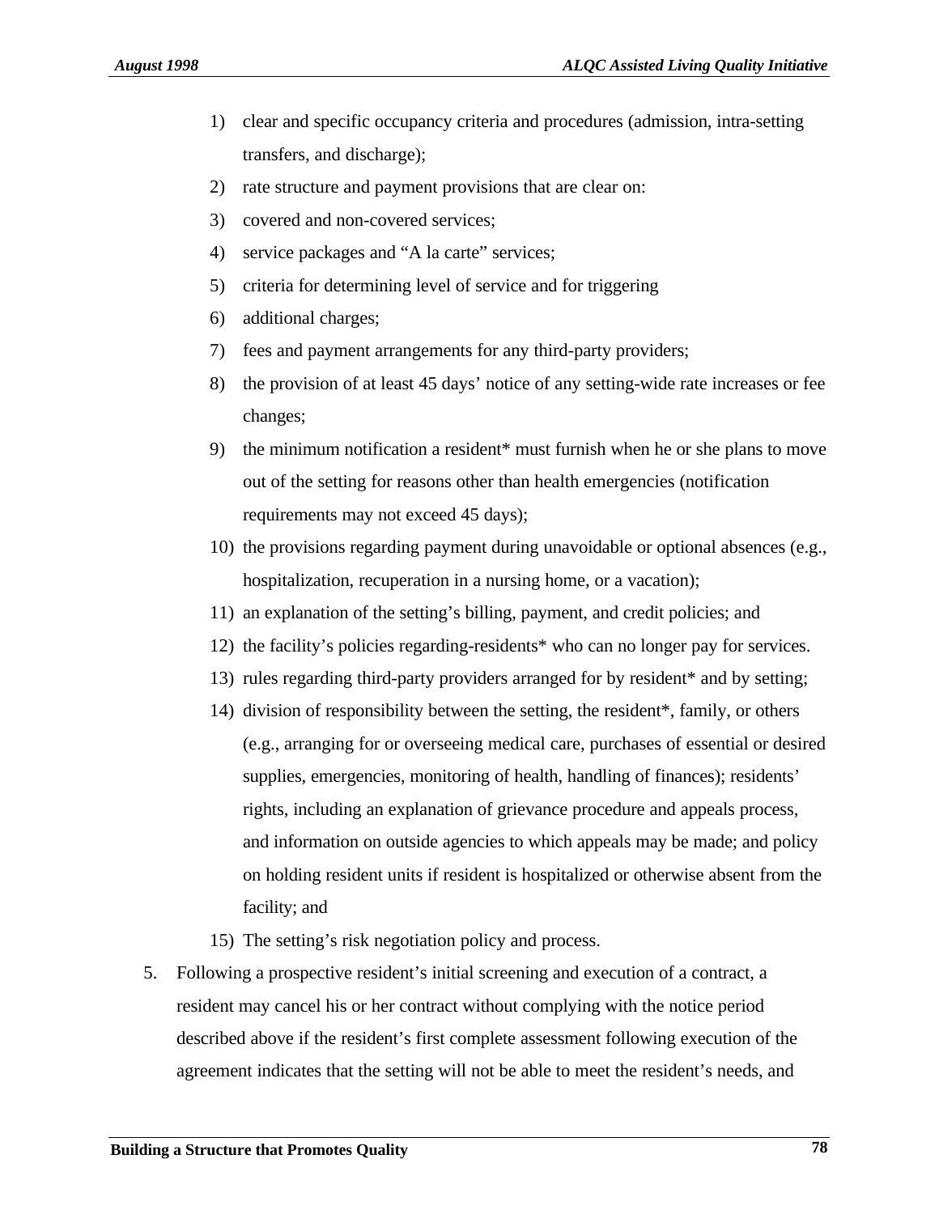1) clear and specific occupancy criteria and procedures (admission, intra-setting transfers, and discharge);
2) rate structure and payment provisions that are clear on:
3) covered and non-covered services;
4) service packages and "A la carte" services;
5) criteria for determining level of service and for triggering
6) additional charges;
7) fees and payment arrangements for any third-party providers;
8) the provision of at least 45 days' notice of any setting-wide rate increases or fee changes;
9) the minimum notification a resident* must furnish when he or she plans to move out of the setting for reasons other than health emergencies (notification requirements may not exceed 45 days);
10) the provisions regarding payment during unavoidable or optional absences (e.g., hospitalization, recuperation in a nursing home, or a vacation);
11) an explanation of the setting's billing, payment, and credit policies; and
12) the facility's policies regarding-residents* who can no longer pay for services.
13) rules regarding third-party providers arranged for by resident* and by setting;
14) division of responsibility between the setting, the resident*, family, or others (e.g., arranging for or overseeing medical care, purchases of essential or desired supplies, emergencies, monitoring of health, handling of finances); residents' rights, including an explanation of grievance procedure and appeals process, and information on outside agencies to which appeals may be made; and policy on holding resident units if resident is hospitalized or otherwise absent from the facility; and
15) The setting's risk negotiation policy and process.

5. Following a prospective resident's initial screening and execution of a contract, a resident may cancel his or her contract without complying with the notice period described above if the resident's first complete assessment following execution of the agreement indicates that the setting will not be able to meet the resident's needs, and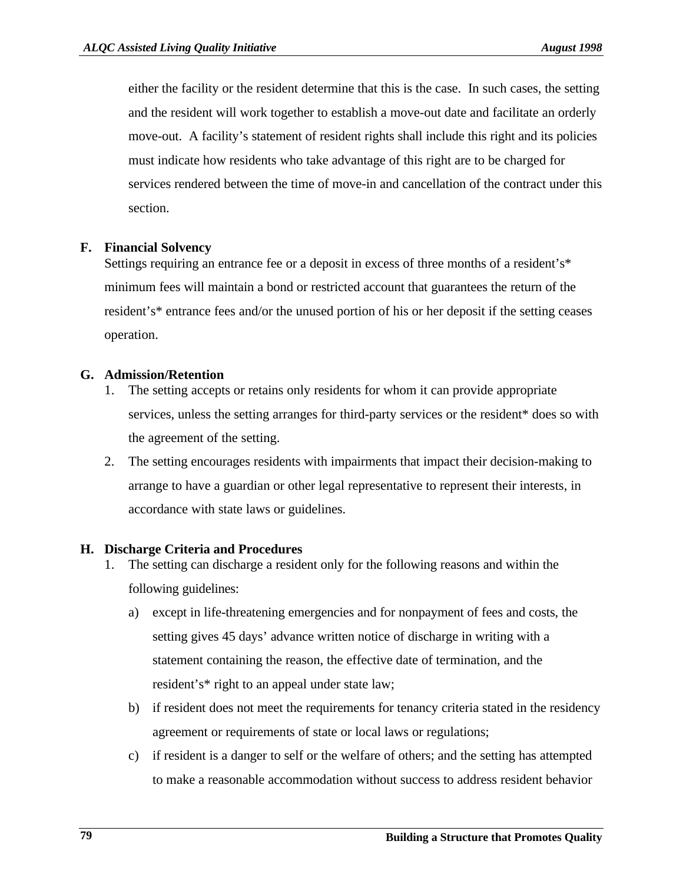either the facility or the resident determine that this is the case. In such cases, the setting and the resident will work together to establish a move-out date and facilitate an orderly move-out. A facility's statement of resident rights shall include this right and its policies must indicate how residents who take advantage of this right are to be charged for services rendered between the time of move-in and cancellation of the contract under this section.

**F. Financial Solvency**

Settings requiring an entrance fee or a deposit in excess of three months of a resident's* minimum fees will maintain a bond or restricted account that guarantees the return of the resident's* entrance fees and/or the unused portion of his or her deposit if the setting ceases operation.

**G. Admission/Retention**

1. The setting accepts or retains only residents for whom it can provide appropriate services, unless the setting arranges for third-party services or the resident* does so with the agreement of the setting.
2. The setting encourages residents with impairments that impact their decision-making to arrange to have a guardian or other legal representative to represent their interests, in accordance with state laws or guidelines.

**H. Discharge Criteria and Procedures**

1. The setting can discharge a resident only for the following reasons and within the following guidelines:
   a) except in life-threatening emergencies and for nonpayment of fees and costs, the setting gives 45 days' advance written notice of discharge in writing with a statement containing the reason, the effective date of termination, and the resident's* right to an appeal under state law;
   b) if resident does not meet the requirements for tenancy criteria stated in the residency agreement or requirements of state or local laws or regulations;
   c) if resident is a danger to self or the welfare of others; and the setting has attempted to make a reasonable accommodation without success to address resident behavior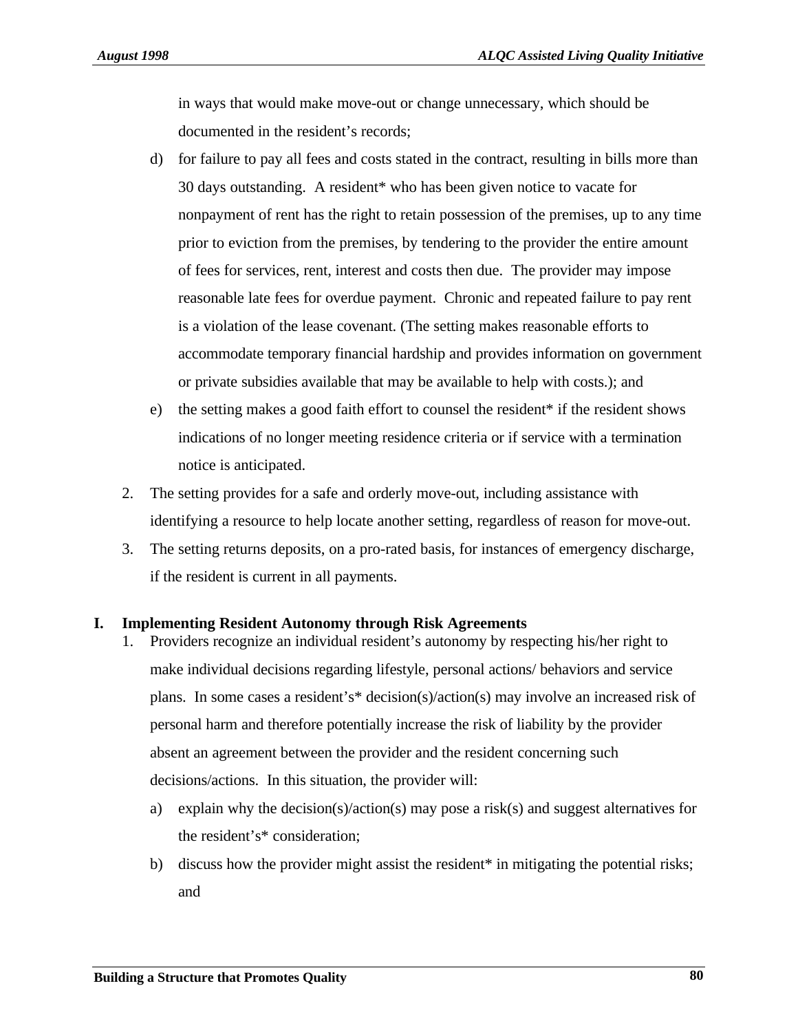in ways that would make move-out or change unnecessary, which should be documented in the resident's records;

d) for failure to pay all fees and costs stated in the contract, resulting in bills more than 30 days outstanding. A resident* who has been given notice to vacate for nonpayment of rent has the right to retain possession of the premises, up to any time prior to eviction from the premises, by tendering to the provider the entire amount of fees for services, rent, interest and costs then due. The provider may impose reasonable late fees for overdue payment. Chronic and repeated failure to pay rent is a violation of the lease covenant. (The setting makes reasonable efforts to accommodate temporary financial hardship and provides information on government or private subsidies available that may be available to help with costs.); and

e) the setting makes a good faith effort to counsel the resident* if the resident shows indications of no longer meeting residence criteria or if service with a termination notice is anticipated.

2. The setting provides for a safe and orderly move-out, including assistance with identifying a resource to help locate another setting, regardless of reason for move-out.

3. The setting returns deposits, on a pro-rated basis, for instances of emergency discharge, if the resident is current in all payments.

## I. Implementing Resident Autonomy through Risk Agreements

1. Providers recognize an individual resident's autonomy by respecting his/her right to make individual decisions regarding lifestyle, personal actions/ behaviors and service plans. In some cases a resident's* decision(s)/action(s) may involve an increased risk of personal harm and therefore potentially increase the risk of liability by the provider absent an agreement between the provider and the resident concerning such decisions/actions. In this situation, the provider will:

   a) explain why the decision(s)/action(s) may pose a risk(s) and suggest alternatives for the resident's* consideration;

   b) discuss how the provider might assist the resident* in mitigating the potential risks; and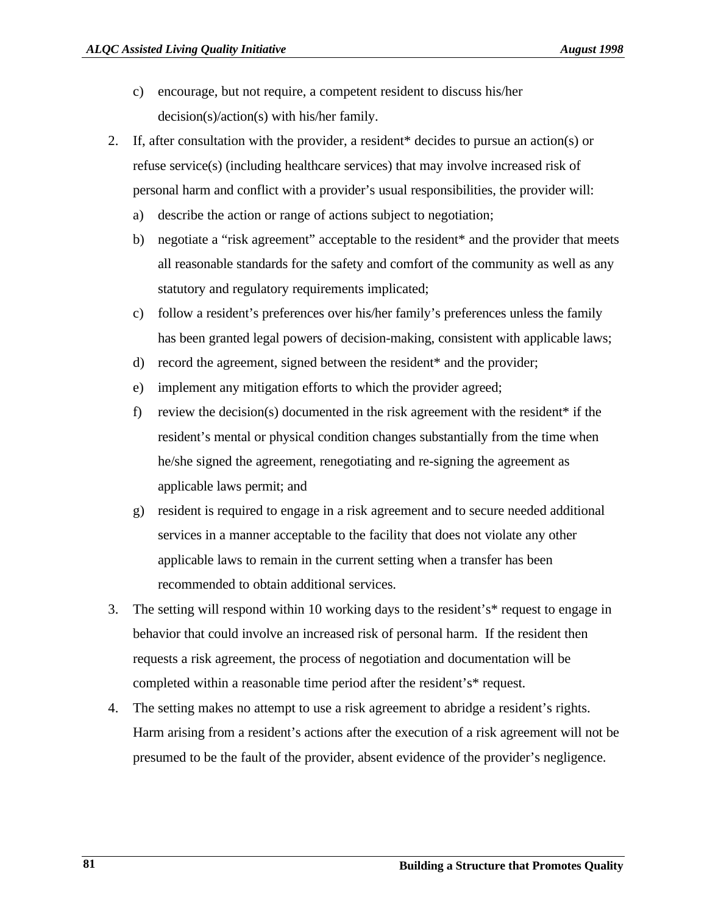c) encourage, but not require, a competent resident to discuss his/her decision(s)/action(s) with his/her family.

2. If, after consultation with the provider, a resident* decides to pursue an action(s) or refuse service(s) (including healthcare services) that may involve increased risk of personal harm and conflict with a provider's usual responsibilities, the provider will:
   a) describe the action or range of actions subject to negotiation;
   b) negotiate a "risk agreement" acceptable to the resident* and the provider that meets all reasonable standards for the safety and comfort of the community as well as any statutory and regulatory requirements implicated;
   c) follow a resident's preferences over his/her family's preferences unless the family has been granted legal powers of decision-making, consistent with applicable laws;
   d) record the agreement, signed between the resident* and the provider;
   e) implement any mitigation efforts to which the provider agreed;
   f) review the decision(s) documented in the risk agreement with the resident* if the resident's mental or physical condition changes substantially from the time when he/she signed the agreement, renegotiating and re-signing the agreement as applicable laws permit; and
   g) resident is required to engage in a risk agreement and to secure needed additional services in a manner acceptable to the facility that does not violate any other applicable laws to remain in the current setting when a transfer has been recommended to obtain additional services.

3. The setting will respond within 10 working days to the resident's* request to engage in behavior that could involve an increased risk of personal harm. If the resident then requests a risk agreement, the process of negotiation and documentation will be completed within a reasonable time period after the resident's* request.

4. The setting makes no attempt to use a risk agreement to abridge a resident's rights. Harm arising from a resident's actions after the execution of a risk agreement will not be presumed to be the fault of the provider, absent evidence of the provider's negligence.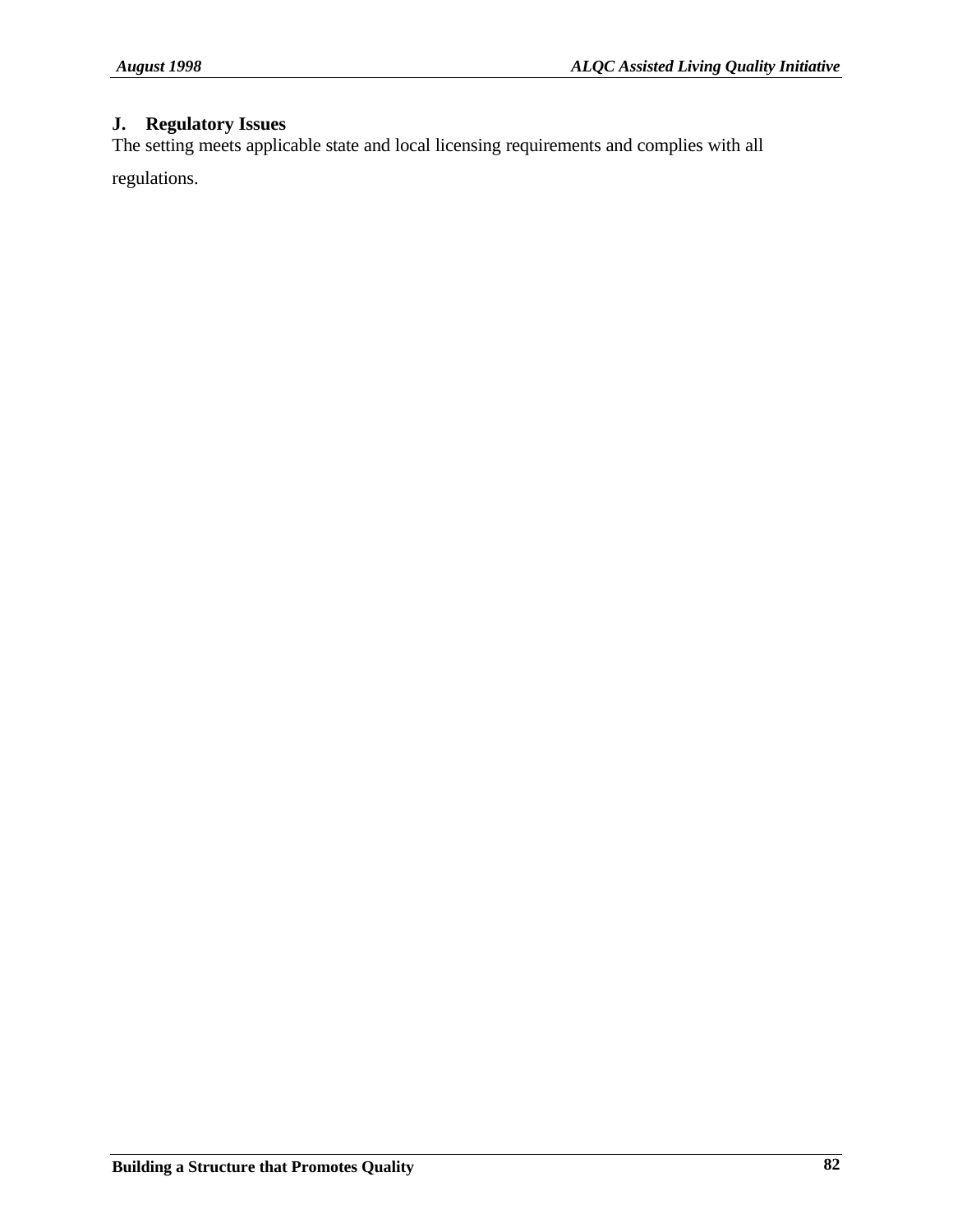### J. Regulatory Issues

The setting meets applicable state and local licensing requirements and complies with all regulations.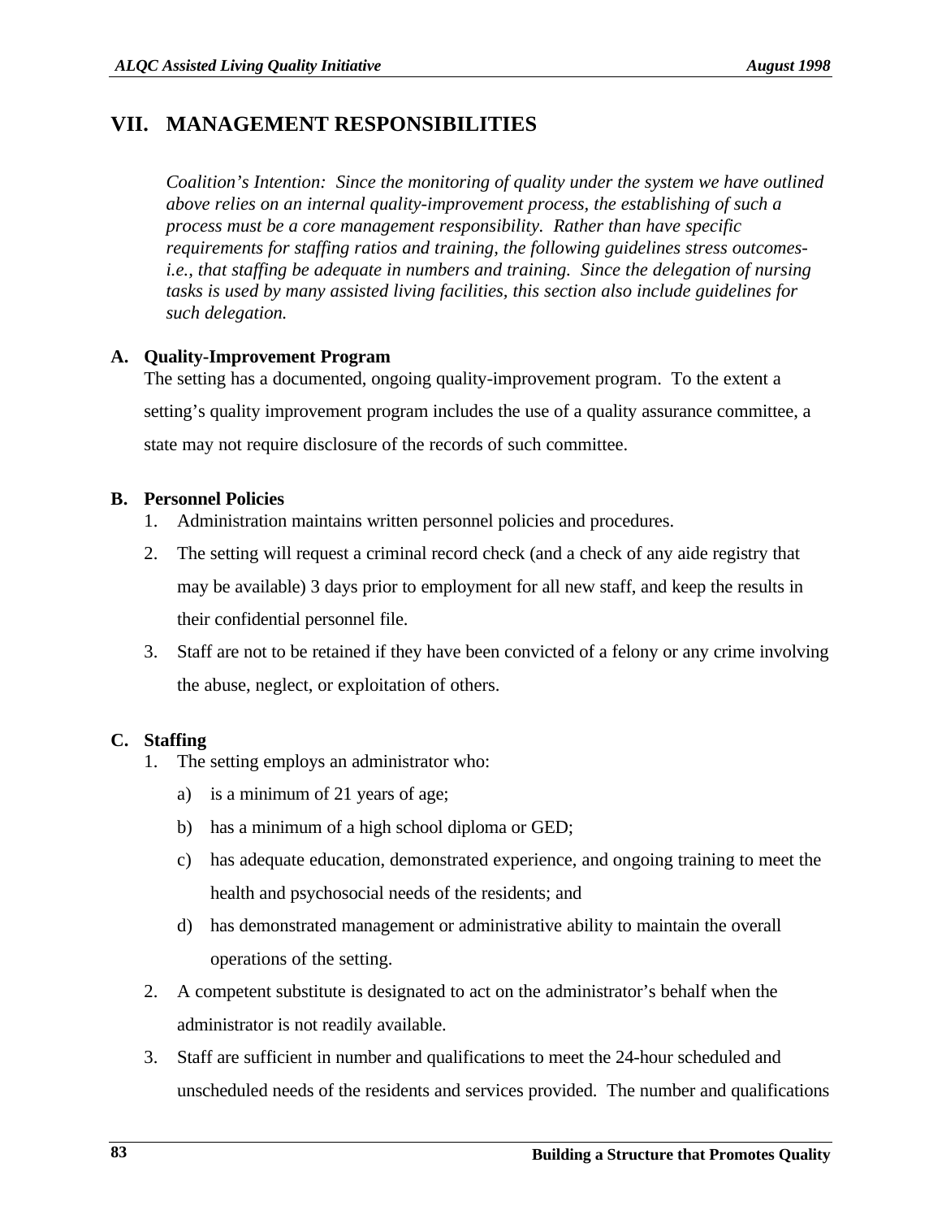# VII. MANAGEMENT RESPONSIBILITIES

*Coalition's Intention: Since the monitoring of quality under the system we have outlined above relies on an internal quality-improvement process, the establishing of such a process must be a core management responsibility. Rather than have specific requirements for staffing ratios and training, the following guidelines stress outcomes-i.e., that staffing be adequate in numbers and training. Since the delegation of nursing tasks is used by many assisted living facilities, this section also include guidelines for such delegation.*

**A. Quality-Improvement Program**

The setting has a documented, ongoing quality-improvement program. To the extent a setting's quality improvement program includes the use of a quality assurance committee, a state may not require disclosure of the records of such committee.

**B. Personnel Policies**

1. Administration maintains written personnel policies and procedures.
2. The setting will request a criminal record check (and a check of any aide registry that may be available) 3 days prior to employment for all new staff, and keep the results in their confidential personnel file.
3. Staff are not to be retained if they have been convicted of a felony or any crime involving the abuse, neglect, or exploitation of others.

**C. Staffing**

1. The setting employs an administrator who:
   a) is a minimum of 21 years of age;
   b) has a minimum of a high school diploma or GED;
   c) has adequate education, demonstrated experience, and ongoing training to meet the health and psychosocial needs of the residents; and
   d) has demonstrated management or administrative ability to maintain the overall operations of the setting.
2. A competent substitute is designated to act on the administrator's behalf when the administrator is not readily available.
3. Staff are sufficient in number and qualifications to meet the 24-hour scheduled and unscheduled needs of the residents and services provided. The number and qualifications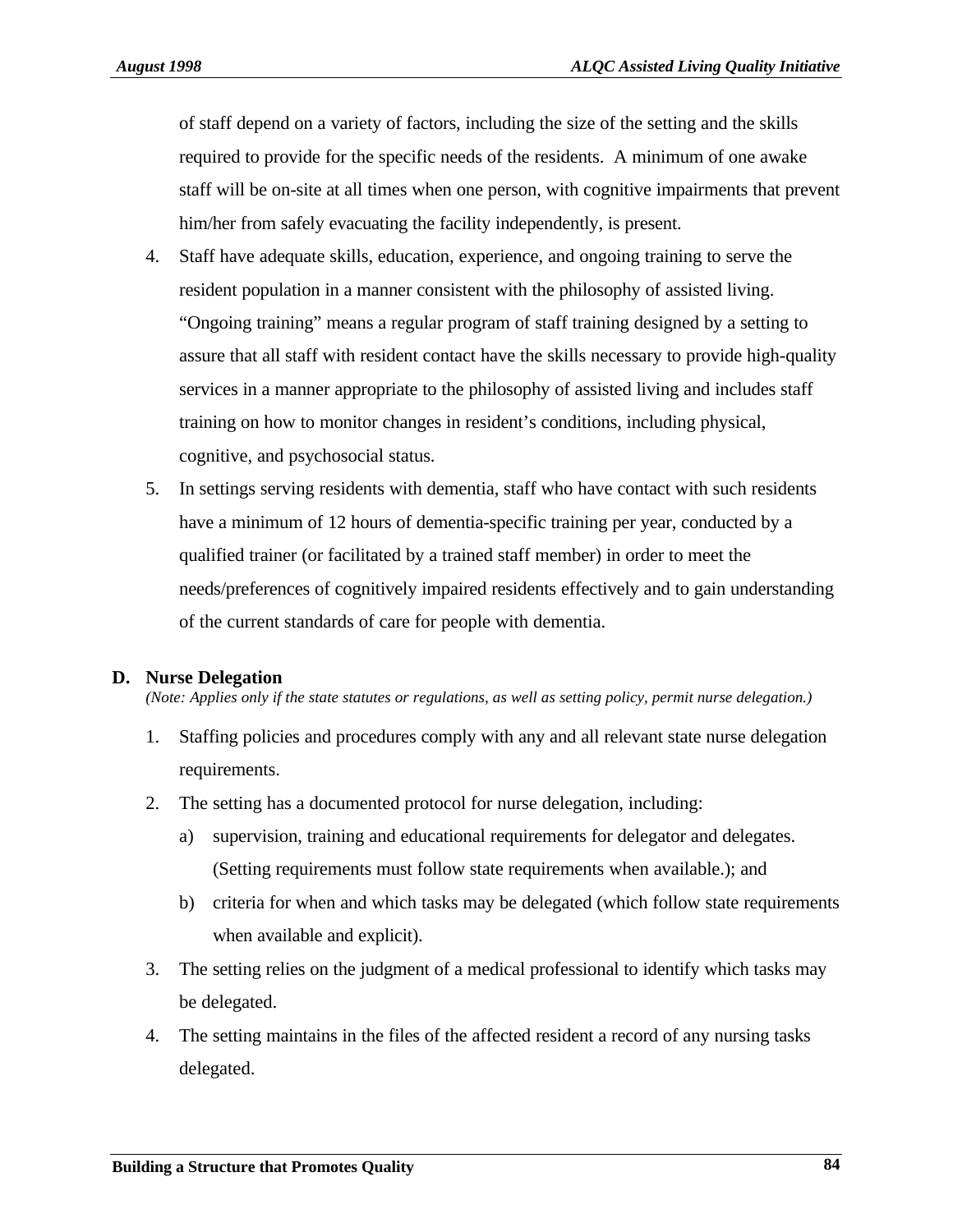of staff depend on a variety of factors, including the size of the setting and the skills required to provide for the specific needs of the residents. A minimum of one awake staff will be on-site at all times when one person, with cognitive impairments that prevent him/her from safely evacuating the facility independently, is present.

4. Staff have adequate skills, education, experience, and ongoing training to serve the resident population in a manner consistent with the philosophy of assisted living. "Ongoing training" means a regular program of staff training designed by a setting to assure that all staff with resident contact have the skills necessary to provide high-quality services in a manner appropriate to the philosophy of assisted living and includes staff training on how to monitor changes in resident's conditions, including physical, cognitive, and psychosocial status.
5. In settings serving residents with dementia, staff who have contact with such residents have a minimum of 12 hours of dementia-specific training per year, conducted by a qualified trainer (or facilitated by a trained staff member) in order to meet the needs/preferences of cognitively impaired residents effectively and to gain understanding of the current standards of care for people with dementia.

## D. Nurse Delegation

*(Note: Applies only if the state statutes or regulations, as well as setting policy, permit nurse delegation.)*

1. Staffing policies and procedures comply with any and all relevant state nurse delegation requirements.
2. The setting has a documented protocol for nurse delegation, including:
   a) supervision, training and educational requirements for delegator and delegates. (Setting requirements must follow state requirements when available.); and
   b) criteria for when and which tasks may be delegated (which follow state requirements when available and explicit).
3. The setting relies on the judgment of a medical professional to identify which tasks may be delegated.
4. The setting maintains in the files of the affected resident a record of any nursing tasks delegated.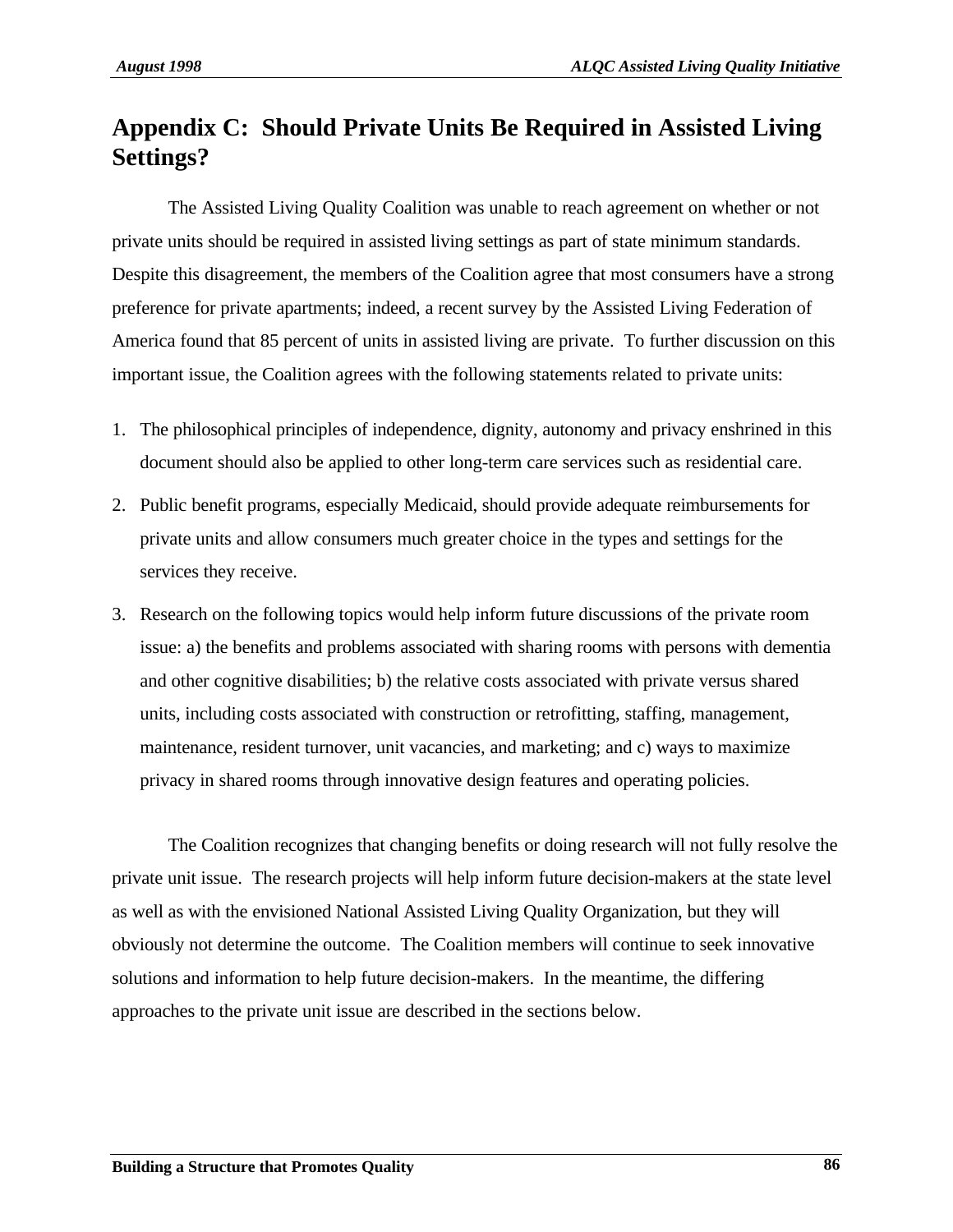# Appendix C: Should Private Units Be Required in Assisted Living Settings?

The Assisted Living Quality Coalition was unable to reach agreement on whether or not private units should be required in assisted living settings as part of state minimum standards. Despite this disagreement, the members of the Coalition agree that most consumers have a strong preference for private apartments; indeed, a recent survey by the Assisted Living Federation of America found that 85 percent of units in assisted living are private. To further discussion on this important issue, the Coalition agrees with the following statements related to private units:

1. The philosophical principles of independence, dignity, autonomy and privacy enshrined in this document should also be applied to other long-term care services such as residential care.
2. Public benefit programs, especially Medicaid, should provide adequate reimbursements for private units and allow consumers much greater choice in the types and settings for the services they receive.
3. Research on the following topics would help inform future discussions of the private room issue: a) the benefits and problems associated with sharing rooms with persons with dementia and other cognitive disabilities; b) the relative costs associated with private versus shared units, including costs associated with construction or retrofitting, staffing, management, maintenance, resident turnover, unit vacancies, and marketing; and c) ways to maximize privacy in shared rooms through innovative design features and operating policies.

The Coalition recognizes that changing benefits or doing research will not fully resolve the private unit issue. The research projects will help inform future decision-makers at the state level as well as with the envisioned National Assisted Living Quality Organization, but they will obviously not determine the outcome. The Coalition members will continue to seek innovative solutions and information to help future decision-makers. In the meantime, the differing approaches to the private unit issue are described in the sections below.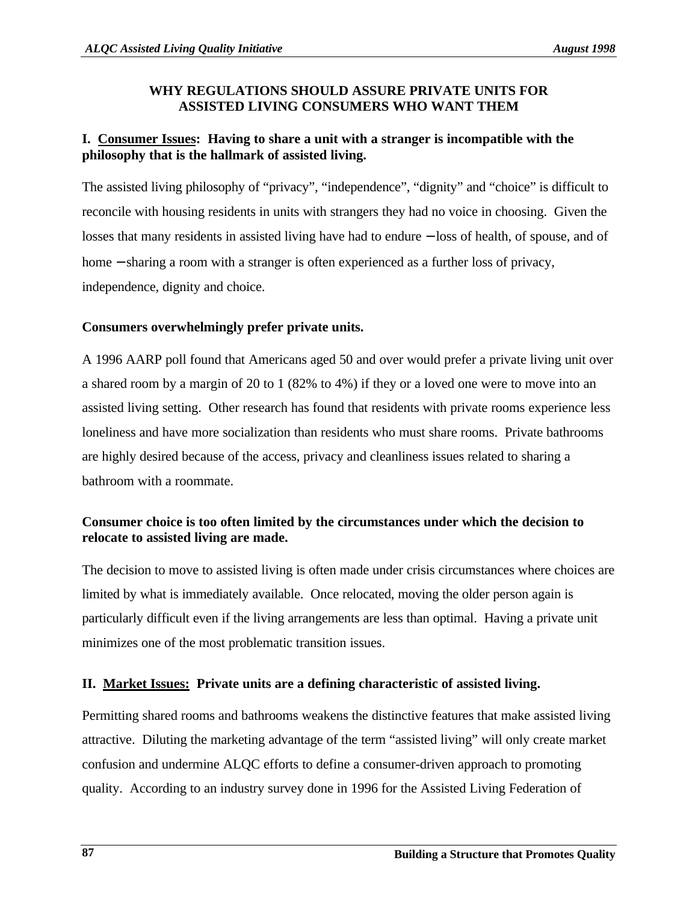## WHY REGULATIONS SHOULD ASSURE PRIVATE UNITS FOR ASSISTED LIVING CONSUMERS WHO WANT THEM

### I. Consumer Issues: Having to share a unit with a stranger is incompatible with the philosophy that is the hallmark of assisted living.

The assisted living philosophy of "privacy", "independence", "dignity" and "choice" is difficult to reconcile with housing residents in units with strangers they had no voice in choosing. Given the losses that many residents in assisted living have had to endure – loss of health, of spouse, and of home – sharing a room with a stranger is often experienced as a further loss of privacy, independence, dignity and choice.

**Consumers overwhelmingly prefer private units.**

A 1996 AARP poll found that Americans aged 50 and over would prefer a private living unit over a shared room by a margin of 20 to 1 (82% to 4%) if they or a loved one were to move into an assisted living setting. Other research has found that residents with private rooms experience less loneliness and have more socialization than residents who must share rooms. Private bathrooms are highly desired because of the access, privacy and cleanliness issues related to sharing a bathroom with a roommate.

**Consumer choice is too often limited by the circumstances under which the decision to relocate to assisted living are made.**

The decision to move to assisted living is often made under crisis circumstances where choices are limited by what is immediately available. Once relocated, moving the older person again is particularly difficult even if the living arrangements are less than optimal. Having a private unit minimizes one of the most problematic transition issues.

### II. Market Issues: Private units are a defining characteristic of assisted living.

Permitting shared rooms and bathrooms weakens the distinctive features that make assisted living attractive. Diluting the marketing advantage of the term "assisted living" will only create market confusion and undermine ALQC efforts to define a consumer-driven approach to promoting quality. According to an industry survey done in 1996 for the Assisted Living Federation of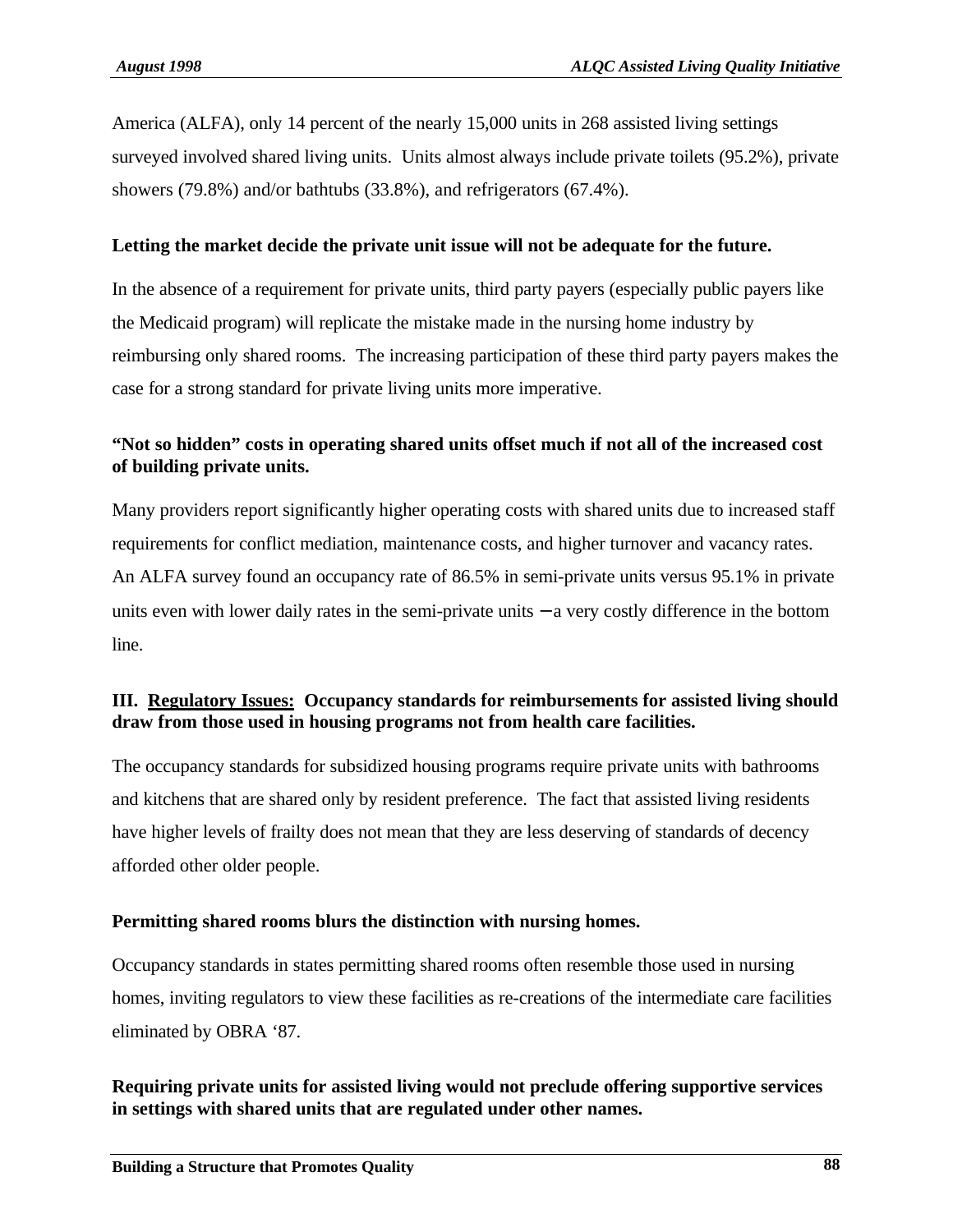America (ALFA), only 14 percent of the nearly 15,000 units in 268 assisted living settings surveyed involved shared living units. Units almost always include private toilets (95.2%), private showers (79.8%) and/or bathtubs (33.8%), and refrigerators (67.4%).

**Letting the market decide the private unit issue will not be adequate for the future.**

In the absence of a requirement for private units, third party payers (especially public payers like the Medicaid program) will replicate the mistake made in the nursing home industry by reimbursing only shared rooms. The increasing participation of these third party payers makes the case for a strong standard for private living units more imperative.

**"Not so hidden" costs in operating shared units offset much if not all of the increased cost of building private units.**

Many providers report significantly higher operating costs with shared units due to increased staff requirements for conflict mediation, maintenance costs, and higher turnover and vacancy rates. An ALFA survey found an occupancy rate of 86.5% in semi-private units versus 95.1% in private units even with lower daily rates in the semi-private units – a very costly difference in the bottom line.

**III. <u>Regulatory Issues:</u> Occupancy standards for reimbursements for assisted living should draw from those used in housing programs not from health care facilities.**

The occupancy standards for subsidized housing programs require private units with bathrooms and kitchens that are shared only by resident preference. The fact that assisted living residents have higher levels of frailty does not mean that they are less deserving of standards of decency afforded other older people.

**Permitting shared rooms blurs the distinction with nursing homes.**

Occupancy standards in states permitting shared rooms often resemble those used in nursing homes, inviting regulators to view these facilities as re-creations of the intermediate care facilities eliminated by OBRA '87.

**Requiring private units for assisted living would not preclude offering supportive services in settings with shared units that are regulated under other names.**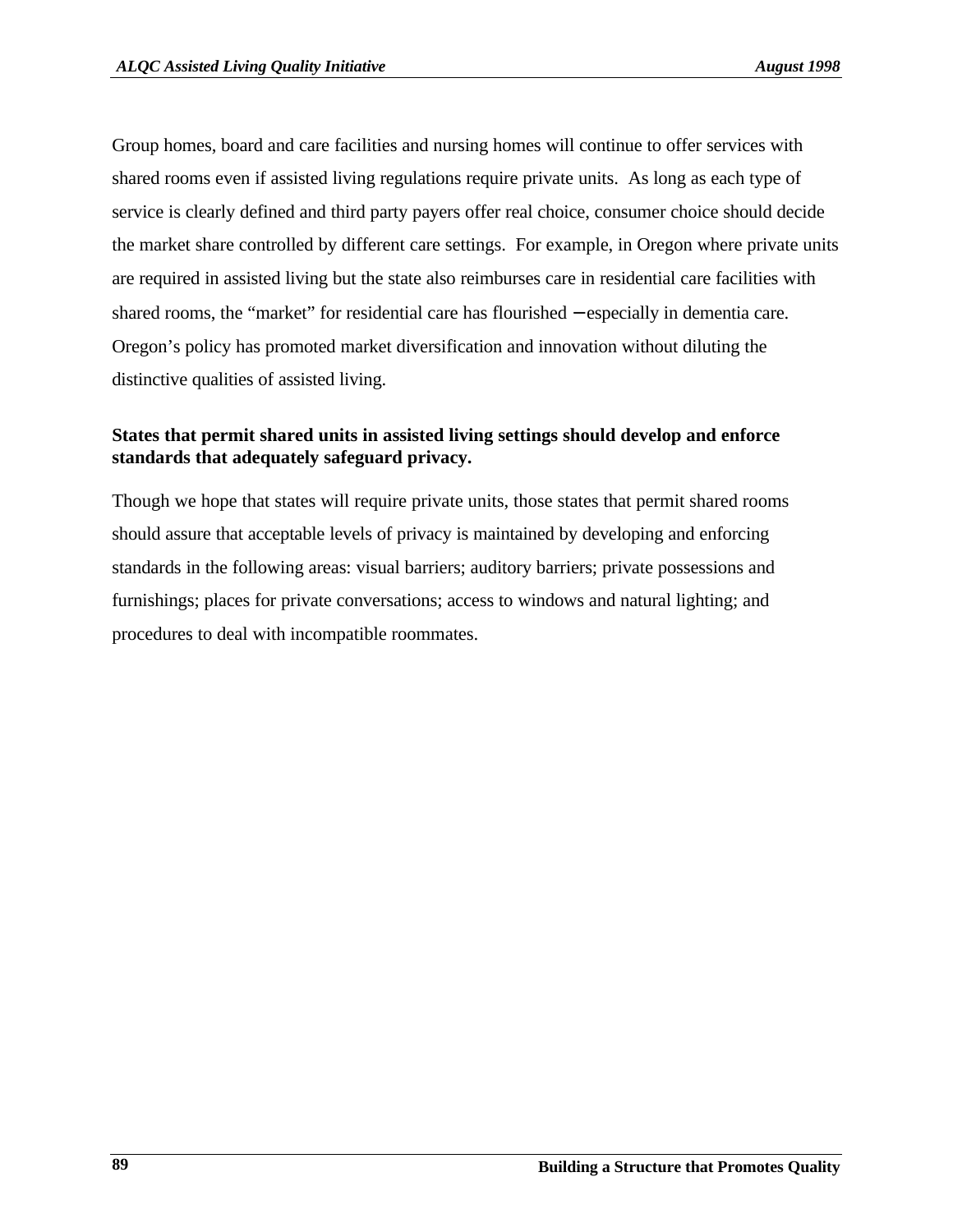Group homes, board and care facilities and nursing homes will continue to offer services with shared rooms even if assisted living regulations require private units. As long as each type of service is clearly defined and third party payers offer real choice, consumer choice should decide the market share controlled by different care settings. For example, in Oregon where private units are required in assisted living but the state also reimburses care in residential care facilities with shared rooms, the "market" for residential care has flourished – especially in dementia care. Oregon's policy has promoted market diversification and innovation without diluting the distinctive qualities of assisted living.

**States that permit shared units in assisted living settings should develop and enforce standards that adequately safeguard privacy.**

Though we hope that states will require private units, those states that permit shared rooms should assure that acceptable levels of privacy is maintained by developing and enforcing standards in the following areas: visual barriers; auditory barriers; private possessions and furnishings; places for private conversations; access to windows and natural lighting; and procedures to deal with incompatible roommates.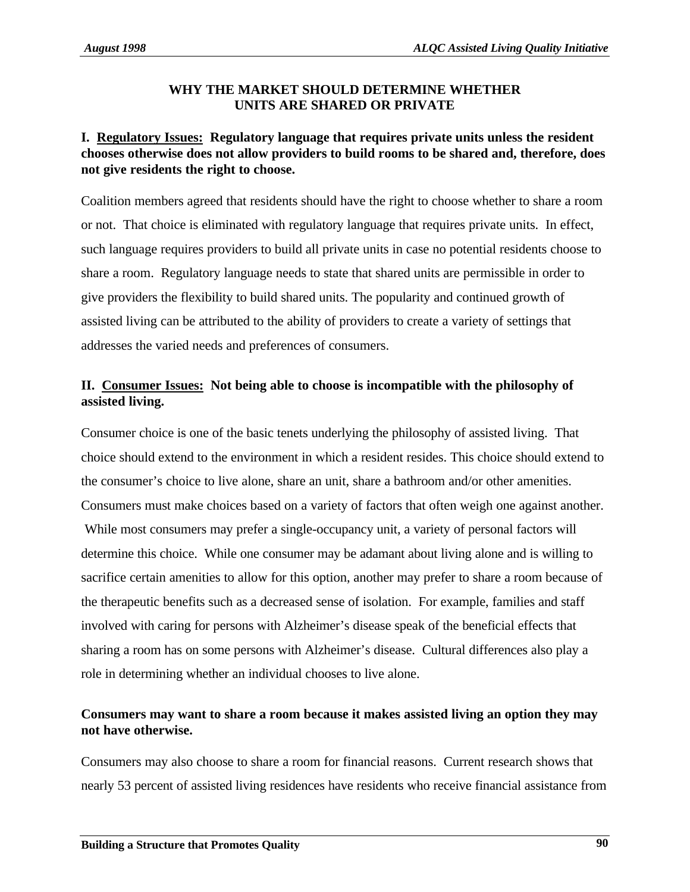## WHY THE MARKET SHOULD DETERMINE WHETHER UNITS ARE SHARED OR PRIVATE

**I. <u>Regulatory Issues:</u> Regulatory language that requires private units unless the resident chooses otherwise does not allow providers to build rooms to be shared and, therefore, does not give residents the right to choose.**

Coalition members agreed that residents should have the right to choose whether to share a room or not. That choice is eliminated with regulatory language that requires private units. In effect, such language requires providers to build all private units in case no potential residents choose to share a room. Regulatory language needs to state that shared units are permissible in order to give providers the flexibility to build shared units. The popularity and continued growth of assisted living can be attributed to the ability of providers to create a variety of settings that addresses the varied needs and preferences of consumers.

**II. <u>Consumer Issues:</u> Not being able to choose is incompatible with the philosophy of assisted living.**

Consumer choice is one of the basic tenets underlying the philosophy of assisted living. That choice should extend to the environment in which a resident resides. This choice should extend to the consumer's choice to live alone, share an unit, share a bathroom and/or other amenities. Consumers must make choices based on a variety of factors that often weigh one against another. While most consumers may prefer a single-occupancy unit, a variety of personal factors will determine this choice. While one consumer may be adamant about living alone and is willing to sacrifice certain amenities to allow for this option, another may prefer to share a room because of the therapeutic benefits such as a decreased sense of isolation. For example, families and staff involved with caring for persons with Alzheimer's disease speak of the beneficial effects that sharing a room has on some persons with Alzheimer's disease. Cultural differences also play a role in determining whether an individual chooses to live alone.

**Consumers may want to share a room because it makes assisted living an option they may not have otherwise.**

Consumers may also choose to share a room for financial reasons. Current research shows that nearly 53 percent of assisted living residences have residents who receive financial assistance from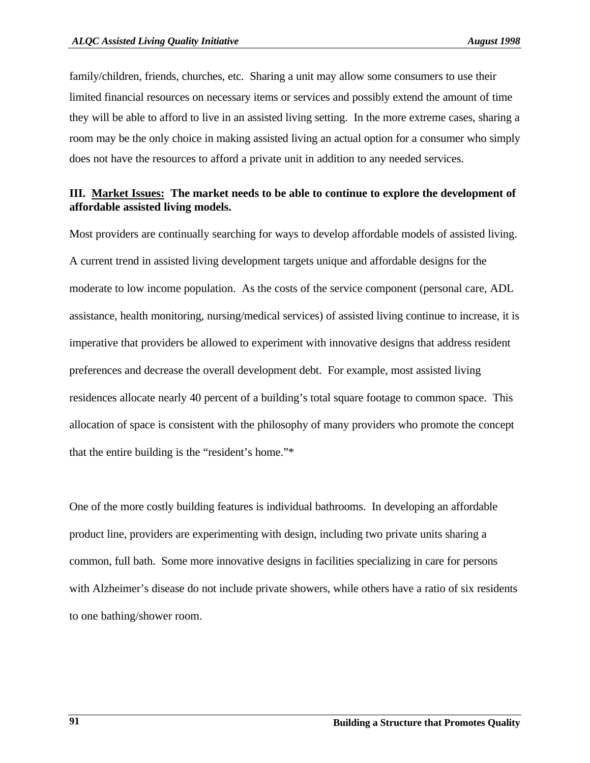family/children, friends, churches, etc. Sharing a unit may allow some consumers to use their limited financial resources on necessary items or services and possibly extend the amount of time they will be able to afford to live in an assisted living setting. In the more extreme cases, sharing a room may be the only choice in making assisted living an actual option for a consumer who simply does not have the resources to afford a private unit in addition to any needed services.

**III. <u>Market Issues:</u> The market needs to be able to continue to explore the development of affordable assisted living models.**

Most providers are continually searching for ways to develop affordable models of assisted living. A current trend in assisted living development targets unique and affordable designs for the moderate to low income population. As the costs of the service component (personal care, ADL assistance, health monitoring, nursing/medical services) of assisted living continue to increase, it is imperative that providers be allowed to experiment with innovative designs that address resident preferences and decrease the overall development debt. For example, most assisted living residences allocate nearly 40 percent of a building's total square footage to common space. This allocation of space is consistent with the philosophy of many providers who promote the concept that the entire building is the "resident's home."*

One of the more costly building features is individual bathrooms. In developing an affordable product line, providers are experimenting with design, including two private units sharing a common, full bath. Some more innovative designs in facilities specializing in care for persons with Alzheimer's disease do not include private showers, while others have a ratio of six residents to one bathing/shower room.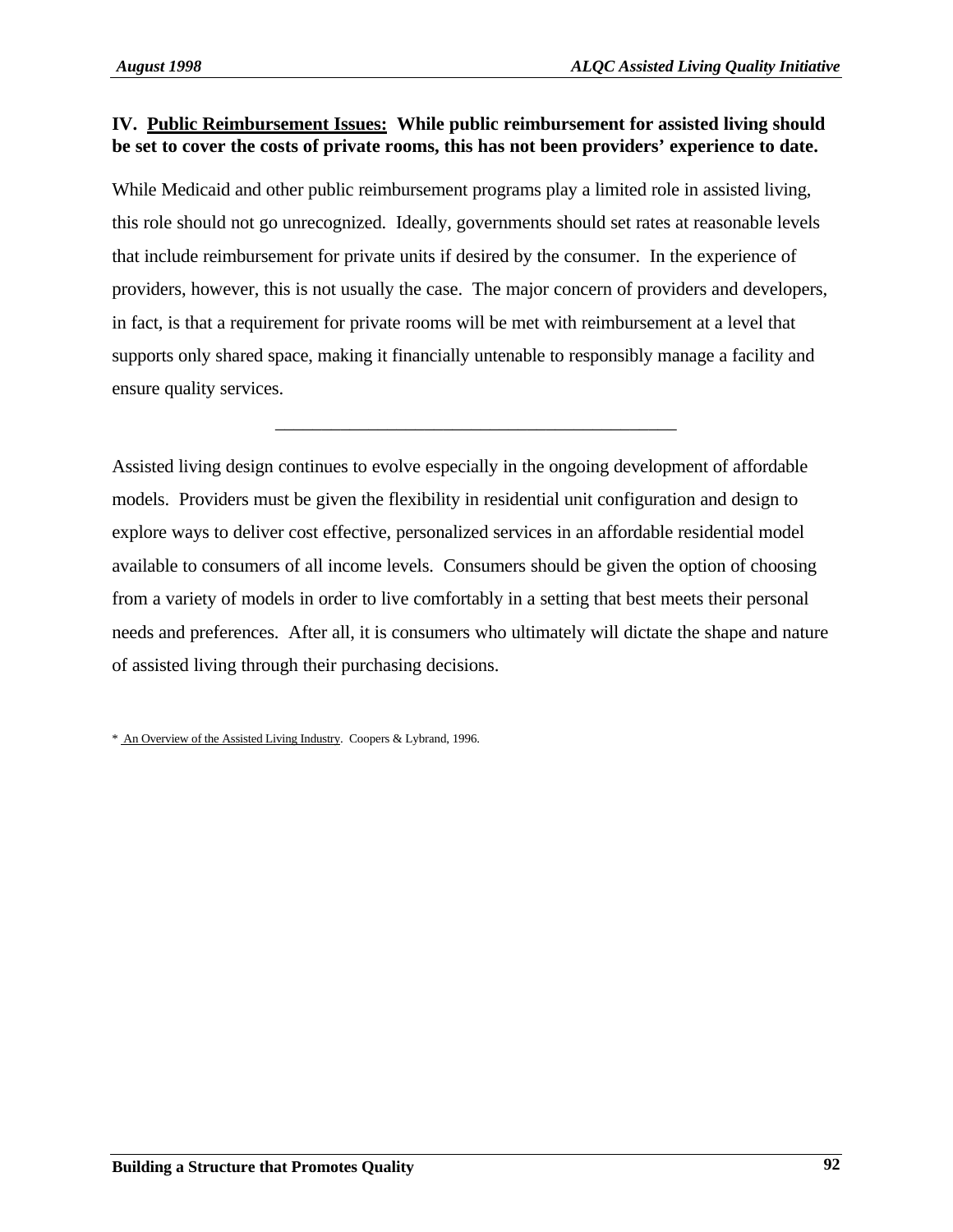**IV. <u>Public Reimbursement Issues:</u> While public reimbursement for assisted living should be set to cover the costs of private rooms, this has not been providers' experience to date.**

While Medicaid and other public reimbursement programs play a limited role in assisted living, this role should not go unrecognized. Ideally, governments should set rates at reasonable levels that include reimbursement for private units if desired by the consumer. In the experience of providers, however, this is not usually the case. The major concern of providers and developers, in fact, is that a requirement for private rooms will be met with reimbursement at a level that supports only shared space, making it financially untenable to responsibly manage a facility and ensure quality services.

---

Assisted living design continues to evolve especially in the ongoing development of affordable models. Providers must be given the flexibility in residential unit configuration and design to explore ways to deliver cost effective, personalized services in an affordable residential model available to consumers of all income levels. Consumers should be given the option of choosing from a variety of models in order to live comfortably in a setting that best meets their personal needs and preferences. After all, it is consumers who ultimately will dictate the shape and nature of assisted living through their purchasing decisions.

\* <u>An Overview of the Assisted Living Industry</u>. Coopers & Lybrand, 1996.